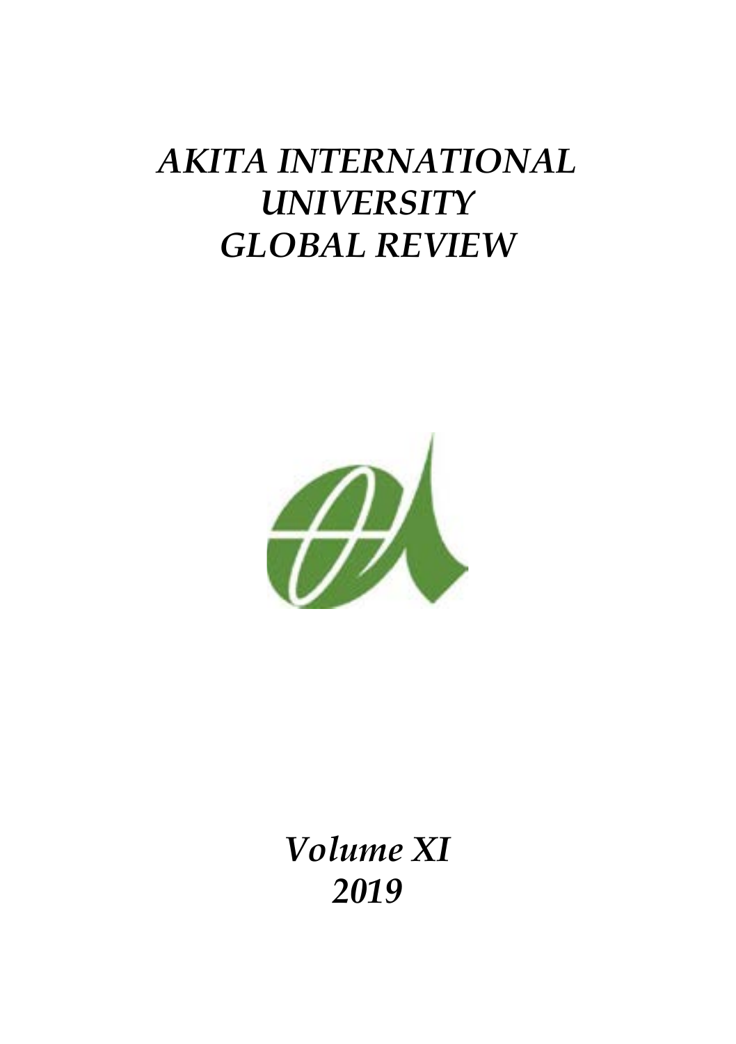# *AKITA INTERNATIONAL UNIVERSITY GLOBAL REVIEW*

***Volume XI***
***2019***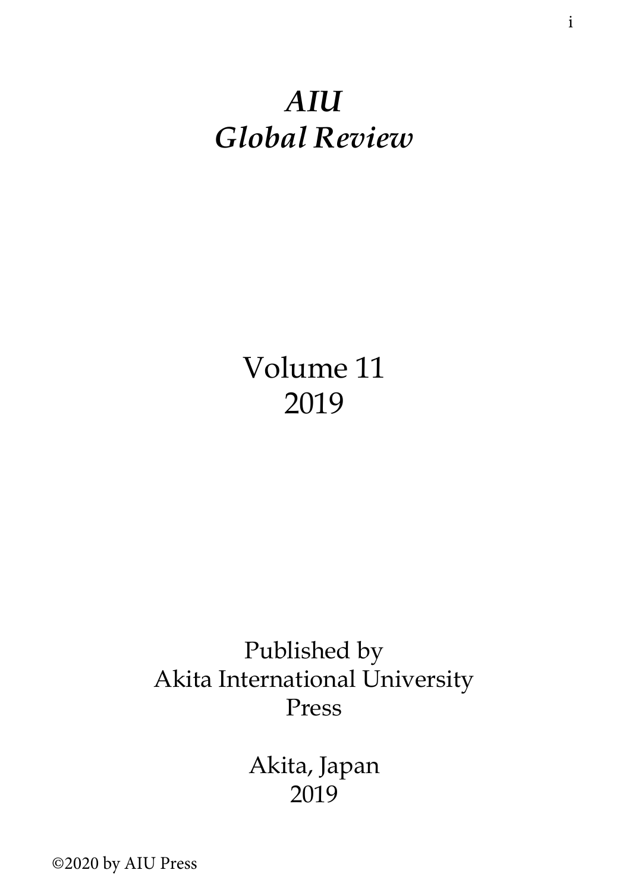# *AIU Global Review*

Volume 11
2019

Published by
Akita International University
Press

Akita, Japan
2019

©2020 by AIU Press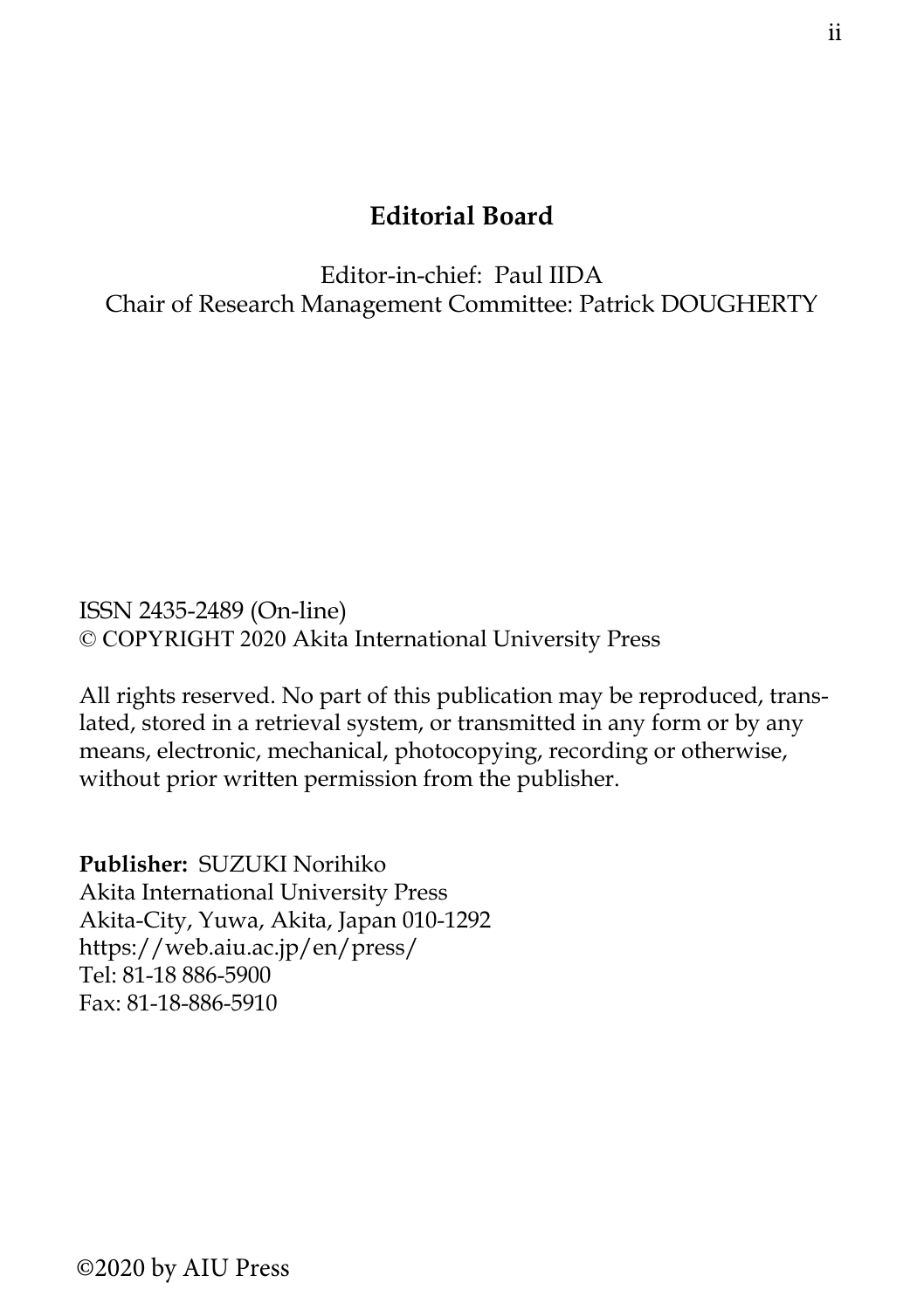## Editorial Board

Editor-in-chief: Paul IIDA
Chair of Research Management Committee: Patrick DOUGHERTY

ISSN 2435-2489 (On-line)
© COPYRIGHT 2020 Akita International University Press

All rights reserved. No part of this publication may be reproduced, translated, stored in a retrieval system, or transmitted in any form or by any means, electronic, mechanical, photocopying, recording or otherwise, without prior written permission from the publisher.

**Publisher:** SUZUKI Norihiko
Akita International University Press
Akita-City, Yuwa, Akita, Japan 010-1292
https://web.aiu.ac.jp/en/press/
Tel: 81-18 886-5900
Fax: 81-18-886-5910

©2020 by AIU Press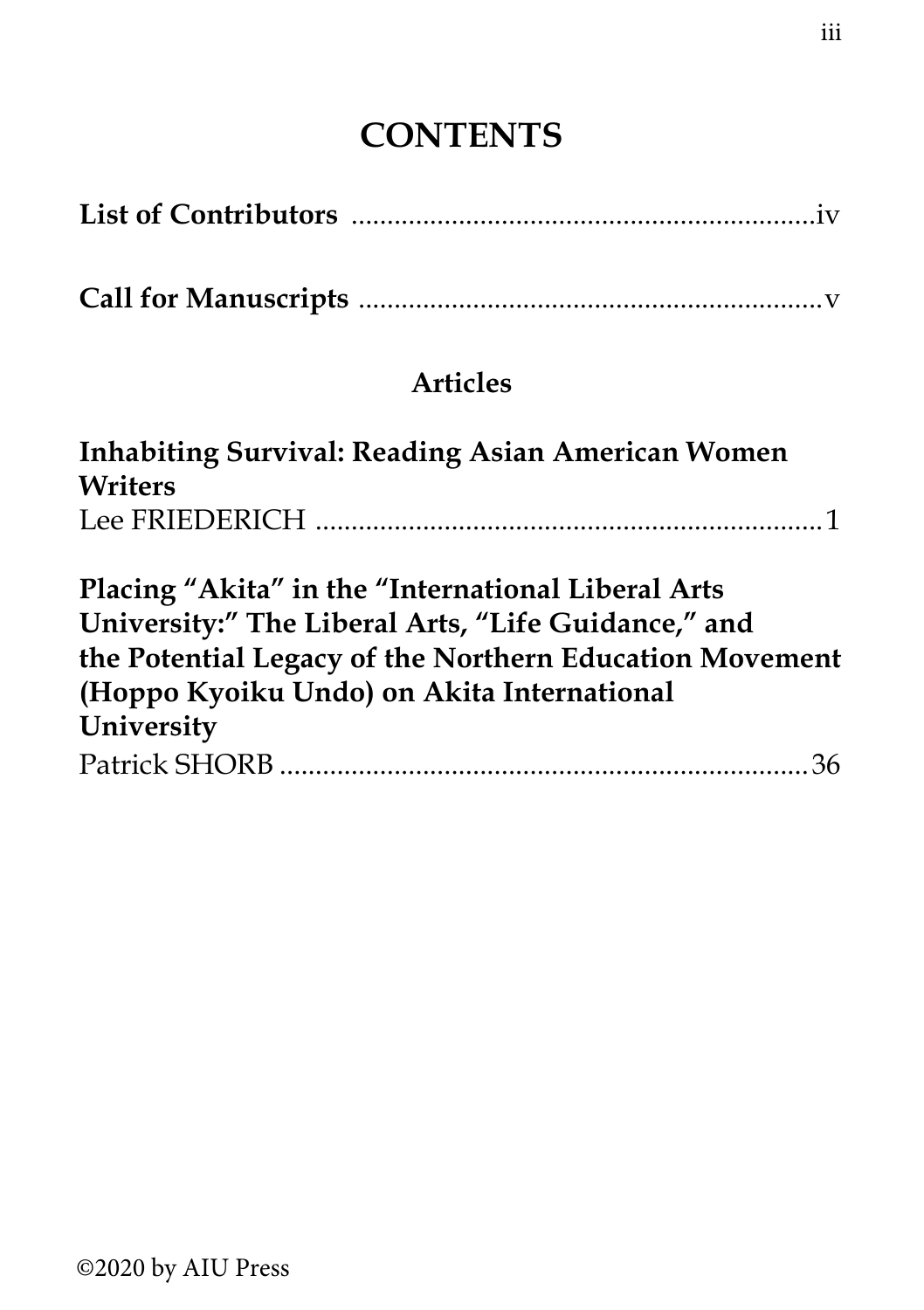# CONTENTS

**List of Contributors** .................................................................iv

**Call for Manuscripts** .................................................................v

## Articles

**Inhabiting Survival: Reading Asian American Women Writers**
Lee FRIEDERICH .......................................................................1

**Placing "Akita" in the "International Liberal Arts University:" The Liberal Arts, "Life Guidance," and the Potential Legacy of the Northern Education Movement (Hoppo Kyoiku Undo) on Akita International University**
Patrick SHORB ..........................................................................36

©2020 by AIU Press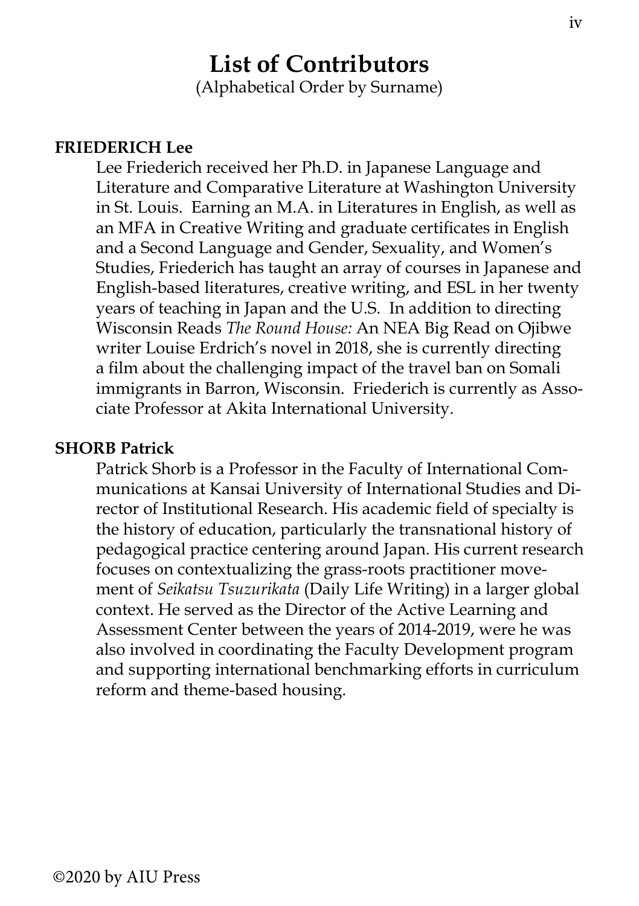# List of Contributors

(Alphabetical Order by Surname)

**FRIEDERICH Lee**

Lee Friederich received her Ph.D. in Japanese Language and Literature and Comparative Literature at Washington University in St. Louis. Earning an M.A. in Literatures in English, as well as an MFA in Creative Writing and graduate certificates in English and a Second Language and Gender, Sexuality, and Women's Studies, Friederich has taught an array of courses in Japanese and English-based literatures, creative writing, and ESL in her twenty years of teaching in Japan and the U.S. In addition to directing Wisconsin Reads *The Round House:* An NEA Big Read on Ojibwe writer Louise Erdrich's novel in 2018, she is currently directing a film about the challenging impact of the travel ban on Somali immigrants in Barron, Wisconsin. Friederich is currently as Associate Professor at Akita International University.

**SHORB Patrick**

Patrick Shorb is a Professor in the Faculty of International Communications at Kansai University of International Studies and Director of Institutional Research. His academic field of specialty is the history of education, particularly the transnational history of pedagogical practice centering around Japan. His current research focuses on contextualizing the grass-roots practitioner movement of *Seikatsu Tsuzurikata* (Daily Life Writing) in a larger global context. He served as the Director of the Active Learning and Assessment Center between the years of 2014-2019, were he was also involved in coordinating the Faculty Development program and supporting international benchmarking efforts in curriculum reform and theme-based housing.

©2020 by AIU Press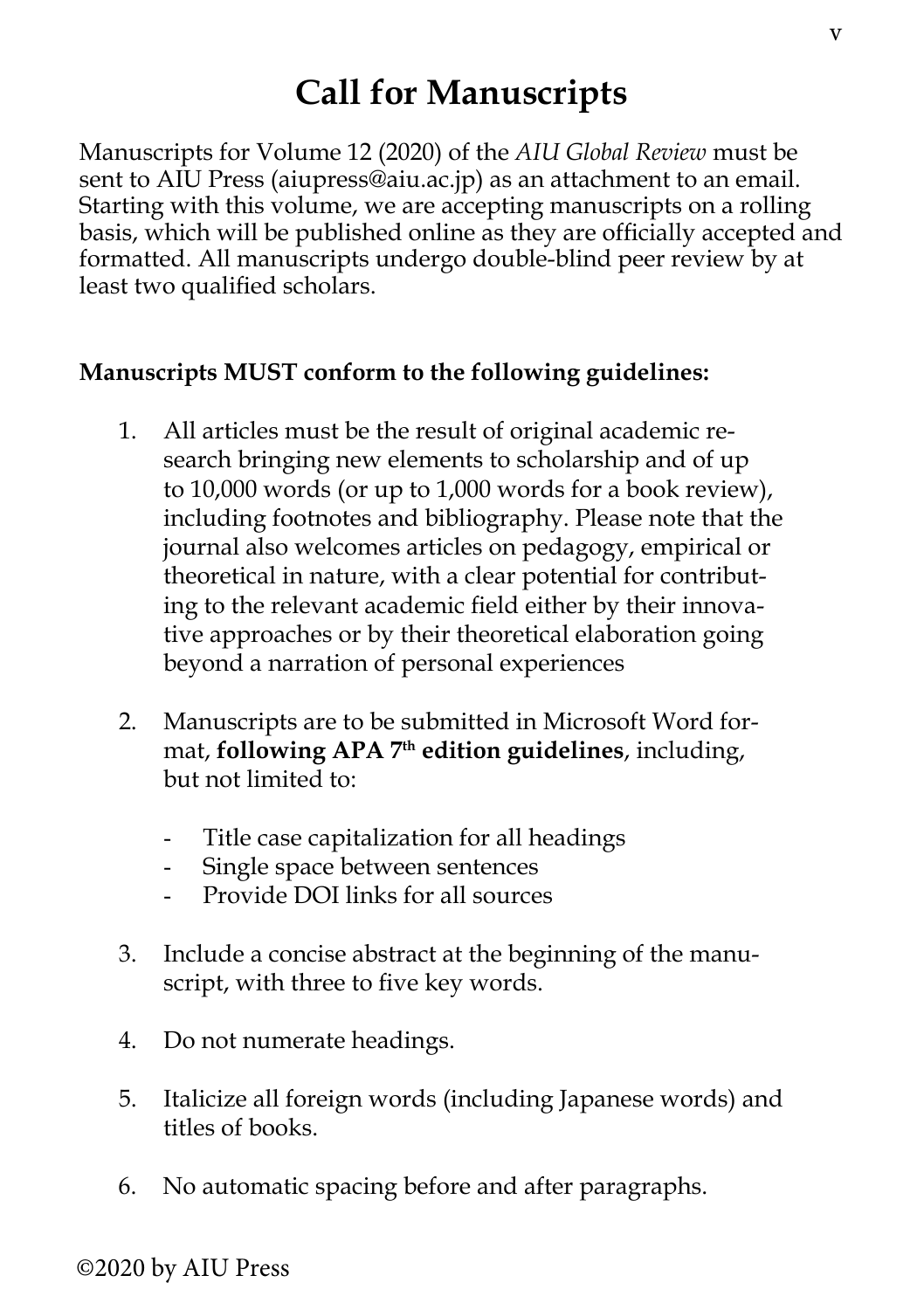# Call for Manuscripts

Manuscripts for Volume 12 (2020) of the *AIU Global Review* must be sent to AIU Press (aiupress@aiu.ac.jp) as an attachment to an email. Starting with this volume, we are accepting manuscripts on a rolling basis, which will be published online as they are officially accepted and formatted. All manuscripts undergo double-blind peer review by at least two qualified scholars.

**Manuscripts MUST conform to the following guidelines:**

1. All articles must be the result of original academic research bringing new elements to scholarship and of up to 10,000 words (or up to 1,000 words for a book review), including footnotes and bibliography. Please note that the journal also welcomes articles on pedagogy, empirical or theoretical in nature, with a clear potential for contributing to the relevant academic field either by their innovative approaches or by their theoretical elaboration going beyond a narration of personal experiences

2. Manuscripts are to be submitted in Microsoft Word format, **following APA 7th edition guidelines**, including, but not limited to:

   - Title case capitalization for all headings
   - Single space between sentences
   - Provide DOI links for all sources

3. Include a concise abstract at the beginning of the manuscript, with three to five key words.

4. Do not numerate headings.

5. Italicize all foreign words (including Japanese words) and titles of books.

6. No automatic spacing before and after paragraphs.

©2020 by AIU Press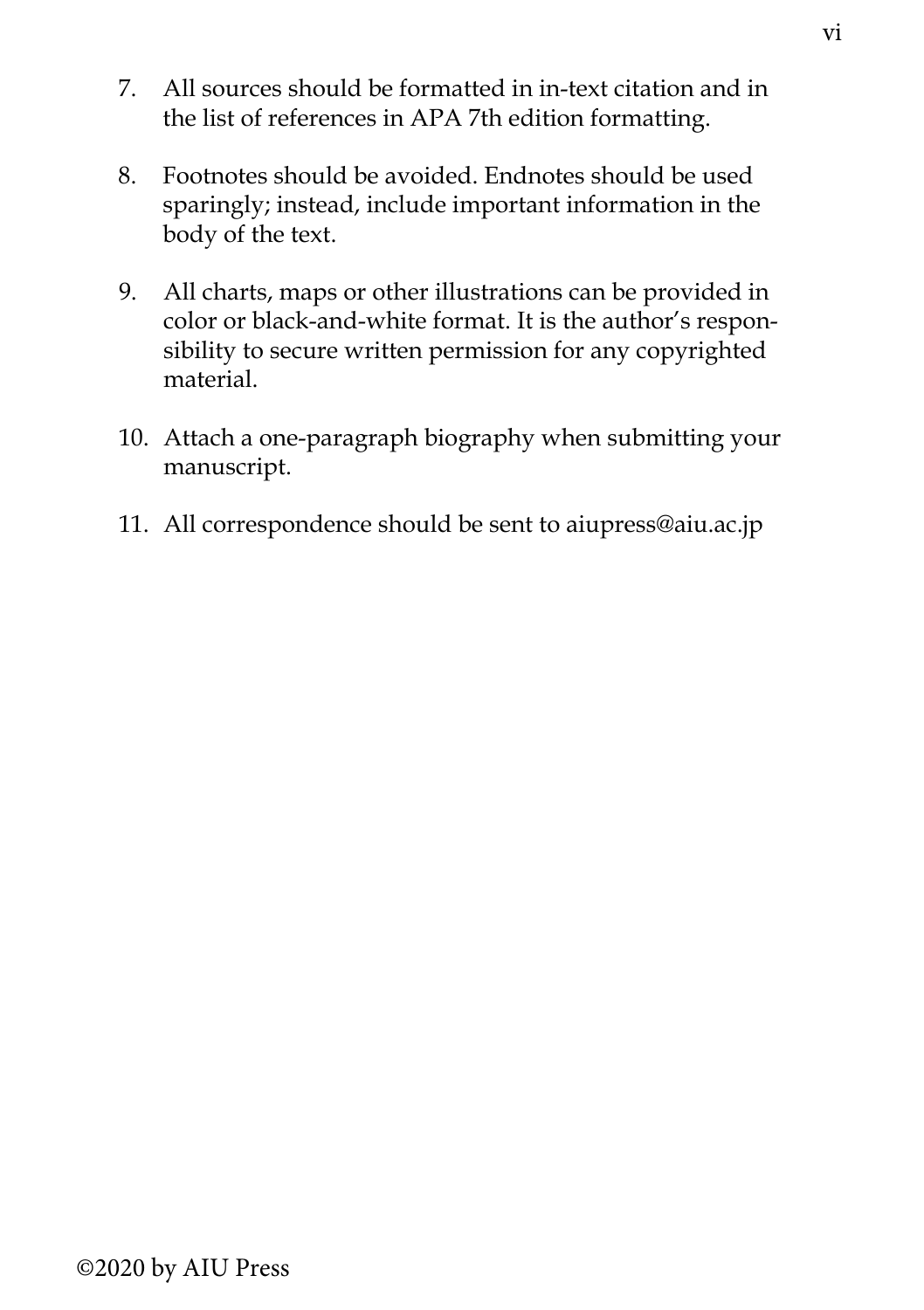7. All sources should be formatted in in-text citation and in the list of references in APA 7th edition formatting.

8. Footnotes should be avoided. Endnotes should be used sparingly; instead, include important information in the body of the text.

9. All charts, maps or other illustrations can be provided in color or black-and-white format. It is the author's responsibility to secure written permission for any copyrighted material.

10. Attach a one-paragraph biography when submitting your manuscript.

11. All correspondence should be sent to aiupress@aiu.ac.jp

©2020 by AIU Press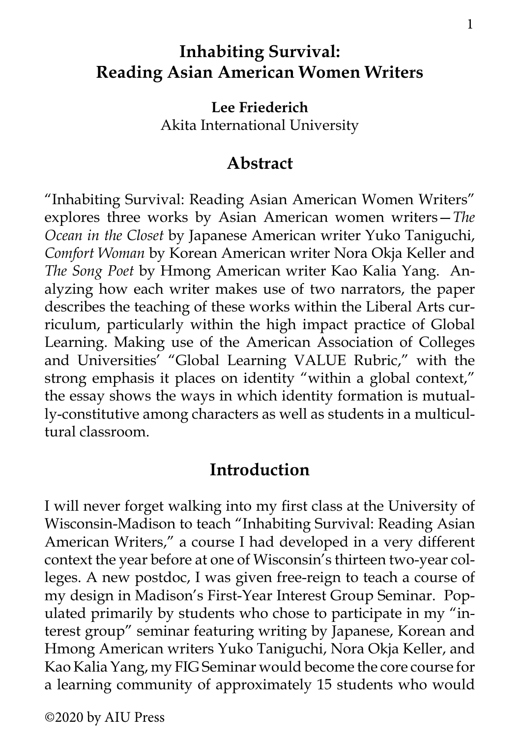# Inhabiting Survival: Reading Asian American Women Writers

**Lee Friederich**
Akita International University

## Abstract

"Inhabiting Survival: Reading Asian American Women Writers" explores three works by Asian American women writers—*The Ocean in the Closet* by Japanese American writer Yuko Taniguchi, *Comfort Woman* by Korean American writer Nora Okja Keller and *The Song Poet* by Hmong American writer Kao Kalia Yang. Analyzing how each writer makes use of two narrators, the paper describes the teaching of these works within the Liberal Arts curriculum, particularly within the high impact practice of Global Learning. Making use of the American Association of Colleges and Universities' "Global Learning VALUE Rubric," with the strong emphasis it places on identity "within a global context," the essay shows the ways in which identity formation is mutually-constitutive among characters as well as students in a multicultural classroom.

## Introduction

I will never forget walking into my first class at the University of Wisconsin-Madison to teach "Inhabiting Survival: Reading Asian American Writers," a course I had developed in a very different context the year before at one of Wisconsin's thirteen two-year colleges. A new postdoc, I was given free-reign to teach a course of my design in Madison's First-Year Interest Group Seminar. Populated primarily by students who chose to participate in my "interest group" seminar featuring writing by Japanese, Korean and Hmong American writers Yuko Taniguchi, Nora Okja Keller, and Kao Kalia Yang, my FIG Seminar would become the core course for a learning community of approximately 15 students who would

©2020 by AIU Press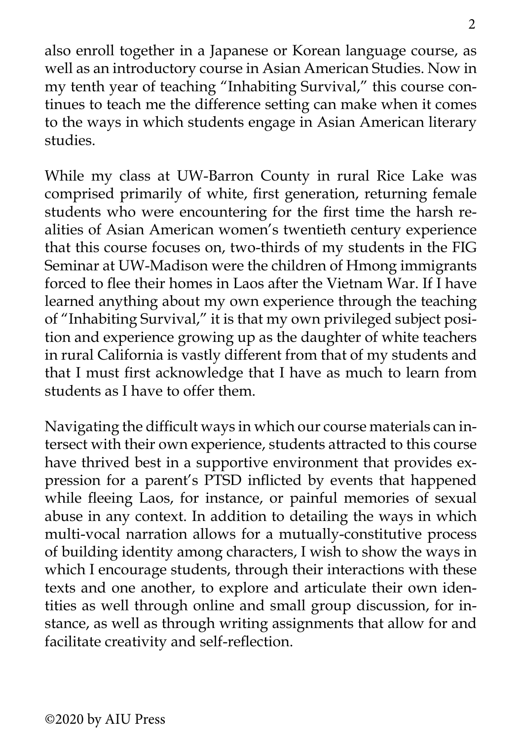also enroll together in a Japanese or Korean language course, as well as an introductory course in Asian American Studies. Now in my tenth year of teaching "Inhabiting Survival," this course continues to teach me the difference setting can make when it comes to the ways in which students engage in Asian American literary studies.

While my class at UW-Barron County in rural Rice Lake was comprised primarily of white, first generation, returning female students who were encountering for the first time the harsh realities of Asian American women's twentieth century experience that this course focuses on, two-thirds of my students in the FIG Seminar at UW-Madison were the children of Hmong immigrants forced to flee their homes in Laos after the Vietnam War. If I have learned anything about my own experience through the teaching of "Inhabiting Survival," it is that my own privileged subject position and experience growing up as the daughter of white teachers in rural California is vastly different from that of my students and that I must first acknowledge that I have as much to learn from students as I have to offer them.

Navigating the difficult ways in which our course materials can intersect with their own experience, students attracted to this course have thrived best in a supportive environment that provides expression for a parent's PTSD inflicted by events that happened while fleeing Laos, for instance, or painful memories of sexual abuse in any context. In addition to detailing the ways in which multi-vocal narration allows for a mutually-constitutive process of building identity among characters, I wish to show the ways in which I encourage students, through their interactions with these texts and one another, to explore and articulate their own identities as well through online and small group discussion, for instance, as well as through writing assignments that allow for and facilitate creativity and self-reflection.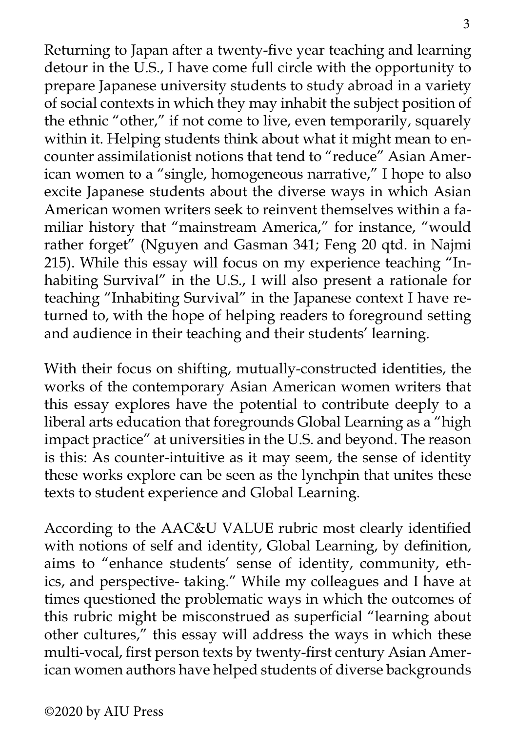Returning to Japan after a twenty-five year teaching and learning detour in the U.S., I have come full circle with the opportunity to prepare Japanese university students to study abroad in a variety of social contexts in which they may inhabit the subject position of the ethnic "other," if not come to live, even temporarily, squarely within it. Helping students think about what it might mean to encounter assimilationist notions that tend to "reduce" Asian American women to a "single, homogeneous narrative," I hope to also excite Japanese students about the diverse ways in which Asian American women writers seek to reinvent themselves within a familiar history that "mainstream America," for instance, "would rather forget" (Nguyen and Gasman 341; Feng 20 qtd. in Najmi 215). While this essay will focus on my experience teaching "Inhabiting Survival" in the U.S., I will also present a rationale for teaching "Inhabiting Survival" in the Japanese context I have returned to, with the hope of helping readers to foreground setting and audience in their teaching and their students' learning.

With their focus on shifting, mutually-constructed identities, the works of the contemporary Asian American women writers that this essay explores have the potential to contribute deeply to a liberal arts education that foregrounds Global Learning as a "high impact practice" at universities in the U.S. and beyond. The reason is this: As counter-intuitive as it may seem, the sense of identity these works explore can be seen as the lynchpin that unites these texts to student experience and Global Learning.

According to the AAC&U VALUE rubric most clearly identified with notions of self and identity, Global Learning, by definition, aims to "enhance students' sense of identity, community, ethics, and perspective- taking." While my colleagues and I have at times questioned the problematic ways in which the outcomes of this rubric might be misconstrued as superficial "learning about other cultures," this essay will address the ways in which these multi-vocal, first person texts by twenty-first century Asian American women authors have helped students of diverse backgrounds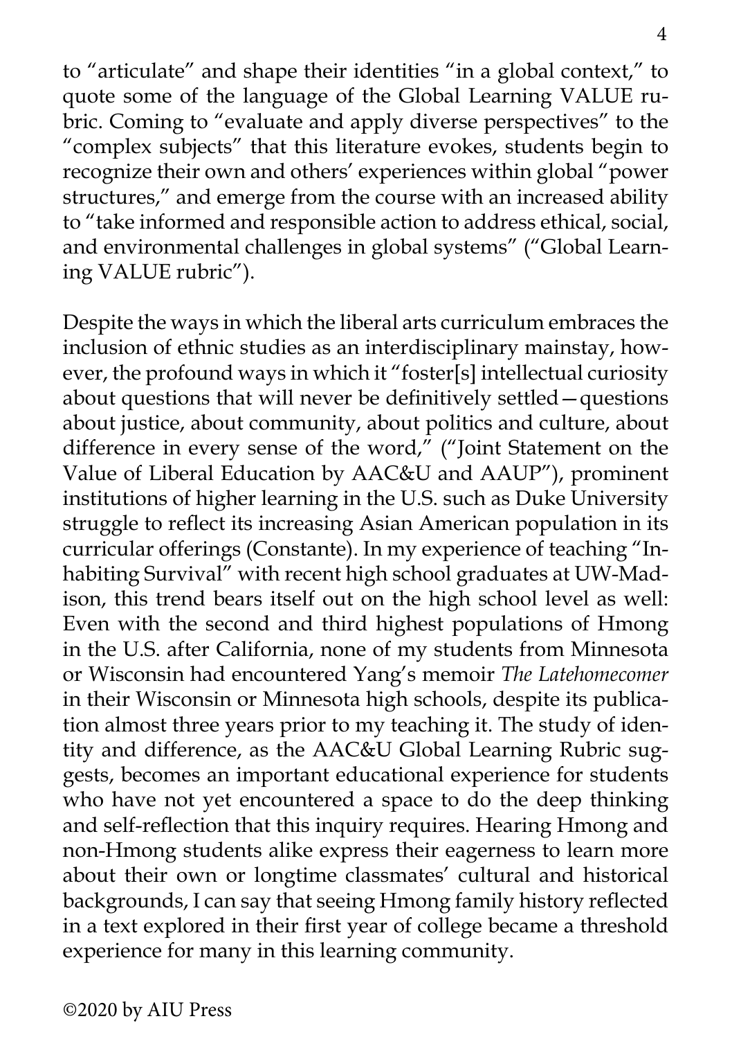to "articulate" and shape their identities "in a global context," to quote some of the language of the Global Learning VALUE rubric. Coming to "evaluate and apply diverse perspectives" to the "complex subjects" that this literature evokes, students begin to recognize their own and others' experiences within global "power structures," and emerge from the course with an increased ability to "take informed and responsible action to address ethical, social, and environmental challenges in global systems" ("Global Learning VALUE rubric").

Despite the ways in which the liberal arts curriculum embraces the inclusion of ethnic studies as an interdisciplinary mainstay, however, the profound ways in which it "foster[s] intellectual curiosity about questions that will never be definitively settled—questions about justice, about community, about politics and culture, about difference in every sense of the word," ("Joint Statement on the Value of Liberal Education by AAC&U and AAUP"), prominent institutions of higher learning in the U.S. such as Duke University struggle to reflect its increasing Asian American population in its curricular offerings (Constante). In my experience of teaching "Inhabiting Survival" with recent high school graduates at UW-Madison, this trend bears itself out on the high school level as well: Even with the second and third highest populations of Hmong in the U.S. after California, none of my students from Minnesota or Wisconsin had encountered Yang's memoir *The Latehomecomer* in their Wisconsin or Minnesota high schools, despite its publication almost three years prior to my teaching it. The study of identity and difference, as the AAC&U Global Learning Rubric suggests, becomes an important educational experience for students who have not yet encountered a space to do the deep thinking and self-reflection that this inquiry requires. Hearing Hmong and non-Hmong students alike express their eagerness to learn more about their own or longtime classmates' cultural and historical backgrounds, I can say that seeing Hmong family history reflected in a text explored in their first year of college became a threshold experience for many in this learning community.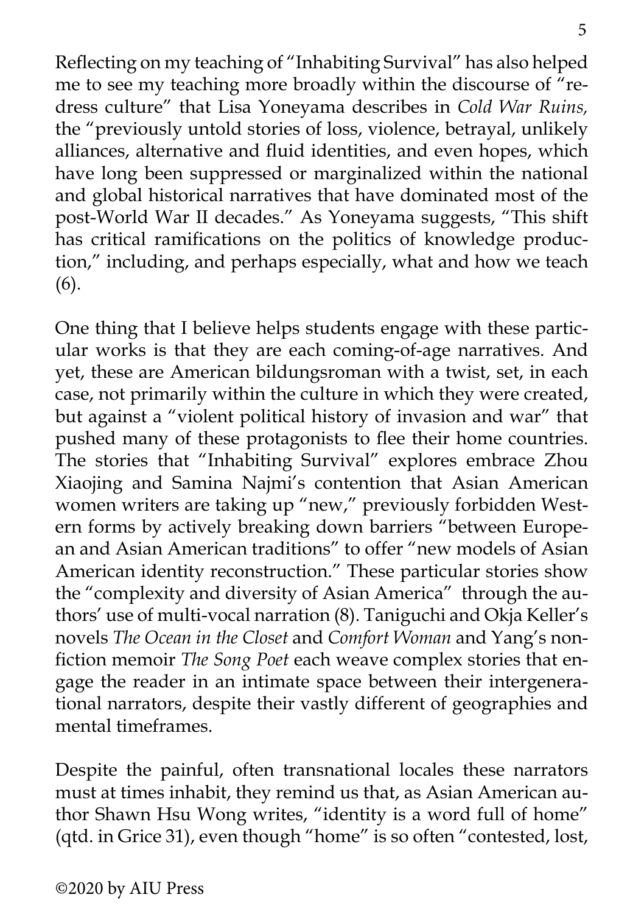Reflecting on my teaching of "Inhabiting Survival" has also helped me to see my teaching more broadly within the discourse of "redress culture" that Lisa Yoneyama describes in *Cold War Ruins,* the "previously untold stories of loss, violence, betrayal, unlikely alliances, alternative and fluid identities, and even hopes, which have long been suppressed or marginalized within the national and global historical narratives that have dominated most of the post-World War II decades." As Yoneyama suggests, "This shift has critical ramifications on the politics of knowledge production," including, and perhaps especially, what and how we teach (6).

One thing that I believe helps students engage with these particular works is that they are each coming-of-age narratives. And yet, these are American bildungsroman with a twist, set, in each case, not primarily within the culture in which they were created, but against a "violent political history of invasion and war" that pushed many of these protagonists to flee their home countries. The stories that "Inhabiting Survival" explores embrace Zhou Xiaojing and Samina Najmi's contention that Asian American women writers are taking up "new," previously forbidden Western forms by actively breaking down barriers "between European and Asian American traditions" to offer "new models of Asian American identity reconstruction." These particular stories show the "complexity and diversity of Asian America" through the authors' use of multi-vocal narration (8). Taniguchi and Okja Keller's novels *The Ocean in the Closet* and *Comfort Woman* and Yang's nonfiction memoir *The Song Poet* each weave complex stories that engage the reader in an intimate space between their intergenerational narrators, despite their vastly different of geographies and mental timeframes.

Despite the painful, often transnational locales these narrators must at times inhabit, they remind us that, as Asian American author Shawn Hsu Wong writes, "identity is a word full of home" (qtd. in Grice 31), even though "home" is so often "contested, lost,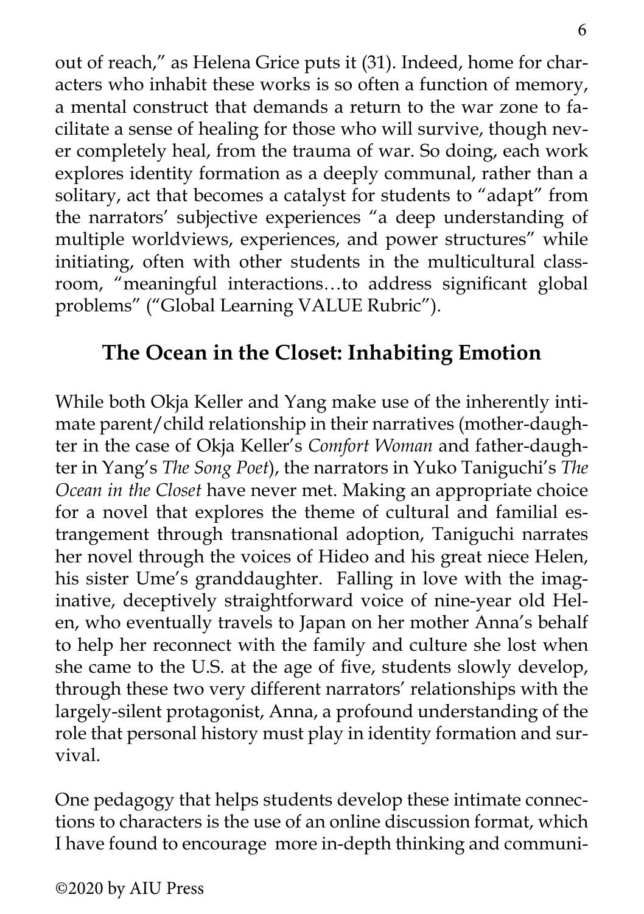out of reach," as Helena Grice puts it (31). Indeed, home for characters who inhabit these works is so often a function of memory, a mental construct that demands a return to the war zone to facilitate a sense of healing for those who will survive, though never completely heal, from the trauma of war. So doing, each work explores identity formation as a deeply communal, rather than a solitary, act that becomes a catalyst for students to "adapt" from the narrators' subjective experiences "a deep understanding of multiple worldviews, experiences, and power structures" while initiating, often with other students in the multicultural classroom, "meaningful interactions…to address significant global problems" ("Global Learning VALUE Rubric").

## The Ocean in the Closet: Inhabiting Emotion

While both Okja Keller and Yang make use of the inherently intimate parent/child relationship in their narratives (mother-daughter in the case of Okja Keller's *Comfort Woman* and father-daughter in Yang's *The Song Poet*), the narrators in Yuko Taniguchi's *The Ocean in the Closet* have never met. Making an appropriate choice for a novel that explores the theme of cultural and familial estrangement through transnational adoption, Taniguchi narrates her novel through the voices of Hideo and his great niece Helen, his sister Ume's granddaughter. Falling in love with the imaginative, deceptively straightforward voice of nine-year old Helen, who eventually travels to Japan on her mother Anna's behalf to help her reconnect with the family and culture she lost when she came to the U.S. at the age of five, students slowly develop, through these two very different narrators' relationships with the largely-silent protagonist, Anna, a profound understanding of the role that personal history must play in identity formation and survival.

One pedagogy that helps students develop these intimate connections to characters is the use of an online discussion format, which I have found to encourage more in-depth thinking and communi-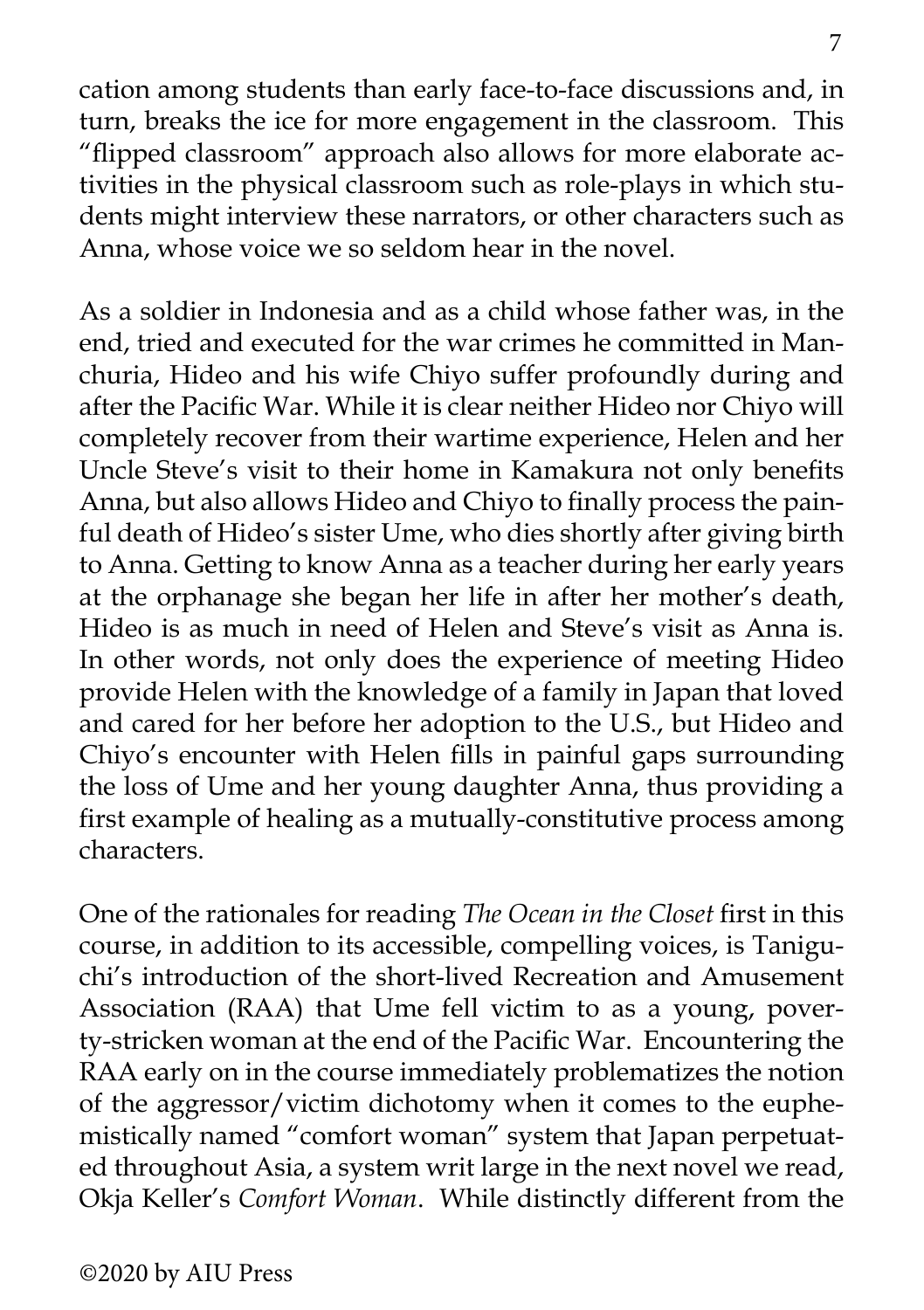cation among students than early face-to-face discussions and, in turn, breaks the ice for more engagement in the classroom. This "flipped classroom" approach also allows for more elaborate activities in the physical classroom such as role-plays in which students might interview these narrators, or other characters such as Anna, whose voice we so seldom hear in the novel.

As a soldier in Indonesia and as a child whose father was, in the end, tried and executed for the war crimes he committed in Manchuria, Hideo and his wife Chiyo suffer profoundly during and after the Pacific War. While it is clear neither Hideo nor Chiyo will completely recover from their wartime experience, Helen and her Uncle Steve's visit to their home in Kamakura not only benefits Anna, but also allows Hideo and Chiyo to finally process the painful death of Hideo's sister Ume, who dies shortly after giving birth to Anna. Getting to know Anna as a teacher during her early years at the orphanage she began her life in after her mother's death, Hideo is as much in need of Helen and Steve's visit as Anna is. In other words, not only does the experience of meeting Hideo provide Helen with the knowledge of a family in Japan that loved and cared for her before her adoption to the U.S., but Hideo and Chiyo's encounter with Helen fills in painful gaps surrounding the loss of Ume and her young daughter Anna, thus providing a first example of healing as a mutually-constitutive process among characters.

One of the rationales for reading *The Ocean in the Closet* first in this course, in addition to its accessible, compelling voices, is Taniguchi's introduction of the short-lived Recreation and Amusement Association (RAA) that Ume fell victim to as a young, poverty-stricken woman at the end of the Pacific War. Encountering the RAA early on in the course immediately problematizes the notion of the aggressor/victim dichotomy when it comes to the euphemistically named "comfort woman" system that Japan perpetuated throughout Asia, a system writ large in the next novel we read, Okja Keller's *Comfort Woman*. While distinctly different from the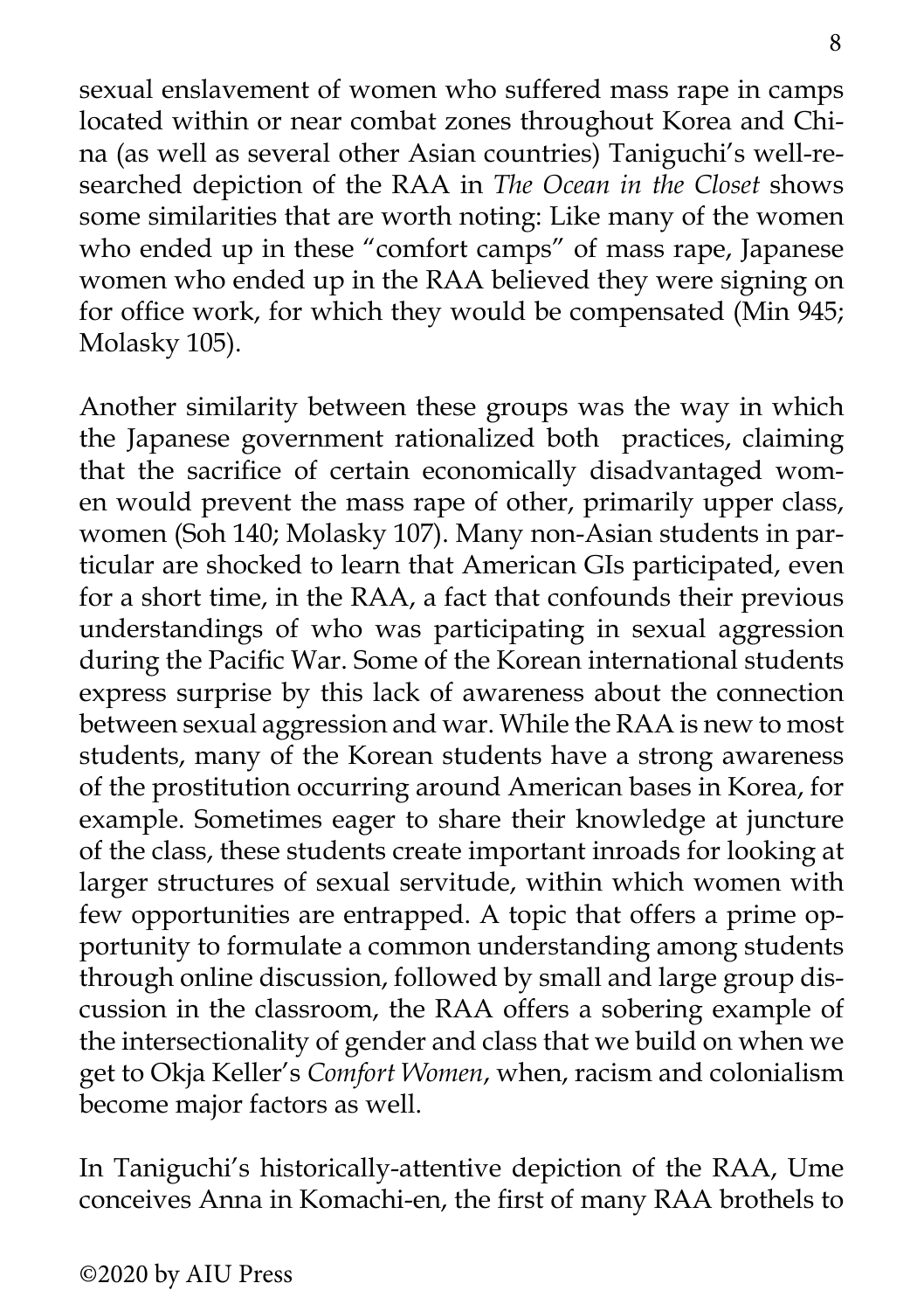sexual enslavement of women who suffered mass rape in camps located within or near combat zones throughout Korea and China (as well as several other Asian countries) Taniguchi's well-researched depiction of the RAA in *The Ocean in the Closet* shows some similarities that are worth noting: Like many of the women who ended up in these "comfort camps" of mass rape, Japanese women who ended up in the RAA believed they were signing on for office work, for which they would be compensated (Min 945; Molasky 105).

Another similarity between these groups was the way in which the Japanese government rationalized both practices, claiming that the sacrifice of certain economically disadvantaged women would prevent the mass rape of other, primarily upper class, women (Soh 140; Molasky 107). Many non-Asian students in particular are shocked to learn that American GIs participated, even for a short time, in the RAA, a fact that confounds their previous understandings of who was participating in sexual aggression during the Pacific War. Some of the Korean international students express surprise by this lack of awareness about the connection between sexual aggression and war. While the RAA is new to most students, many of the Korean students have a strong awareness of the prostitution occurring around American bases in Korea, for example. Sometimes eager to share their knowledge at juncture of the class, these students create important inroads for looking at larger structures of sexual servitude, within which women with few opportunities are entrapped. A topic that offers a prime opportunity to formulate a common understanding among students through online discussion, followed by small and large group discussion in the classroom, the RAA offers a sobering example of the intersectionality of gender and class that we build on when we get to Okja Keller's *Comfort Women*, when, racism and colonialism become major factors as well.

In Taniguchi's historically-attentive depiction of the RAA, Ume conceives Anna in Komachi-en, the first of many RAA brothels to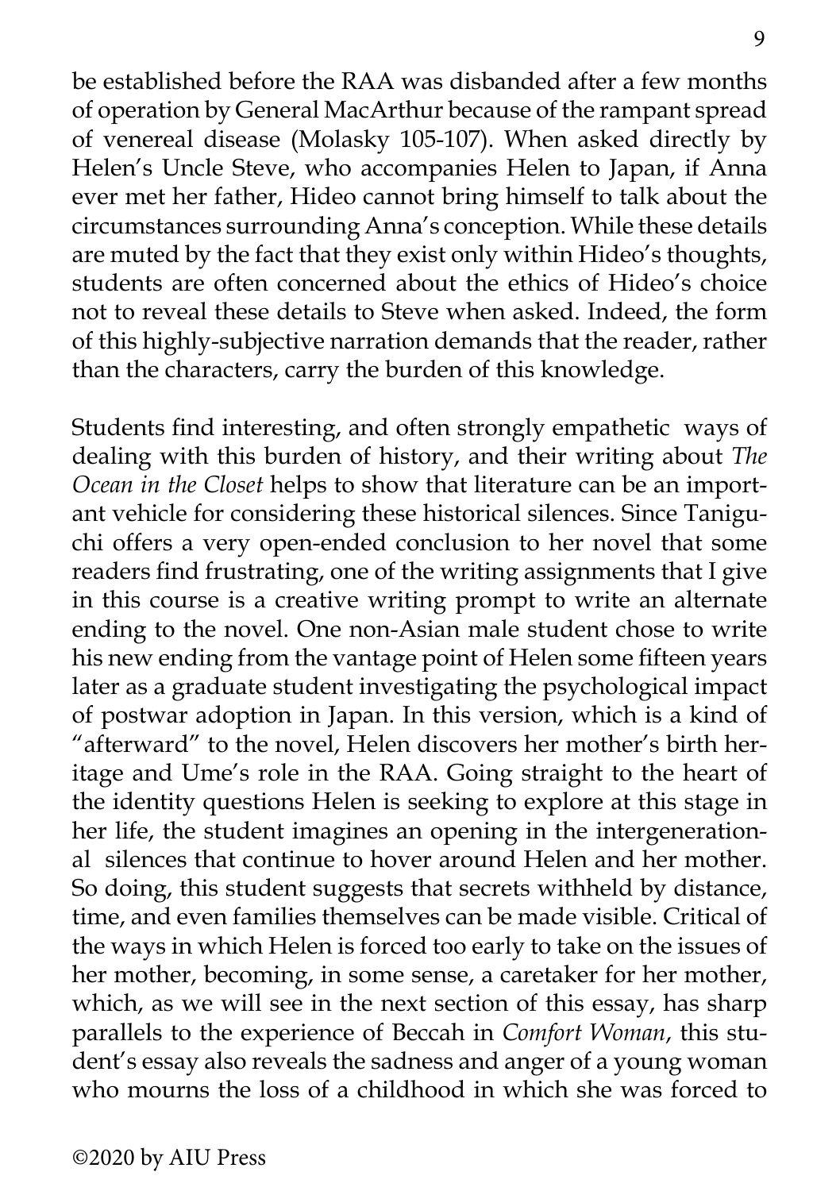be established before the RAA was disbanded after a few months of operation by General MacArthur because of the rampant spread of venereal disease (Molasky 105-107). When asked directly by Helen's Uncle Steve, who accompanies Helen to Japan, if Anna ever met her father, Hideo cannot bring himself to talk about the circumstances surrounding Anna's conception. While these details are muted by the fact that they exist only within Hideo's thoughts, students are often concerned about the ethics of Hideo's choice not to reveal these details to Steve when asked. Indeed, the form of this highly-subjective narration demands that the reader, rather than the characters, carry the burden of this knowledge.

Students find interesting, and often strongly empathetic ways of dealing with this burden of history, and their writing about *The Ocean in the Closet* helps to show that literature can be an important vehicle for considering these historical silences. Since Taniguchi offers a very open-ended conclusion to her novel that some readers find frustrating, one of the writing assignments that I give in this course is a creative writing prompt to write an alternate ending to the novel. One non-Asian male student chose to write his new ending from the vantage point of Helen some fifteen years later as a graduate student investigating the psychological impact of postwar adoption in Japan. In this version, which is a kind of "afterward" to the novel, Helen discovers her mother's birth heritage and Ume's role in the RAA. Going straight to the heart of the identity questions Helen is seeking to explore at this stage in her life, the student imagines an opening in the intergenerational silences that continue to hover around Helen and her mother. So doing, this student suggests that secrets withheld by distance, time, and even families themselves can be made visible. Critical of the ways in which Helen is forced too early to take on the issues of her mother, becoming, in some sense, a caretaker for her mother, which, as we will see in the next section of this essay, has sharp parallels to the experience of Beccah in *Comfort Woman*, this student's essay also reveals the sadness and anger of a young woman who mourns the loss of a childhood in which she was forced to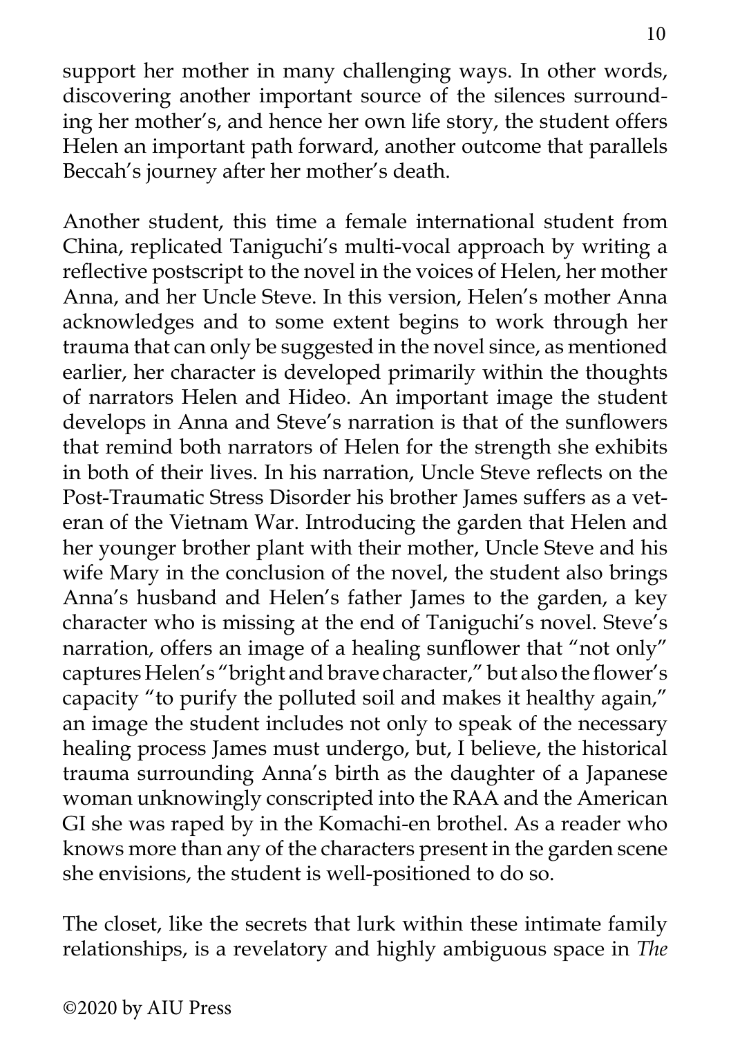support her mother in many challenging ways. In other words, discovering another important source of the silences surrounding her mother's, and hence her own life story, the student offers Helen an important path forward, another outcome that parallels Beccah's journey after her mother's death.

Another student, this time a female international student from China, replicated Taniguchi's multi-vocal approach by writing a reflective postscript to the novel in the voices of Helen, her mother Anna, and her Uncle Steve. In this version, Helen's mother Anna acknowledges and to some extent begins to work through her trauma that can only be suggested in the novel since, as mentioned earlier, her character is developed primarily within the thoughts of narrators Helen and Hideo. An important image the student develops in Anna and Steve's narration is that of the sunflowers that remind both narrators of Helen for the strength she exhibits in both of their lives. In his narration, Uncle Steve reflects on the Post-Traumatic Stress Disorder his brother James suffers as a veteran of the Vietnam War. Introducing the garden that Helen and her younger brother plant with their mother, Uncle Steve and his wife Mary in the conclusion of the novel, the student also brings Anna's husband and Helen's father James to the garden, a key character who is missing at the end of Taniguchi's novel. Steve's narration, offers an image of a healing sunflower that "not only" captures Helen's "bright and brave character," but also the flower's capacity "to purify the polluted soil and makes it healthy again," an image the student includes not only to speak of the necessary healing process James must undergo, but, I believe, the historical trauma surrounding Anna's birth as the daughter of a Japanese woman unknowingly conscripted into the RAA and the American GI she was raped by in the Komachi-en brothel. As a reader who knows more than any of the characters present in the garden scene she envisions, the student is well-positioned to do so.

The closet, like the secrets that lurk within these intimate family relationships, is a revelatory and highly ambiguous space in *The*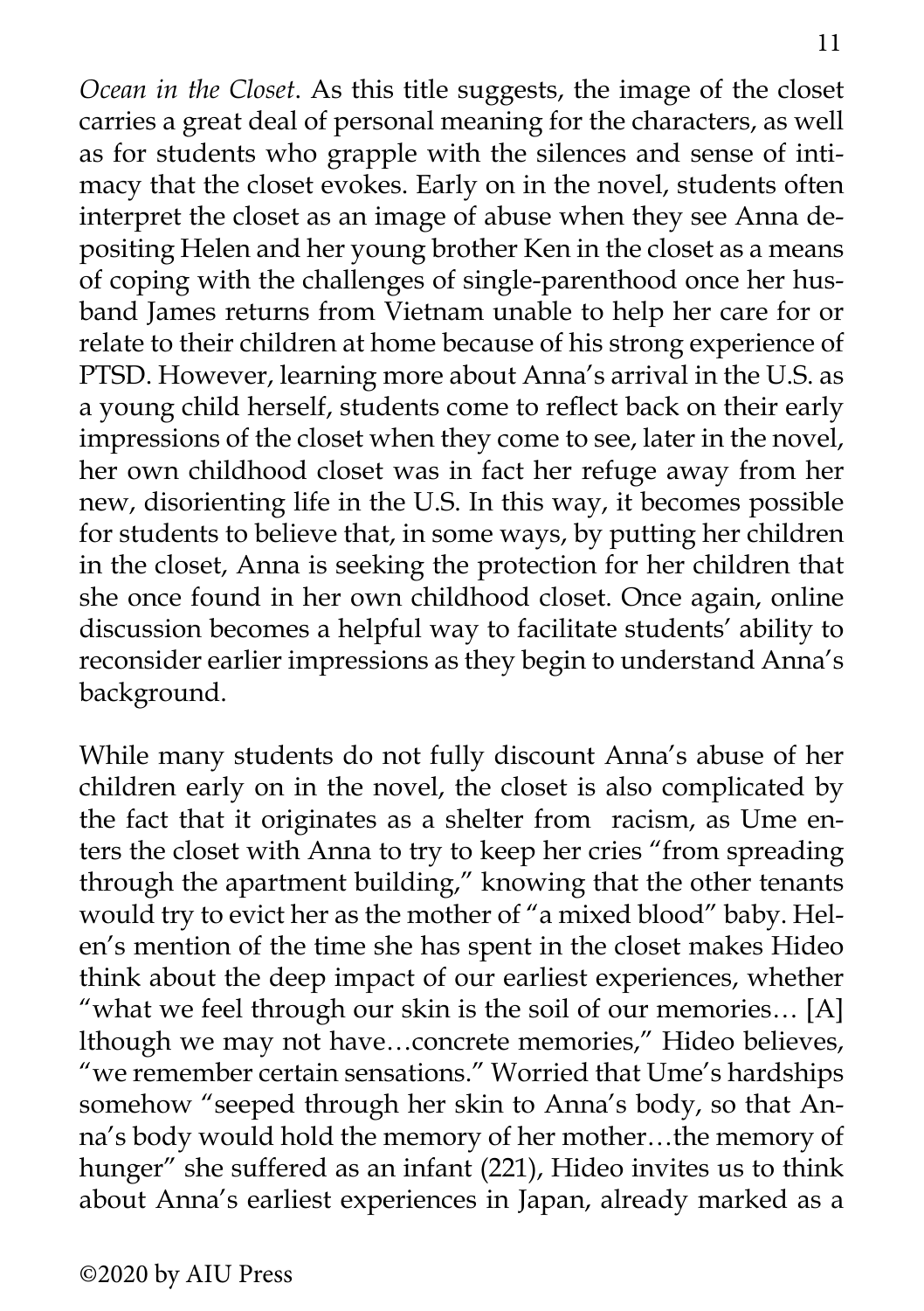*Ocean in the Closet*. As this title suggests, the image of the closet carries a great deal of personal meaning for the characters, as well as for students who grapple with the silences and sense of intimacy that the closet evokes. Early on in the novel, students often interpret the closet as an image of abuse when they see Anna depositing Helen and her young brother Ken in the closet as a means of coping with the challenges of single-parenthood once her husband James returns from Vietnam unable to help her care for or relate to their children at home because of his strong experience of PTSD. However, learning more about Anna's arrival in the U.S. as a young child herself, students come to reflect back on their early impressions of the closet when they come to see, later in the novel, her own childhood closet was in fact her refuge away from her new, disorienting life in the U.S. In this way, it becomes possible for students to believe that, in some ways, by putting her children in the closet, Anna is seeking the protection for her children that she once found in her own childhood closet. Once again, online discussion becomes a helpful way to facilitate students' ability to reconsider earlier impressions as they begin to understand Anna's background.

While many students do not fully discount Anna's abuse of her children early on in the novel, the closet is also complicated by the fact that it originates as a shelter from racism, as Ume enters the closet with Anna to try to keep her cries "from spreading through the apartment building," knowing that the other tenants would try to evict her as the mother of "a mixed blood" baby. Helen's mention of the time she has spent in the closet makes Hideo think about the deep impact of our earliest experiences, whether "what we feel through our skin is the soil of our memories… [A] lthough we may not have…concrete memories," Hideo believes, "we remember certain sensations." Worried that Ume's hardships somehow "seeped through her skin to Anna's body, so that Anna's body would hold the memory of her mother…the memory of hunger" she suffered as an infant (221), Hideo invites us to think about Anna's earliest experiences in Japan, already marked as a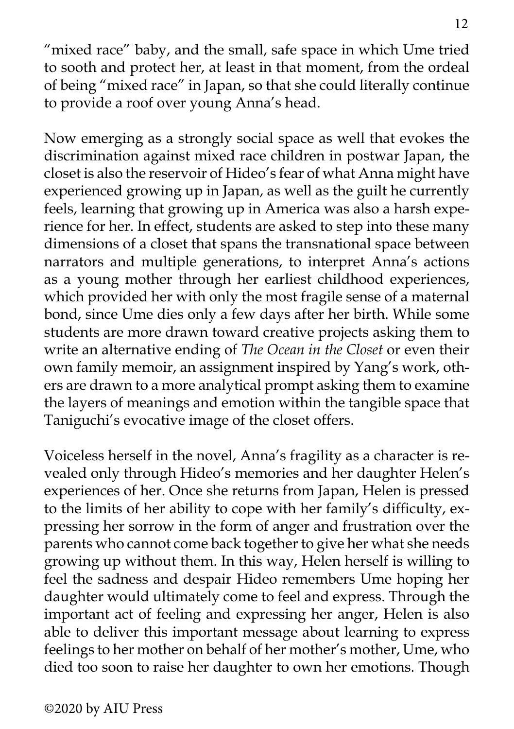"mixed race" baby, and the small, safe space in which Ume tried to sooth and protect her, at least in that moment, from the ordeal of being "mixed race" in Japan, so that she could literally continue to provide a roof over young Anna's head.

Now emerging as a strongly social space as well that evokes the discrimination against mixed race children in postwar Japan, the closet is also the reservoir of Hideo's fear of what Anna might have experienced growing up in Japan, as well as the guilt he currently feels, learning that growing up in America was also a harsh experience for her. In effect, students are asked to step into these many dimensions of a closet that spans the transnational space between narrators and multiple generations, to interpret Anna's actions as a young mother through her earliest childhood experiences, which provided her with only the most fragile sense of a maternal bond, since Ume dies only a few days after her birth. While some students are more drawn toward creative projects asking them to write an alternative ending of *The Ocean in the Closet* or even their own family memoir, an assignment inspired by Yang's work, others are drawn to a more analytical prompt asking them to examine the layers of meanings and emotion within the tangible space that Taniguchi's evocative image of the closet offers.

Voiceless herself in the novel, Anna's fragility as a character is revealed only through Hideo's memories and her daughter Helen's experiences of her. Once she returns from Japan, Helen is pressed to the limits of her ability to cope with her family's difficulty, expressing her sorrow in the form of anger and frustration over the parents who cannot come back together to give her what she needs growing up without them. In this way, Helen herself is willing to feel the sadness and despair Hideo remembers Ume hoping her daughter would ultimately come to feel and express. Through the important act of feeling and expressing her anger, Helen is also able to deliver this important message about learning to express feelings to her mother on behalf of her mother's mother, Ume, who died too soon to raise her daughter to own her emotions. Though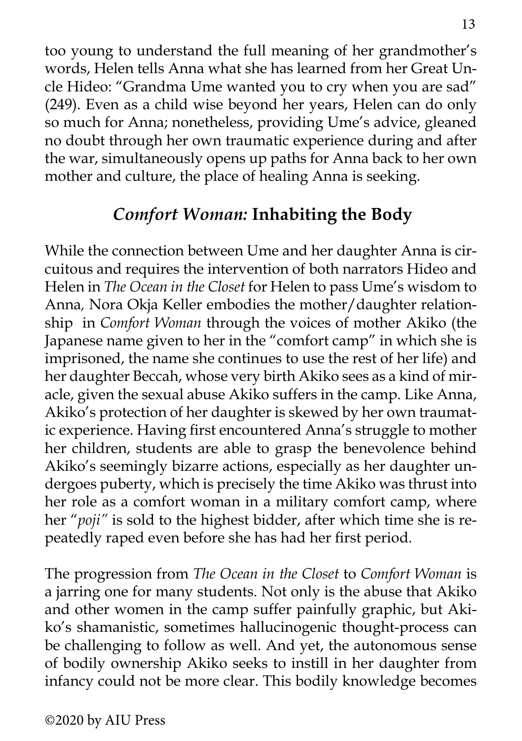too young to understand the full meaning of her grandmother's words, Helen tells Anna what she has learned from her Great Uncle Hideo: "Grandma Ume wanted you to cry when you are sad" (249). Even as a child wise beyond her years, Helen can do only so much for Anna; nonetheless, providing Ume's advice, gleaned no doubt through her own traumatic experience during and after the war, simultaneously opens up paths for Anna back to her own mother and culture, the place of healing Anna is seeking.

## *Comfort Woman:* Inhabiting the Body

While the connection between Ume and her daughter Anna is circuitous and requires the intervention of both narrators Hideo and Helen in *The Ocean in the Closet* for Helen to pass Ume's wisdom to Anna, Nora Okja Keller embodies the mother/daughter relationship in *Comfort Woman* through the voices of mother Akiko (the Japanese name given to her in the "comfort camp" in which she is imprisoned, the name she continues to use the rest of her life) and her daughter Beccah, whose very birth Akiko sees as a kind of miracle, given the sexual abuse Akiko suffers in the camp. Like Anna, Akiko's protection of her daughter is skewed by her own traumatic experience. Having first encountered Anna's struggle to mother her children, students are able to grasp the benevolence behind Akiko's seemingly bizarre actions, especially as her daughter undergoes puberty, which is precisely the time Akiko was thrust into her role as a comfort woman in a military comfort camp, where her "*poji*" is sold to the highest bidder, after which time she is repeatedly raped even before she has had her first period.

The progression from *The Ocean in the Closet* to *Comfort Woman* is a jarring one for many students. Not only is the abuse that Akiko and other women in the camp suffer painfully graphic, but Akiko's shamanistic, sometimes hallucinogenic thought-process can be challenging to follow as well. And yet, the autonomous sense of bodily ownership Akiko seeks to instill in her daughter from infancy could not be more clear. This bodily knowledge becomes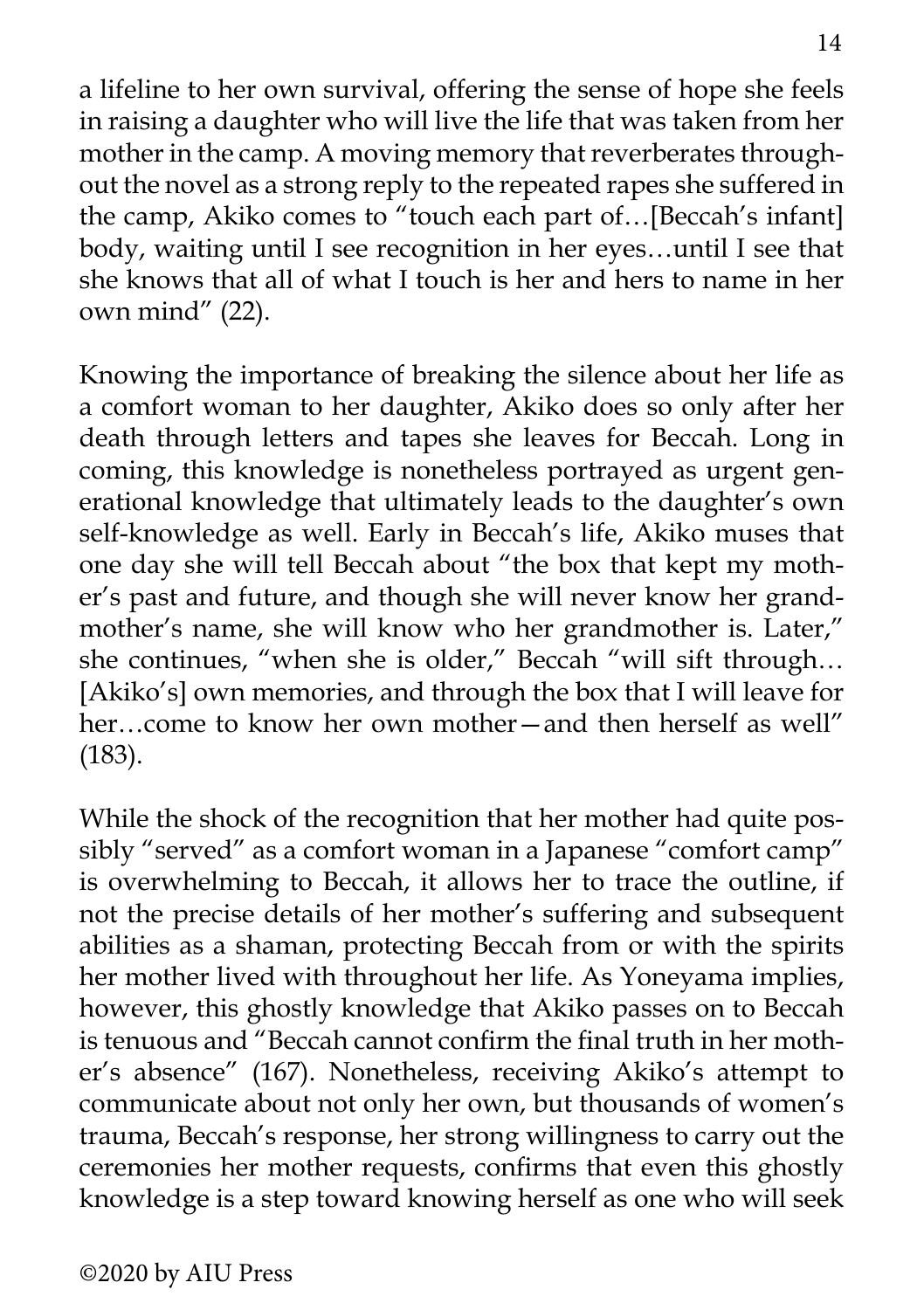a lifeline to her own survival, offering the sense of hope she feels in raising a daughter who will live the life that was taken from her mother in the camp. A moving memory that reverberates throughout the novel as a strong reply to the repeated rapes she suffered in the camp, Akiko comes to "touch each part of…[Beccah's infant] body, waiting until I see recognition in her eyes…until I see that she knows that all of what I touch is her and hers to name in her own mind" (22).

Knowing the importance of breaking the silence about her life as a comfort woman to her daughter, Akiko does so only after her death through letters and tapes she leaves for Beccah. Long in coming, this knowledge is nonetheless portrayed as urgent generational knowledge that ultimately leads to the daughter's own self-knowledge as well. Early in Beccah's life, Akiko muses that one day she will tell Beccah about "the box that kept my mother's past and future, and though she will never know her grandmother's name, she will know who her grandmother is. Later," she continues, "when she is older," Beccah "will sift through…[Akiko's] own memories, and through the box that I will leave for her…come to know her own mother—and then herself as well" (183).

While the shock of the recognition that her mother had quite possibly "served" as a comfort woman in a Japanese "comfort camp" is overwhelming to Beccah, it allows her to trace the outline, if not the precise details of her mother's suffering and subsequent abilities as a shaman, protecting Beccah from or with the spirits her mother lived with throughout her life. As Yoneyama implies, however, this ghostly knowledge that Akiko passes on to Beccah is tenuous and "Beccah cannot confirm the final truth in her mother's absence" (167). Nonetheless, receiving Akiko's attempt to communicate about not only her own, but thousands of women's trauma, Beccah's response, her strong willingness to carry out the ceremonies her mother requests, confirms that even this ghostly knowledge is a step toward knowing herself as one who will seek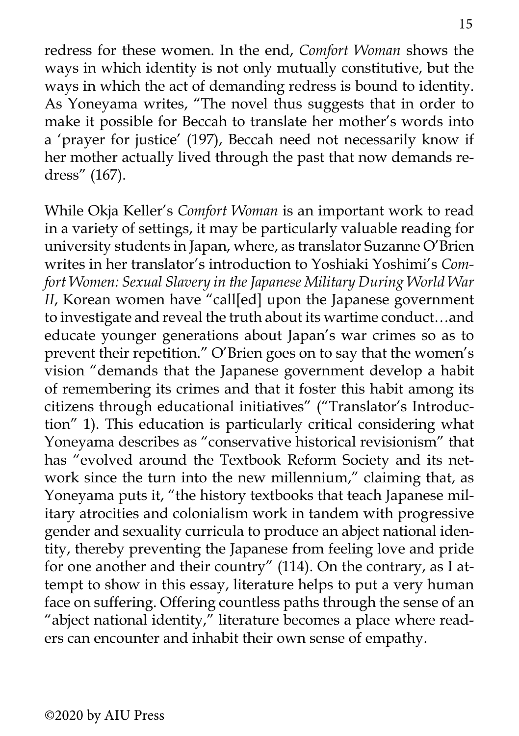redress for these women. In the end, *Comfort Woman* shows the ways in which identity is not only mutually constitutive, but the ways in which the act of demanding redress is bound to identity. As Yoneyama writes, "The novel thus suggests that in order to make it possible for Beccah to translate her mother's words into a 'prayer for justice' (197), Beccah need not necessarily know if her mother actually lived through the past that now demands redress" (167).

While Okja Keller's *Comfort Woman* is an important work to read in a variety of settings, it may be particularly valuable reading for university students in Japan, where, as translator Suzanne O'Brien writes in her translator's introduction to Yoshiaki Yoshimi's *Comfort Women: Sexual Slavery in the Japanese Military During World War II*, Korean women have "call[ed] upon the Japanese government to investigate and reveal the truth about its wartime conduct…and educate younger generations about Japan's war crimes so as to prevent their repetition." O'Brien goes on to say that the women's vision "demands that the Japanese government develop a habit of remembering its crimes and that it foster this habit among its citizens through educational initiatives" ("Translator's Introduction" 1). This education is particularly critical considering what Yoneyama describes as "conservative historical revisionism" that has "evolved around the Textbook Reform Society and its network since the turn into the new millennium," claiming that, as Yoneyama puts it, "the history textbooks that teach Japanese military atrocities and colonialism work in tandem with progressive gender and sexuality curricula to produce an abject national identity, thereby preventing the Japanese from feeling love and pride for one another and their country" (114). On the contrary, as I attempt to show in this essay, literature helps to put a very human face on suffering. Offering countless paths through the sense of an "abject national identity," literature becomes a place where readers can encounter and inhabit their own sense of empathy.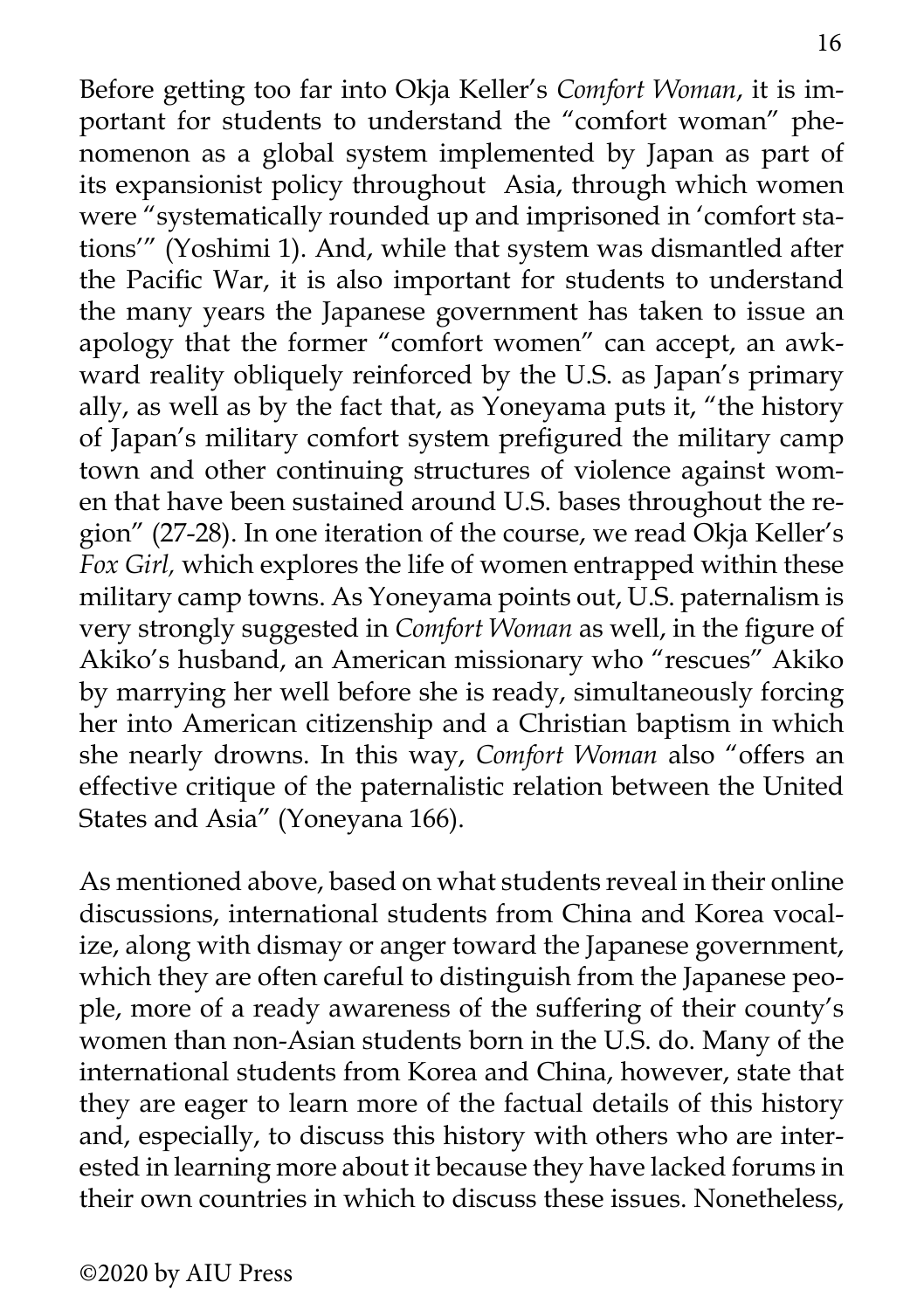Before getting too far into Okja Keller's *Comfort Woman*, it is important for students to understand the "comfort woman" phenomenon as a global system implemented by Japan as part of its expansionist policy throughout Asia, through which women were "systematically rounded up and imprisoned in 'comfort stations'" (Yoshimi 1). And, while that system was dismantled after the Pacific War, it is also important for students to understand the many years the Japanese government has taken to issue an apology that the former "comfort women" can accept, an awkward reality obliquely reinforced by the U.S. as Japan's primary ally, as well as by the fact that, as Yoneyama puts it, "the history of Japan's military comfort system prefigured the military camp town and other continuing structures of violence against women that have been sustained around U.S. bases throughout the region" (27-28). In one iteration of the course, we read Okja Keller's *Fox Girl,* which explores the life of women entrapped within these military camp towns. As Yoneyama points out, U.S. paternalism is very strongly suggested in *Comfort Woman* as well, in the figure of Akiko's husband, an American missionary who "rescues" Akiko by marrying her well before she is ready, simultaneously forcing her into American citizenship and a Christian baptism in which she nearly drowns. In this way, *Comfort Woman* also "offers an effective critique of the paternalistic relation between the United States and Asia" (Yoneyana 166).

As mentioned above, based on what students reveal in their online discussions, international students from China and Korea vocalize, along with dismay or anger toward the Japanese government, which they are often careful to distinguish from the Japanese people, more of a ready awareness of the suffering of their county's women than non-Asian students born in the U.S. do. Many of the international students from Korea and China, however, state that they are eager to learn more of the factual details of this history and, especially, to discuss this history with others who are interested in learning more about it because they have lacked forums in their own countries in which to discuss these issues. Nonetheless,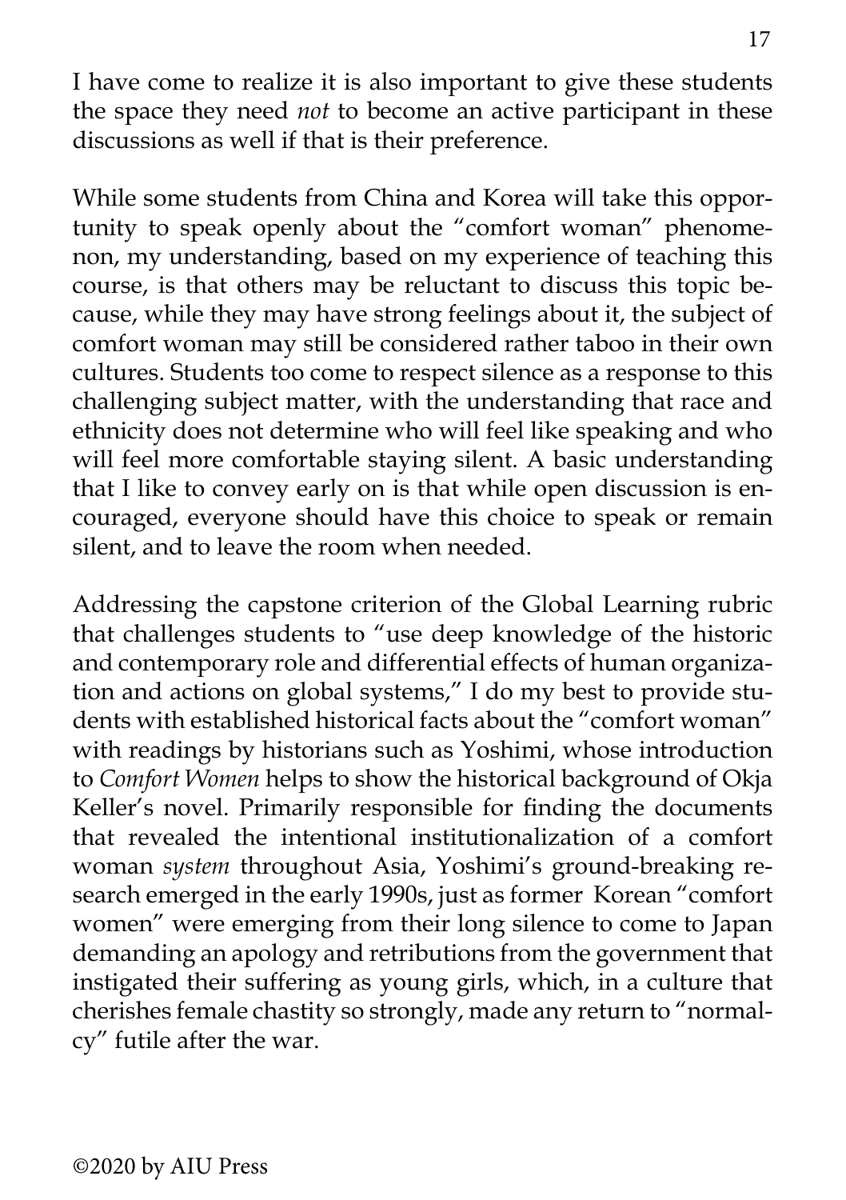I have come to realize it is also important to give these students the space they need *not* to become an active participant in these discussions as well if that is their preference.

While some students from China and Korea will take this opportunity to speak openly about the "comfort woman" phenomenon, my understanding, based on my experience of teaching this course, is that others may be reluctant to discuss this topic because, while they may have strong feelings about it, the subject of comfort woman may still be considered rather taboo in their own cultures. Students too come to respect silence as a response to this challenging subject matter, with the understanding that race and ethnicity does not determine who will feel like speaking and who will feel more comfortable staying silent. A basic understanding that I like to convey early on is that while open discussion is encouraged, everyone should have this choice to speak or remain silent, and to leave the room when needed.

Addressing the capstone criterion of the Global Learning rubric that challenges students to "use deep knowledge of the historic and contemporary role and differential effects of human organization and actions on global systems," I do my best to provide students with established historical facts about the "comfort woman" with readings by historians such as Yoshimi, whose introduction to *Comfort Women* helps to show the historical background of Okja Keller's novel. Primarily responsible for finding the documents that revealed the intentional institutionalization of a comfort woman *system* throughout Asia, Yoshimi's ground-breaking research emerged in the early 1990s, just as former Korean "comfort women" were emerging from their long silence to come to Japan demanding an apology and retributions from the government that instigated their suffering as young girls, which, in a culture that cherishes female chastity so strongly, made any return to "normalcy" futile after the war.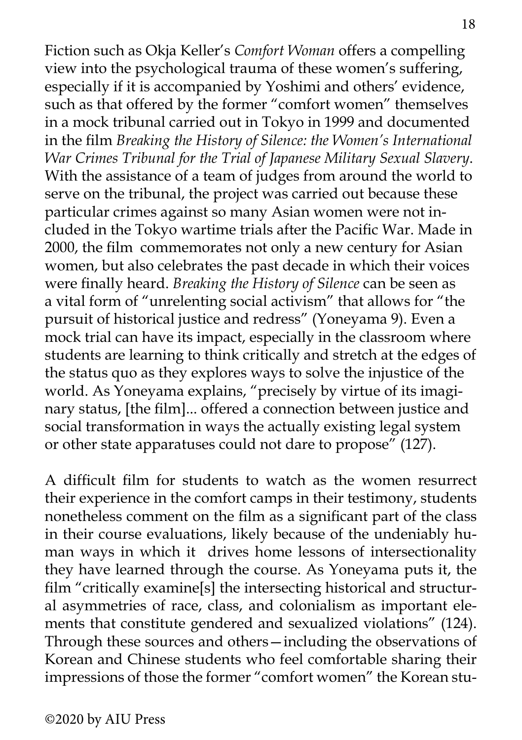Fiction such as Okja Keller's *Comfort Woman* offers a compelling view into the psychological trauma of these women's suffering, especially if it is accompanied by Yoshimi and others' evidence, such as that offered by the former "comfort women" themselves in a mock tribunal carried out in Tokyo in 1999 and documented in the film *Breaking the History of Silence: the Women's International War Crimes Tribunal for the Trial of Japanese Military Sexual Slavery*. With the assistance of a team of judges from around the world to serve on the tribunal, the project was carried out because these particular crimes against so many Asian women were not included in the Tokyo wartime trials after the Pacific War. Made in 2000, the film commemorates not only a new century for Asian women, but also celebrates the past decade in which their voices were finally heard. *Breaking the History of Silence* can be seen as a vital form of "unrelenting social activism" that allows for "the pursuit of historical justice and redress" (Yoneyama 9). Even a mock trial can have its impact, especially in the classroom where students are learning to think critically and stretch at the edges of the status quo as they explores ways to solve the injustice of the world. As Yoneyama explains, "precisely by virtue of its imaginary status, [the film]... offered a connection between justice and social transformation in ways the actually existing legal system or other state apparatuses could not dare to propose" (127).

A difficult film for students to watch as the women resurrect their experience in the comfort camps in their testimony, students nonetheless comment on the film as a significant part of the class in their course evaluations, likely because of the undeniably human ways in which it drives home lessons of intersectionality they have learned through the course. As Yoneyama puts it, the film "critically examine[s] the intersecting historical and structural asymmetries of race, class, and colonialism as important elements that constitute gendered and sexualized violations" (124). Through these sources and others—including the observations of Korean and Chinese students who feel comfortable sharing their impressions of those the former "comfort women" the Korean stu-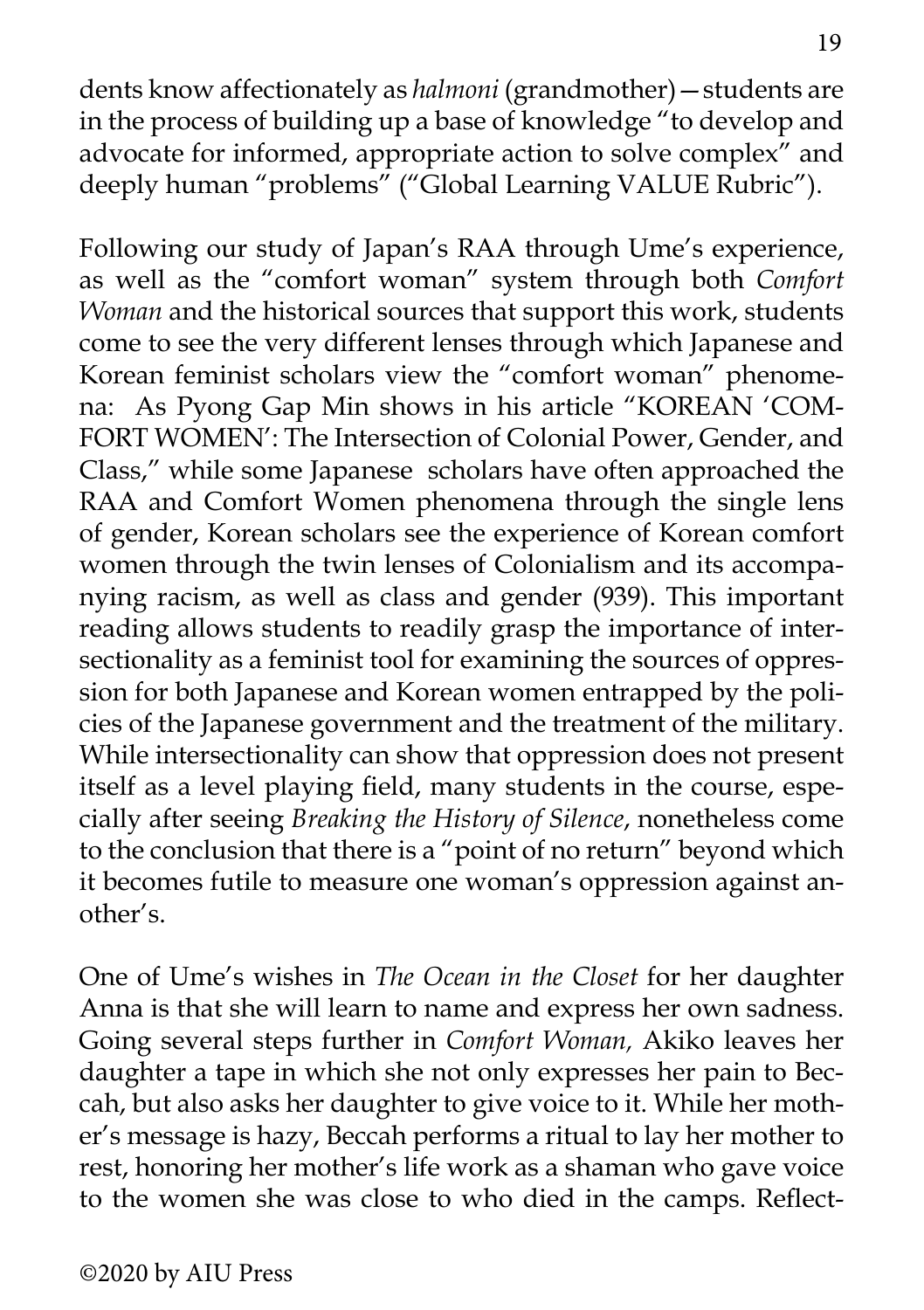dents know affectionately as *halmoni* (grandmother)—students are in the process of building up a base of knowledge "to develop and advocate for informed, appropriate action to solve complex" and deeply human "problems" ("Global Learning VALUE Rubric").

Following our study of Japan's RAA through Ume's experience, as well as the "comfort woman" system through both *Comfort Woman* and the historical sources that support this work, students come to see the very different lenses through which Japanese and Korean feminist scholars view the "comfort woman" phenomena: As Pyong Gap Min shows in his article "KOREAN 'COMFORT WOMEN': The Intersection of Colonial Power, Gender, and Class," while some Japanese scholars have often approached the RAA and Comfort Women phenomena through the single lens of gender, Korean scholars see the experience of Korean comfort women through the twin lenses of Colonialism and its accompanying racism, as well as class and gender (939). This important reading allows students to readily grasp the importance of intersectionality as a feminist tool for examining the sources of oppression for both Japanese and Korean women entrapped by the policies of the Japanese government and the treatment of the military. While intersectionality can show that oppression does not present itself as a level playing field, many students in the course, especially after seeing *Breaking the History of Silence*, nonetheless come to the conclusion that there is a "point of no return" beyond which it becomes futile to measure one woman's oppression against another's.

One of Ume's wishes in *The Ocean in the Closet* for her daughter Anna is that she will learn to name and express her own sadness. Going several steps further in *Comfort Woman,* Akiko leaves her daughter a tape in which she not only expresses her pain to Beccah, but also asks her daughter to give voice to it. While her mother's message is hazy, Beccah performs a ritual to lay her mother to rest, honoring her mother's life work as a shaman who gave voice to the women she was close to who died in the camps. Reflect-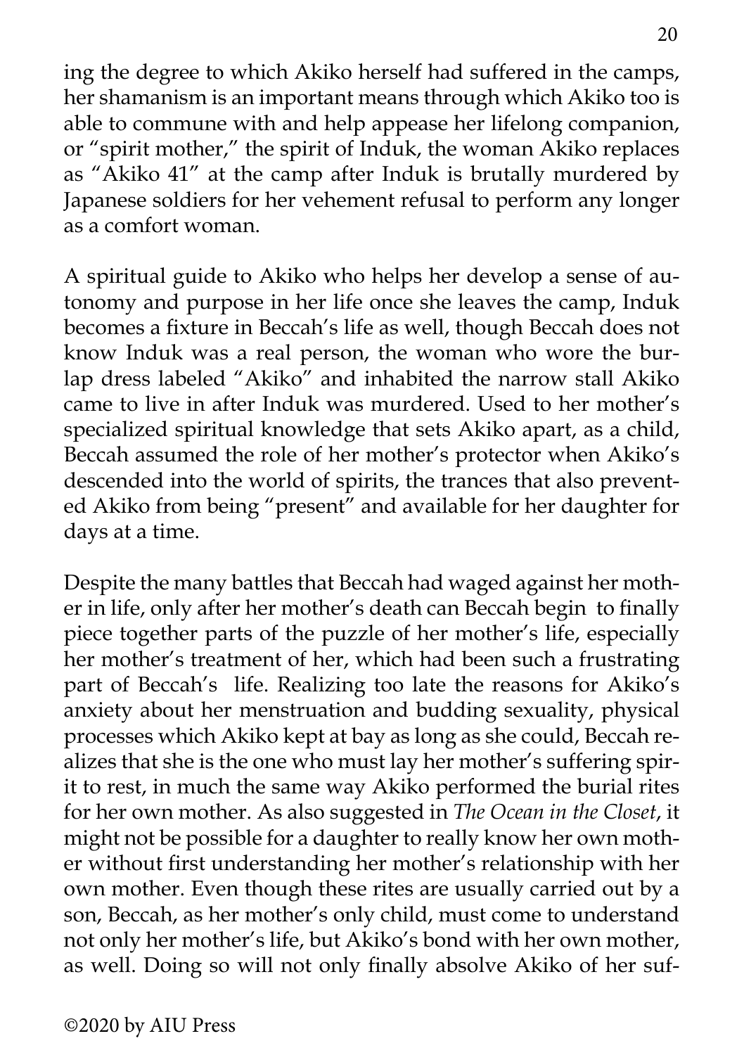ing the degree to which Akiko herself had suffered in the camps, her shamanism is an important means through which Akiko too is able to commune with and help appease her lifelong companion, or "spirit mother," the spirit of Induk, the woman Akiko replaces as "Akiko 41" at the camp after Induk is brutally murdered by Japanese soldiers for her vehement refusal to perform any longer as a comfort woman.

A spiritual guide to Akiko who helps her develop a sense of autonomy and purpose in her life once she leaves the camp, Induk becomes a fixture in Beccah's life as well, though Beccah does not know Induk was a real person, the woman who wore the burlap dress labeled "Akiko" and inhabited the narrow stall Akiko came to live in after Induk was murdered. Used to her mother's specialized spiritual knowledge that sets Akiko apart, as a child, Beccah assumed the role of her mother's protector when Akiko's descended into the world of spirits, the trances that also prevented Akiko from being "present" and available for her daughter for days at a time.

Despite the many battles that Beccah had waged against her mother in life, only after her mother's death can Beccah begin to finally piece together parts of the puzzle of her mother's life, especially her mother's treatment of her, which had been such a frustrating part of Beccah's life. Realizing too late the reasons for Akiko's anxiety about her menstruation and budding sexuality, physical processes which Akiko kept at bay as long as she could, Beccah realizes that she is the one who must lay her mother's suffering spirit to rest, in much the same way Akiko performed the burial rites for her own mother. As also suggested in *The Ocean in the Closet*, it might not be possible for a daughter to really know her own mother without first understanding her mother's relationship with her own mother. Even though these rites are usually carried out by a son, Beccah, as her mother's only child, must come to understand not only her mother's life, but Akiko's bond with her own mother, as well. Doing so will not only finally absolve Akiko of her suf-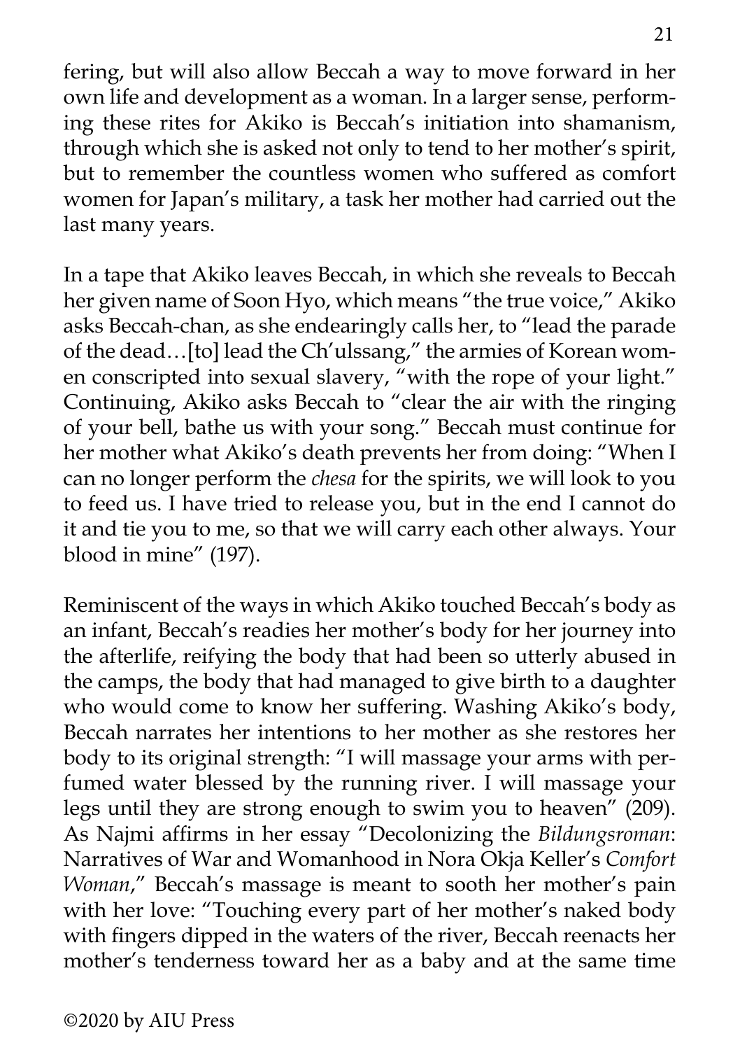fering, but will also allow Beccah a way to move forward in her own life and development as a woman. In a larger sense, performing these rites for Akiko is Beccah's initiation into shamanism, through which she is asked not only to tend to her mother's spirit, but to remember the countless women who suffered as comfort women for Japan's military, a task her mother had carried out the last many years.

In a tape that Akiko leaves Beccah, in which she reveals to Beccah her given name of Soon Hyo, which means "the true voice," Akiko asks Beccah-chan, as she endearingly calls her, to "lead the parade of the dead…[to] lead the Ch'ulssang," the armies of Korean women conscripted into sexual slavery, "with the rope of your light." Continuing, Akiko asks Beccah to "clear the air with the ringing of your bell, bathe us with your song." Beccah must continue for her mother what Akiko's death prevents her from doing: "When I can no longer perform the *chesa* for the spirits, we will look to you to feed us. I have tried to release you, but in the end I cannot do it and tie you to me, so that we will carry each other always. Your blood in mine" (197).

Reminiscent of the ways in which Akiko touched Beccah's body as an infant, Beccah's readies her mother's body for her journey into the afterlife, reifying the body that had been so utterly abused in the camps, the body that had managed to give birth to a daughter who would come to know her suffering. Washing Akiko's body, Beccah narrates her intentions to her mother as she restores her body to its original strength: "I will massage your arms with perfumed water blessed by the running river. I will massage your legs until they are strong enough to swim you to heaven" (209). As Najmi affirms in her essay "Decolonizing the *Bildungsroman*: Narratives of War and Womanhood in Nora Okja Keller's *Comfort Woman*," Beccah's massage is meant to sooth her mother's pain with her love: "Touching every part of her mother's naked body with fingers dipped in the waters of the river, Beccah reenacts her mother's tenderness toward her as a baby and at the same time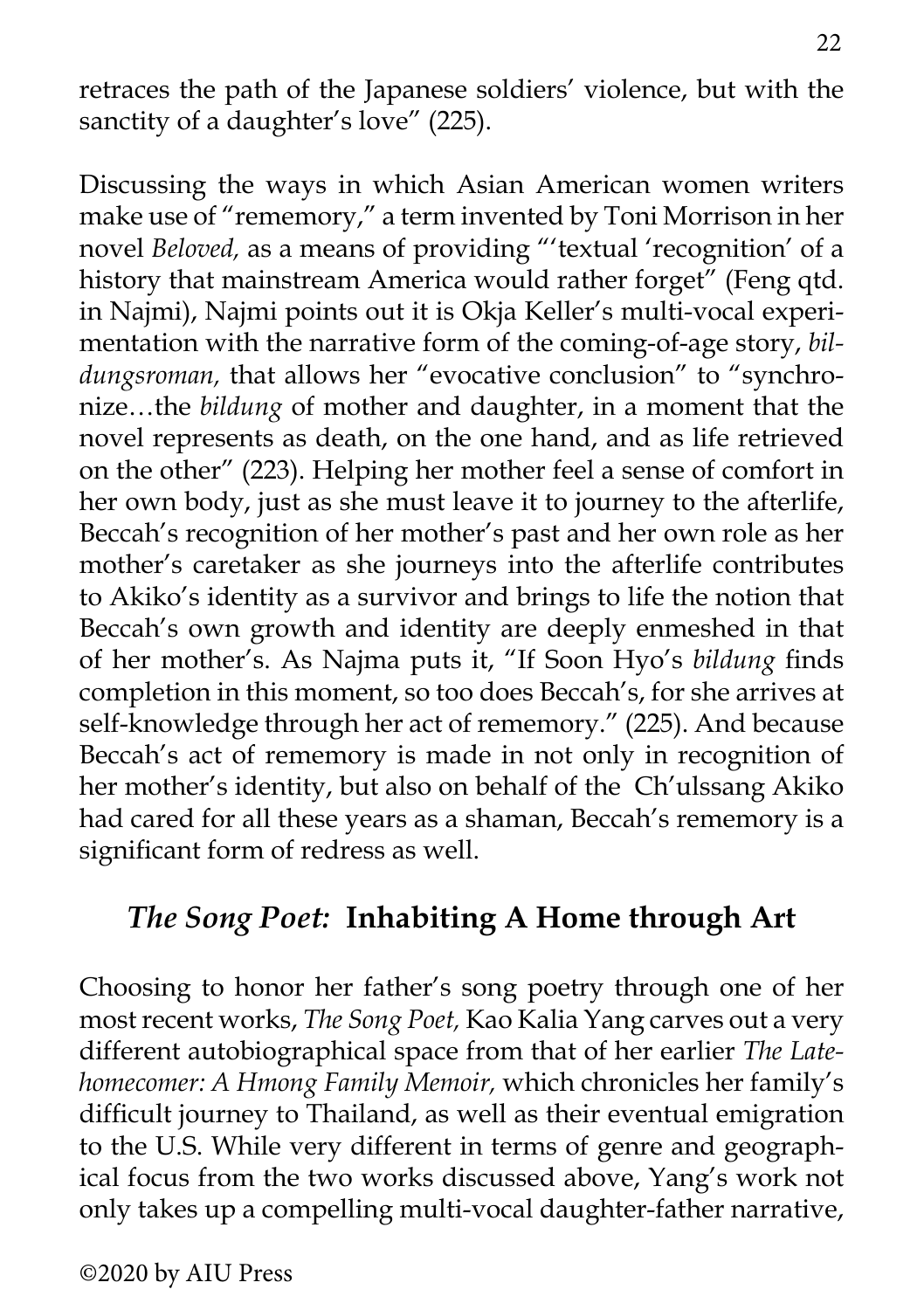retraces the path of the Japanese soldiers' violence, but with the sanctity of a daughter's love" (225).

Discussing the ways in which Asian American women writers make use of "rememory," a term invented by Toni Morrison in her novel *Beloved,* as a means of providing "'textual 'recognition' of a history that mainstream America would rather forget" (Feng qtd. in Najmi), Najmi points out it is Okja Keller's multi-vocal experimentation with the narrative form of the coming-of-age story, *bildungsroman,* that allows her "evocative conclusion" to "synchronize…the *bildung* of mother and daughter, in a moment that the novel represents as death, on the one hand, and as life retrieved on the other" (223). Helping her mother feel a sense of comfort in her own body, just as she must leave it to journey to the afterlife, Beccah's recognition of her mother's past and her own role as her mother's caretaker as she journeys into the afterlife contributes to Akiko's identity as a survivor and brings to life the notion that Beccah's own growth and identity are deeply enmeshed in that of her mother's. As Najma puts it, "If Soon Hyo's *bildung* finds completion in this moment, so too does Beccah's, for she arrives at self-knowledge through her act of rememory." (225). And because Beccah's act of rememory is made in not only in recognition of her mother's identity, but also on behalf of the Ch'ulssang Akiko had cared for all these years as a shaman, Beccah's rememory is a significant form of redress as well.

## *The Song Poet:* Inhabiting A Home through Art

Choosing to honor her father's song poetry through one of her most recent works, *The Song Poet,* Kao Kalia Yang carves out a very different autobiographical space from that of her earlier *The Latehomecomer: A Hmong Family Memoir,* which chronicles her family's difficult journey to Thailand, as well as their eventual emigration to the U.S. While very different in terms of genre and geographical focus from the two works discussed above, Yang's work not only takes up a compelling multi-vocal daughter-father narrative,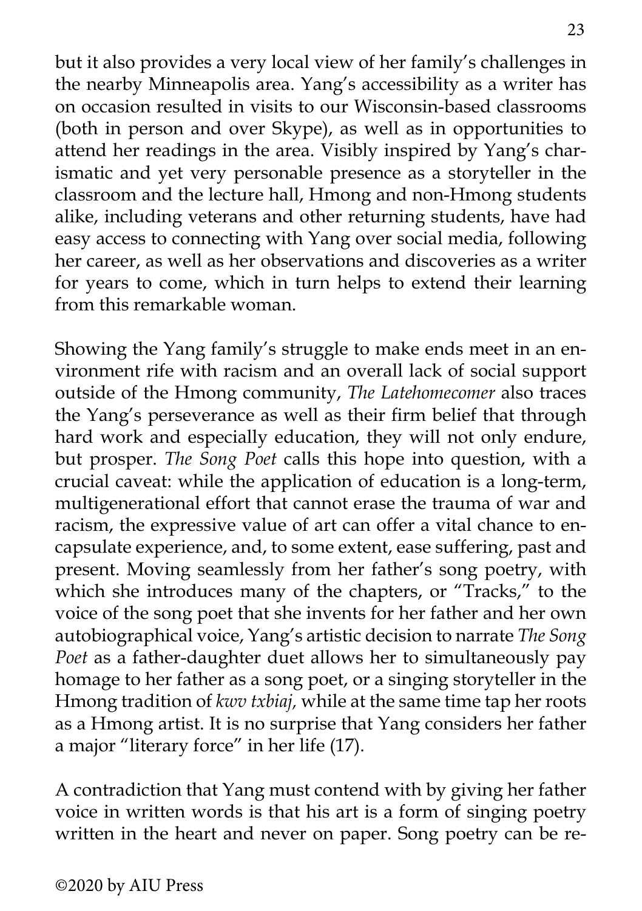but it also provides a very local view of her family's challenges in the nearby Minneapolis area. Yang's accessibility as a writer has on occasion resulted in visits to our Wisconsin-based classrooms (both in person and over Skype), as well as in opportunities to attend her readings in the area. Visibly inspired by Yang's charismatic and yet very personable presence as a storyteller in the classroom and the lecture hall, Hmong and non-Hmong students alike, including veterans and other returning students, have had easy access to connecting with Yang over social media, following her career, as well as her observations and discoveries as a writer for years to come, which in turn helps to extend their learning from this remarkable woman.

Showing the Yang family's struggle to make ends meet in an environment rife with racism and an overall lack of social support outside of the Hmong community, *The Latehomecomer* also traces the Yang's perseverance as well as their firm belief that through hard work and especially education, they will not only endure, but prosper. *The Song Poet* calls this hope into question, with a crucial caveat: while the application of education is a long-term, multigenerational effort that cannot erase the trauma of war and racism, the expressive value of art can offer a vital chance to encapsulate experience, and, to some extent, ease suffering, past and present. Moving seamlessly from her father's song poetry, with which she introduces many of the chapters, or "Tracks," to the voice of the song poet that she invents for her father and her own autobiographical voice, Yang's artistic decision to narrate *The Song Poet* as a father-daughter duet allows her to simultaneously pay homage to her father as a song poet, or a singing storyteller in the Hmong tradition of *kwv txbiaj,* while at the same time tap her roots as a Hmong artist. It is no surprise that Yang considers her father a major "literary force" in her life (17).

A contradiction that Yang must contend with by giving her father voice in written words is that his art is a form of singing poetry written in the heart and never on paper. Song poetry can be re-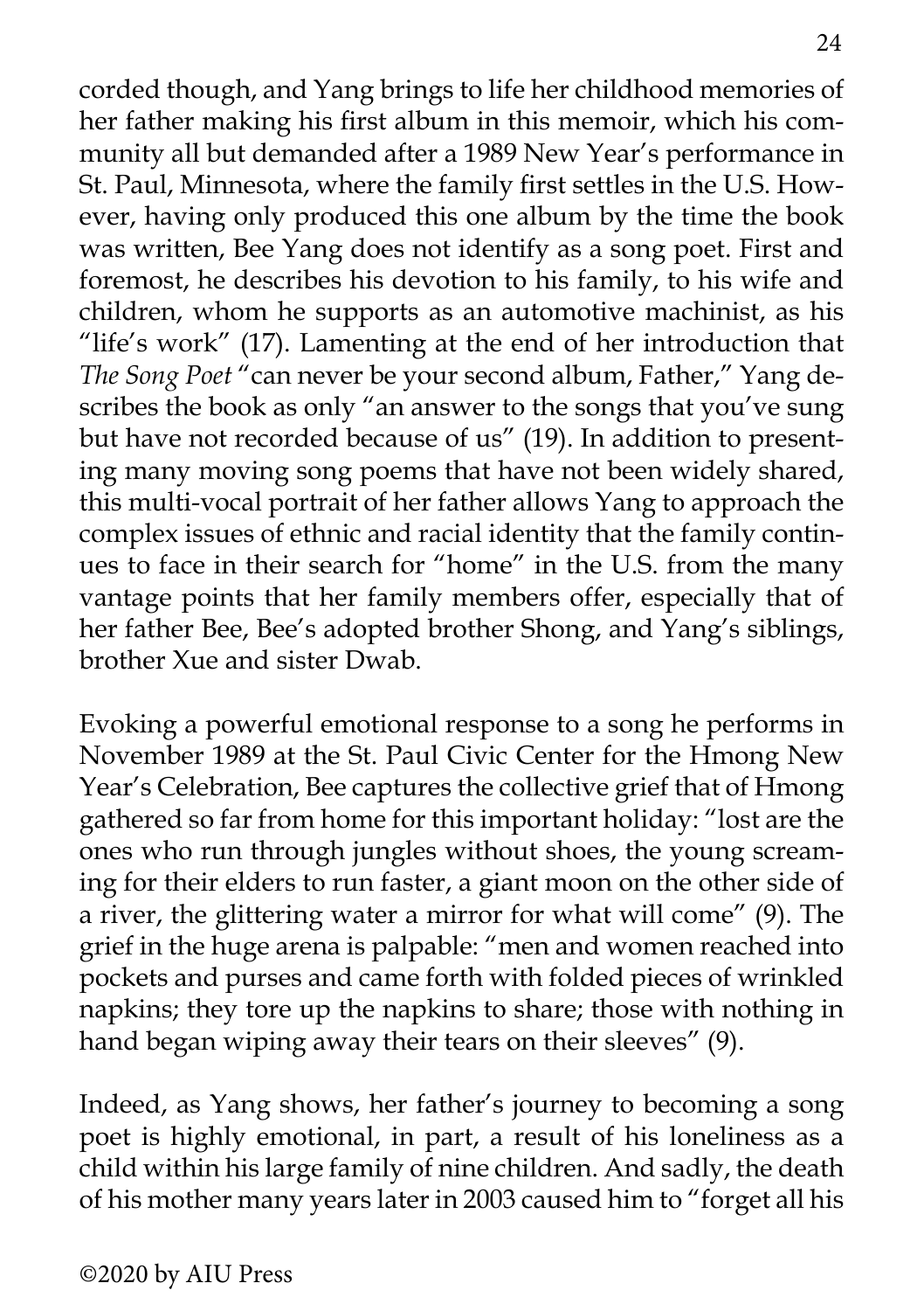corded though, and Yang brings to life her childhood memories of her father making his first album in this memoir, which his community all but demanded after a 1989 New Year's performance in St. Paul, Minnesota, where the family first settles in the U.S. However, having only produced this one album by the time the book was written, Bee Yang does not identify as a song poet. First and foremost, he describes his devotion to his family, to his wife and children, whom he supports as an automotive machinist, as his "life's work" (17). Lamenting at the end of her introduction that *The Song Poet* "can never be your second album, Father," Yang describes the book as only "an answer to the songs that you've sung but have not recorded because of us" (19). In addition to presenting many moving song poems that have not been widely shared, this multi-vocal portrait of her father allows Yang to approach the complex issues of ethnic and racial identity that the family continues to face in their search for "home" in the U.S. from the many vantage points that her family members offer, especially that of her father Bee, Bee's adopted brother Shong, and Yang's siblings, brother Xue and sister Dwab.

Evoking a powerful emotional response to a song he performs in November 1989 at the St. Paul Civic Center for the Hmong New Year's Celebration, Bee captures the collective grief that of Hmong gathered so far from home for this important holiday: "lost are the ones who run through jungles without shoes, the young screaming for their elders to run faster, a giant moon on the other side of a river, the glittering water a mirror for what will come" (9). The grief in the huge arena is palpable: "men and women reached into pockets and purses and came forth with folded pieces of wrinkled napkins; they tore up the napkins to share; those with nothing in hand began wiping away their tears on their sleeves" (9).

Indeed, as Yang shows, her father's journey to becoming a song poet is highly emotional, in part, a result of his loneliness as a child within his large family of nine children. And sadly, the death of his mother many years later in 2003 caused him to "forget all his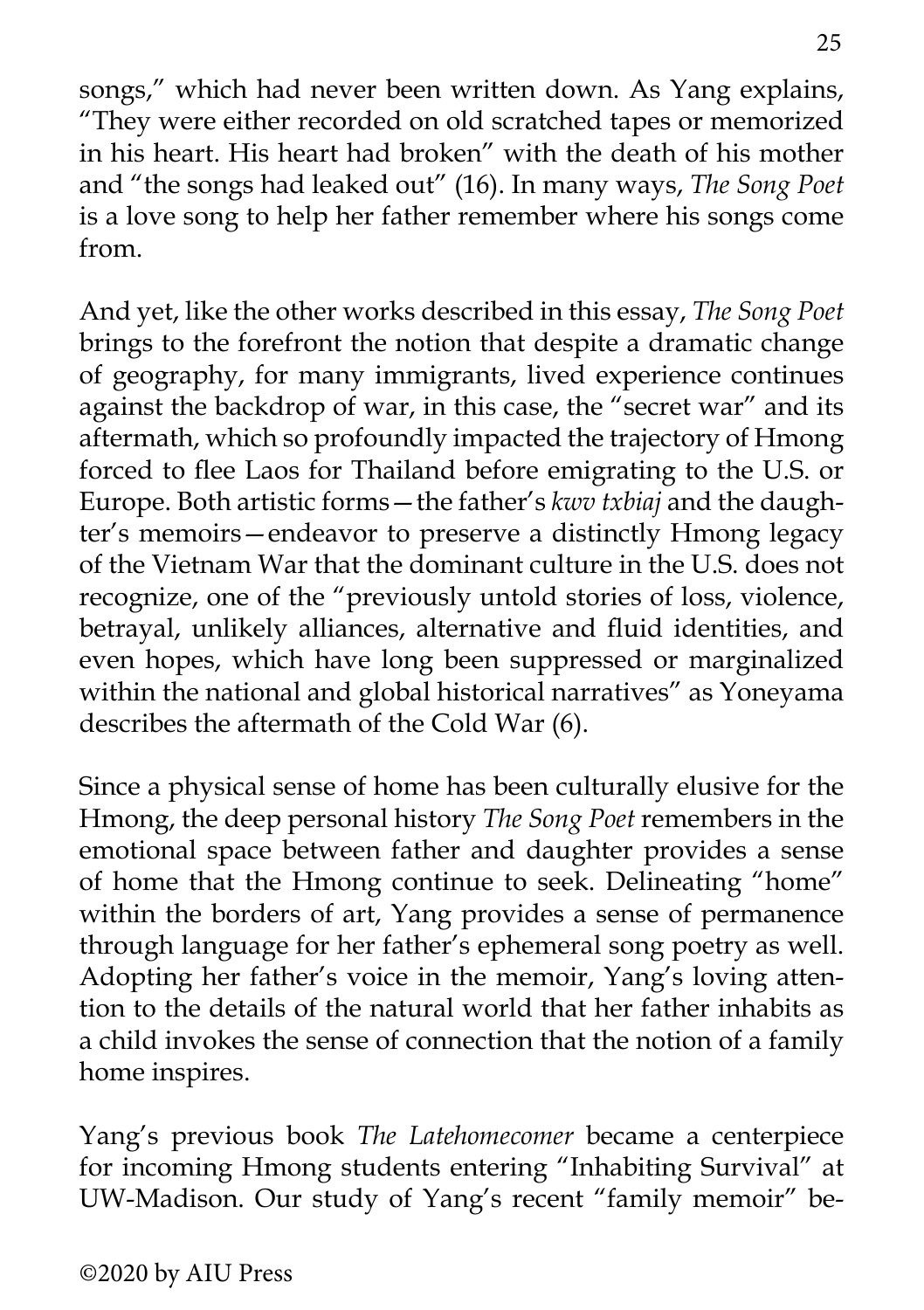songs," which had never been written down. As Yang explains, "They were either recorded on old scratched tapes or memorized in his heart. His heart had broken" with the death of his mother and "the songs had leaked out" (16). In many ways, *The Song Poet* is a love song to help her father remember where his songs come from.

And yet, like the other works described in this essay, *The Song Poet* brings to the forefront the notion that despite a dramatic change of geography, for many immigrants, lived experience continues against the backdrop of war, in this case, the "secret war" and its aftermath, which so profoundly impacted the trajectory of Hmong forced to flee Laos for Thailand before emigrating to the U.S. or Europe. Both artistic forms—the father's *kwv txbiaj* and the daughter's memoirs—endeavor to preserve a distinctly Hmong legacy of the Vietnam War that the dominant culture in the U.S. does not recognize, one of the "previously untold stories of loss, violence, betrayal, unlikely alliances, alternative and fluid identities, and even hopes, which have long been suppressed or marginalized within the national and global historical narratives" as Yoneyama describes the aftermath of the Cold War (6).

Since a physical sense of home has been culturally elusive for the Hmong, the deep personal history *The Song Poet* remembers in the emotional space between father and daughter provides a sense of home that the Hmong continue to seek. Delineating "home" within the borders of art, Yang provides a sense of permanence through language for her father's ephemeral song poetry as well. Adopting her father's voice in the memoir, Yang's loving attention to the details of the natural world that her father inhabits as a child invokes the sense of connection that the notion of a family home inspires.

Yang's previous book *The Latehomecomer* became a centerpiece for incoming Hmong students entering "Inhabiting Survival" at UW-Madison. Our study of Yang's recent "family memoir" be-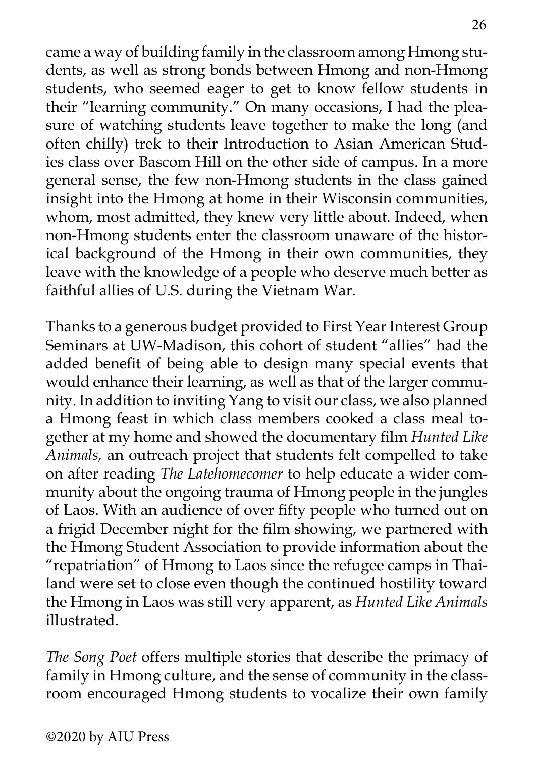came a way of building family in the classroom among Hmong students, as well as strong bonds between Hmong and non-Hmong students, who seemed eager to get to know fellow students in their "learning community." On many occasions, I had the pleasure of watching students leave together to make the long (and often chilly) trek to their Introduction to Asian American Studies class over Bascom Hill on the other side of campus. In a more general sense, the few non-Hmong students in the class gained insight into the Hmong at home in their Wisconsin communities, whom, most admitted, they knew very little about. Indeed, when non-Hmong students enter the classroom unaware of the historical background of the Hmong in their own communities, they leave with the knowledge of a people who deserve much better as faithful allies of U.S. during the Vietnam War.

Thanks to a generous budget provided to First Year Interest Group Seminars at UW-Madison, this cohort of student "allies" had the added benefit of being able to design many special events that would enhance their learning, as well as that of the larger community. In addition to inviting Yang to visit our class, we also planned a Hmong feast in which class members cooked a class meal together at my home and showed the documentary film *Hunted Like Animals,* an outreach project that students felt compelled to take on after reading *The Latehomecomer* to help educate a wider community about the ongoing trauma of Hmong people in the jungles of Laos. With an audience of over fifty people who turned out on a frigid December night for the film showing, we partnered with the Hmong Student Association to provide information about the "repatriation" of Hmong to Laos since the refugee camps in Thailand were set to close even though the continued hostility toward the Hmong in Laos was still very apparent, as *Hunted Like Animals* illustrated.

*The Song Poet* offers multiple stories that describe the primacy of family in Hmong culture, and the sense of community in the classroom encouraged Hmong students to vocalize their own family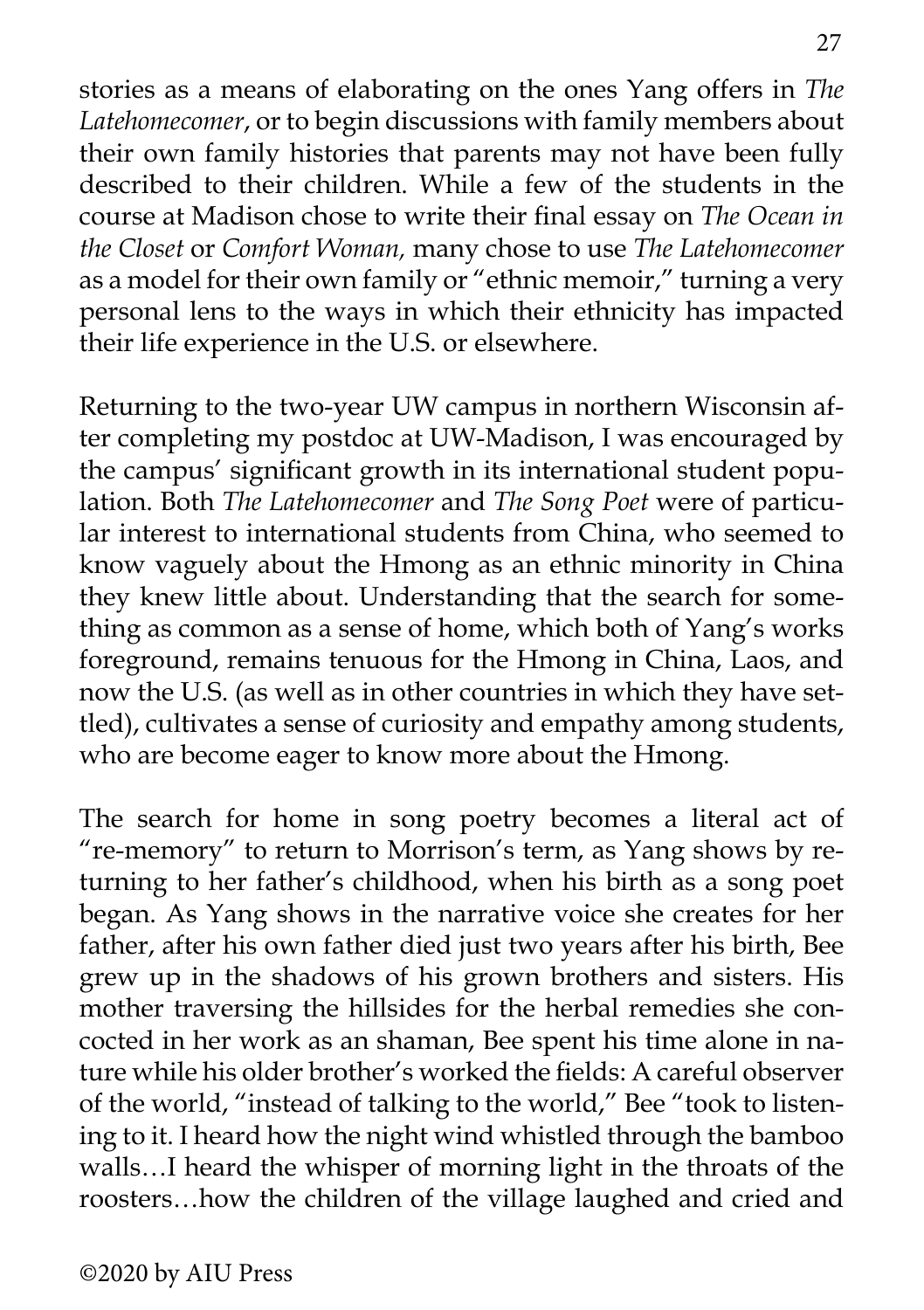stories as a means of elaborating on the ones Yang offers in *The Latehomecomer*, or to begin discussions with family members about their own family histories that parents may not have been fully described to their children. While a few of the students in the course at Madison chose to write their final essay on *The Ocean in the Closet* or *Comfort Woman,* many chose to use *The Latehomecomer* as a model for their own family or "ethnic memoir," turning a very personal lens to the ways in which their ethnicity has impacted their life experience in the U.S. or elsewhere.

Returning to the two-year UW campus in northern Wisconsin after completing my postdoc at UW-Madison, I was encouraged by the campus' significant growth in its international student population. Both *The Latehomecomer* and *The Song Poet* were of particular interest to international students from China, who seemed to know vaguely about the Hmong as an ethnic minority in China they knew little about. Understanding that the search for something as common as a sense of home, which both of Yang's works foreground, remains tenuous for the Hmong in China, Laos, and now the U.S. (as well as in other countries in which they have settled), cultivates a sense of curiosity and empathy among students, who are become eager to know more about the Hmong.

The search for home in song poetry becomes a literal act of "re-memory" to return to Morrison's term, as Yang shows by returning to her father's childhood, when his birth as a song poet began. As Yang shows in the narrative voice she creates for her father, after his own father died just two years after his birth, Bee grew up in the shadows of his grown brothers and sisters. His mother traversing the hillsides for the herbal remedies she concocted in her work as an shaman, Bee spent his time alone in nature while his older brother's worked the fields: A careful observer of the world, "instead of talking to the world," Bee "took to listening to it. I heard how the night wind whistled through the bamboo walls…I heard the whisper of morning light in the throats of the roosters…how the children of the village laughed and cried and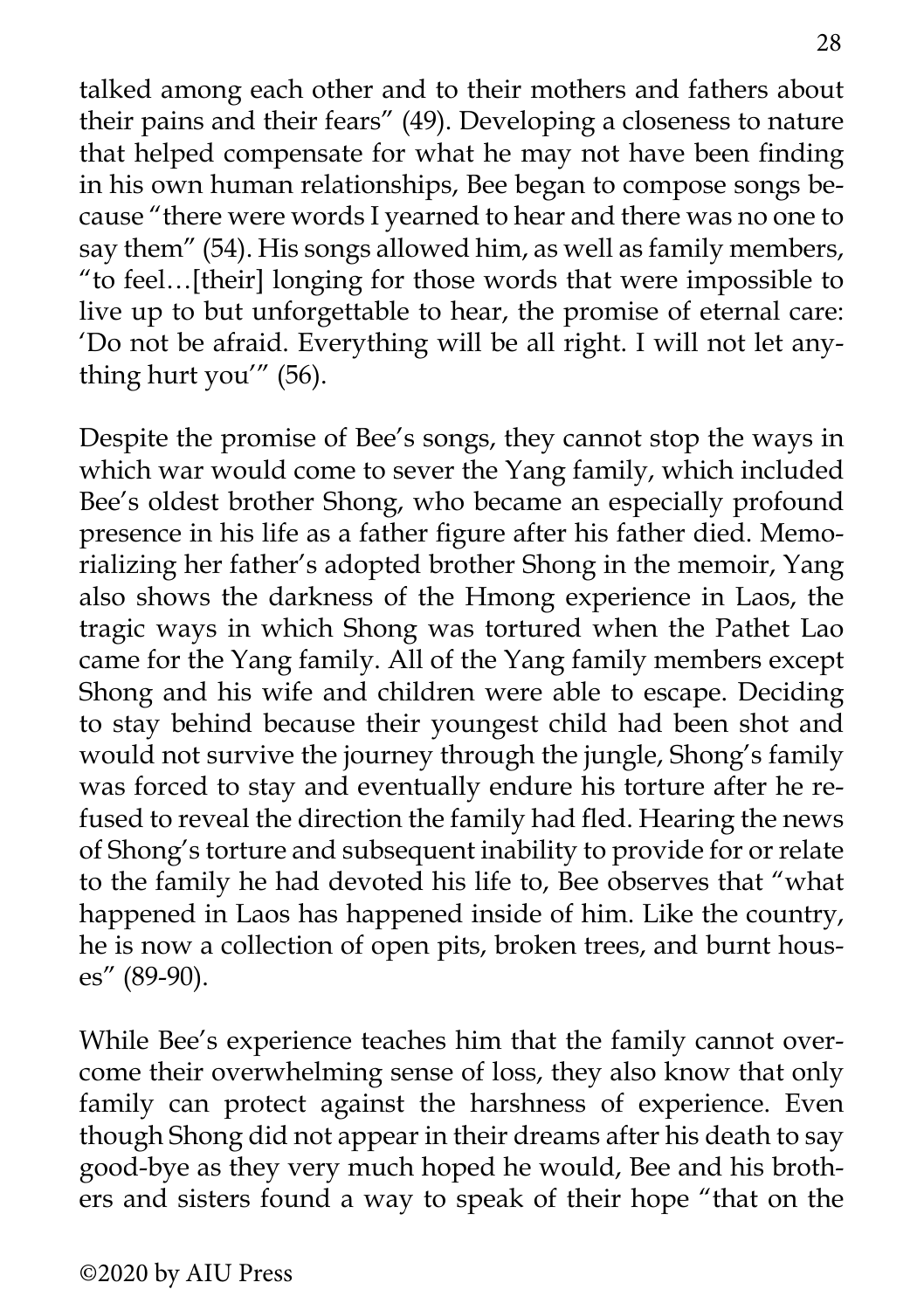talked among each other and to their mothers and fathers about their pains and their fears" (49). Developing a closeness to nature that helped compensate for what he may not have been finding in his own human relationships, Bee began to compose songs because "there were words I yearned to hear and there was no one to say them" (54). His songs allowed him, as well as family members, "to feel…[their] longing for those words that were impossible to live up to but unforgettable to hear, the promise of eternal care: 'Do not be afraid. Everything will be all right. I will not let anything hurt you'" (56).

Despite the promise of Bee's songs, they cannot stop the ways in which war would come to sever the Yang family, which included Bee's oldest brother Shong, who became an especially profound presence in his life as a father figure after his father died. Memorializing her father's adopted brother Shong in the memoir, Yang also shows the darkness of the Hmong experience in Laos, the tragic ways in which Shong was tortured when the Pathet Lao came for the Yang family. All of the Yang family members except Shong and his wife and children were able to escape. Deciding to stay behind because their youngest child had been shot and would not survive the journey through the jungle, Shong's family was forced to stay and eventually endure his torture after he refused to reveal the direction the family had fled. Hearing the news of Shong's torture and subsequent inability to provide for or relate to the family he had devoted his life to, Bee observes that "what happened in Laos has happened inside of him. Like the country, he is now a collection of open pits, broken trees, and burnt houses" (89-90).

While Bee's experience teaches him that the family cannot overcome their overwhelming sense of loss, they also know that only family can protect against the harshness of experience. Even though Shong did not appear in their dreams after his death to say good-bye as they very much hoped he would, Bee and his brothers and sisters found a way to speak of their hope "that on the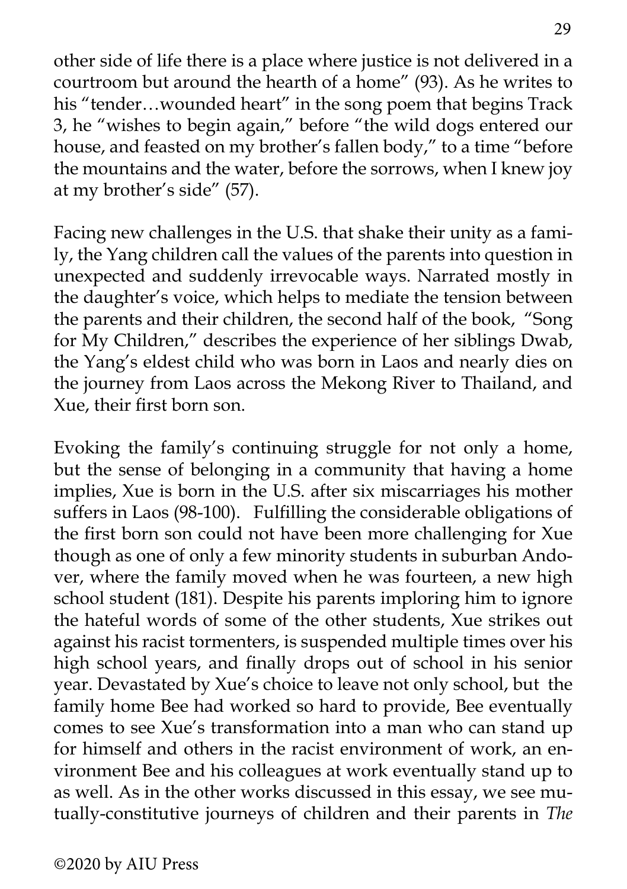other side of life there is a place where justice is not delivered in a courtroom but around the hearth of a home" (93). As he writes to his "tender…wounded heart" in the song poem that begins Track 3, he "wishes to begin again," before "the wild dogs entered our house, and feasted on my brother's fallen body," to a time "before the mountains and the water, before the sorrows, when I knew joy at my brother's side" (57).

Facing new challenges in the U.S. that shake their unity as a family, the Yang children call the values of the parents into question in unexpected and suddenly irrevocable ways. Narrated mostly in the daughter's voice, which helps to mediate the tension between the parents and their children, the second half of the book, "Song for My Children," describes the experience of her siblings Dwab, the Yang's eldest child who was born in Laos and nearly dies on the journey from Laos across the Mekong River to Thailand, and Xue, their first born son.

Evoking the family's continuing struggle for not only a home, but the sense of belonging in a community that having a home implies, Xue is born in the U.S. after six miscarriages his mother suffers in Laos (98-100). Fulfilling the considerable obligations of the first born son could not have been more challenging for Xue though as one of only a few minority students in suburban Andover, where the family moved when he was fourteen, a new high school student (181). Despite his parents imploring him to ignore the hateful words of some of the other students, Xue strikes out against his racist tormenters, is suspended multiple times over his high school years, and finally drops out of school in his senior year. Devastated by Xue's choice to leave not only school, but the family home Bee had worked so hard to provide, Bee eventually comes to see Xue's transformation into a man who can stand up for himself and others in the racist environment of work, an environment Bee and his colleagues at work eventually stand up to as well. As in the other works discussed in this essay, we see mutually-constitutive journeys of children and their parents in *The*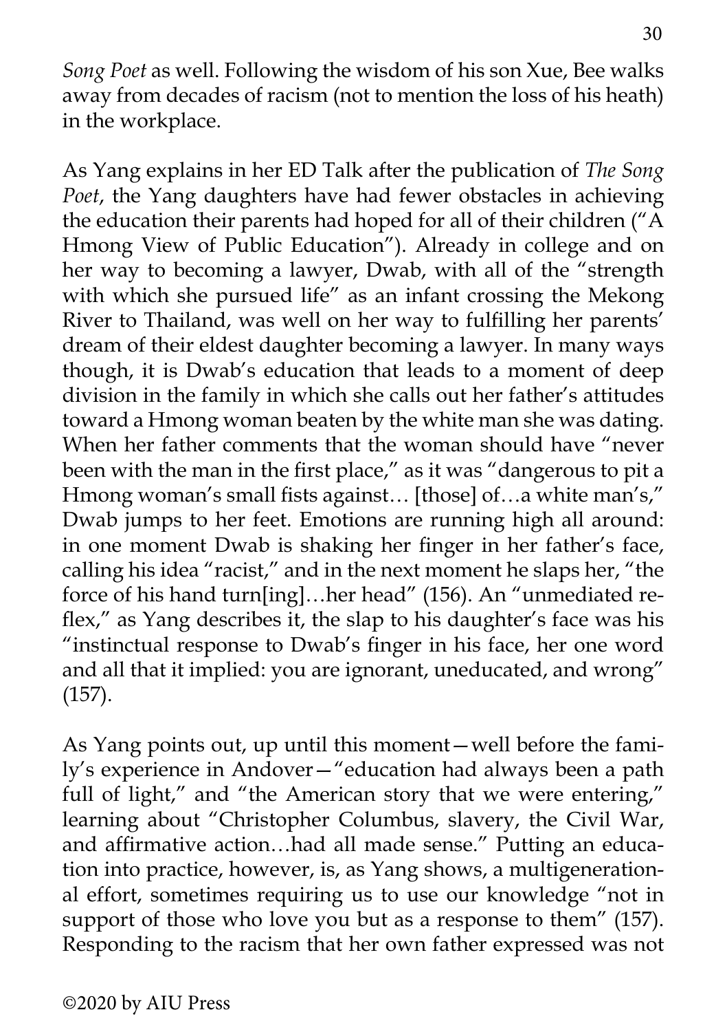*Song Poet* as well. Following the wisdom of his son Xue, Bee walks away from decades of racism (not to mention the loss of his heath) in the workplace.

As Yang explains in her ED Talk after the publication of *The Song Poet*, the Yang daughters have had fewer obstacles in achieving the education their parents had hoped for all of their children ("A Hmong View of Public Education"). Already in college and on her way to becoming a lawyer, Dwab, with all of the "strength with which she pursued life" as an infant crossing the Mekong River to Thailand, was well on her way to fulfilling her parents' dream of their eldest daughter becoming a lawyer. In many ways though, it is Dwab's education that leads to a moment of deep division in the family in which she calls out her father's attitudes toward a Hmong woman beaten by the white man she was dating. When her father comments that the woman should have "never been with the man in the first place," as it was "dangerous to pit a Hmong woman's small fists against… [those] of…a white man's," Dwab jumps to her feet. Emotions are running high all around: in one moment Dwab is shaking her finger in her father's face, calling his idea "racist," and in the next moment he slaps her, "the force of his hand turn[ing]…her head" (156). An "unmediated reflex," as Yang describes it, the slap to his daughter's face was his "instinctual response to Dwab's finger in his face, her one word and all that it implied: you are ignorant, uneducated, and wrong" (157).

As Yang points out, up until this moment—well before the family's experience in Andover—"education had always been a path full of light," and "the American story that we were entering," learning about "Christopher Columbus, slavery, the Civil War, and affirmative action…had all made sense." Putting an education into practice, however, is, as Yang shows, a multigenerational effort, sometimes requiring us to use our knowledge "not in support of those who love you but as a response to them" (157). Responding to the racism that her own father expressed was not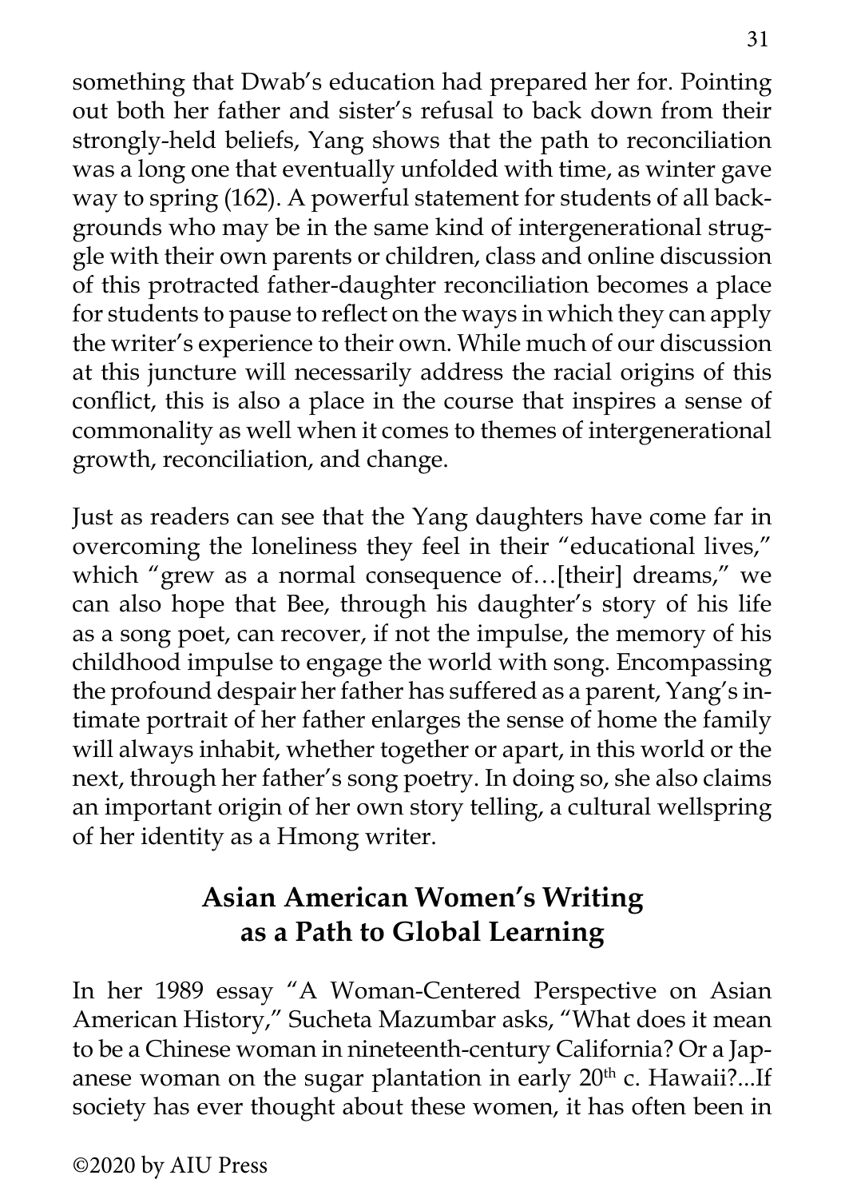something that Dwab's education had prepared her for. Pointing out both her father and sister's refusal to back down from their strongly-held beliefs, Yang shows that the path to reconciliation was a long one that eventually unfolded with time, as winter gave way to spring (162). A powerful statement for students of all backgrounds who may be in the same kind of intergenerational struggle with their own parents or children, class and online discussion of this protracted father-daughter reconciliation becomes a place for students to pause to reflect on the ways in which they can apply the writer's experience to their own. While much of our discussion at this juncture will necessarily address the racial origins of this conflict, this is also a place in the course that inspires a sense of commonality as well when it comes to themes of intergenerational growth, reconciliation, and change.

Just as readers can see that the Yang daughters have come far in overcoming the loneliness they feel in their "educational lives," which "grew as a normal consequence of…[their] dreams," we can also hope that Bee, through his daughter's story of his life as a song poet, can recover, if not the impulse, the memory of his childhood impulse to engage the world with song. Encompassing the profound despair her father has suffered as a parent, Yang's intimate portrait of her father enlarges the sense of home the family will always inhabit, whether together or apart, in this world or the next, through her father's song poetry. In doing so, she also claims an important origin of her own story telling, a cultural wellspring of her identity as a Hmong writer.

## Asian American Women's Writing as a Path to Global Learning

In her 1989 essay "A Woman-Centered Perspective on Asian American History," Sucheta Mazumbar asks, "What does it mean to be a Chinese woman in nineteenth-century California? Or a Japanese woman on the sugar plantation in early 20th c. Hawaii?...If society has ever thought about these women, it has often been in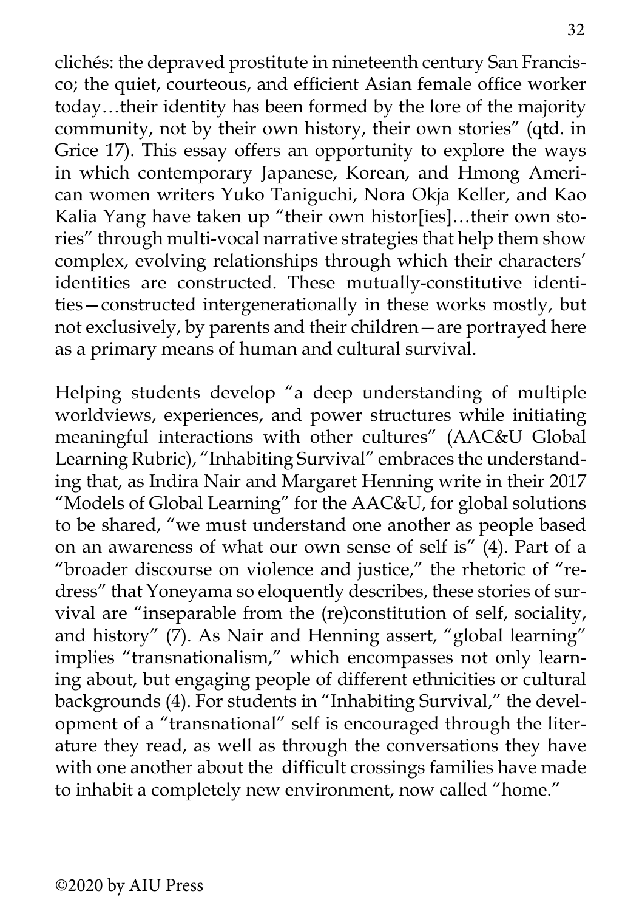clichés: the depraved prostitute in nineteenth century San Francisco; the quiet, courteous, and efficient Asian female office worker today…their identity has been formed by the lore of the majority community, not by their own history, their own stories" (qtd. in Grice 17). This essay offers an opportunity to explore the ways in which contemporary Japanese, Korean, and Hmong American women writers Yuko Taniguchi, Nora Okja Keller, and Kao Kalia Yang have taken up "their own histor[ies]…their own stories" through multi-vocal narrative strategies that help them show complex, evolving relationships through which their characters' identities are constructed. These mutually-constitutive identities—constructed intergenerationally in these works mostly, but not exclusively, by parents and their children—are portrayed here as a primary means of human and cultural survival.

Helping students develop "a deep understanding of multiple worldviews, experiences, and power structures while initiating meaningful interactions with other cultures" (AAC&U Global Learning Rubric), "Inhabiting Survival" embraces the understanding that, as Indira Nair and Margaret Henning write in their 2017 "Models of Global Learning" for the AAC&U, for global solutions to be shared, "we must understand one another as people based on an awareness of what our own sense of self is" (4). Part of a "broader discourse on violence and justice," the rhetoric of "redress" that Yoneyama so eloquently describes, these stories of survival are "inseparable from the (re)constitution of self, sociality, and history" (7). As Nair and Henning assert, "global learning" implies "transnationalism," which encompasses not only learning about, but engaging people of different ethnicities or cultural backgrounds (4). For students in "Inhabiting Survival," the development of a "transnational" self is encouraged through the literature they read, as well as through the conversations they have with one another about the difficult crossings families have made to inhabit a completely new environment, now called "home."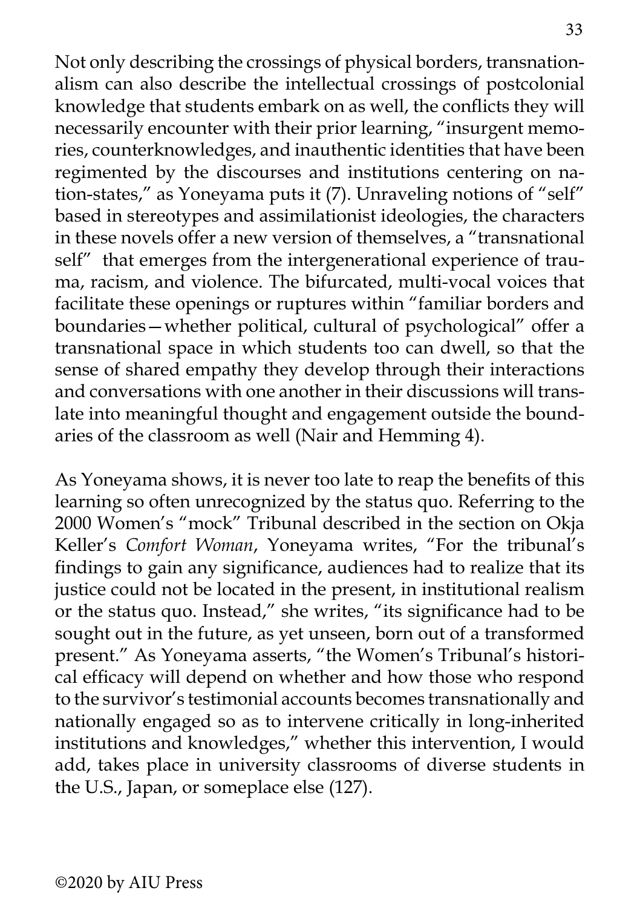Not only describing the crossings of physical borders, transnationalism can also describe the intellectual crossings of postcolonial knowledge that students embark on as well, the conflicts they will necessarily encounter with their prior learning, "insurgent memories, counterknowledges, and inauthentic identities that have been regimented by the discourses and institutions centering on nation-states," as Yoneyama puts it (7). Unraveling notions of "self" based in stereotypes and assimilationist ideologies, the characters in these novels offer a new version of themselves, a "transnational self" that emerges from the intergenerational experience of trauma, racism, and violence. The bifurcated, multi-vocal voices that facilitate these openings or ruptures within "familiar borders and boundaries—whether political, cultural of psychological" offer a transnational space in which students too can dwell, so that the sense of shared empathy they develop through their interactions and conversations with one another in their discussions will translate into meaningful thought and engagement outside the boundaries of the classroom as well (Nair and Hemming 4).

As Yoneyama shows, it is never too late to reap the benefits of this learning so often unrecognized by the status quo. Referring to the 2000 Women's "mock" Tribunal described in the section on Okja Keller's *Comfort Woman*, Yoneyama writes, "For the tribunal's findings to gain any significance, audiences had to realize that its justice could not be located in the present, in institutional realism or the status quo. Instead," she writes, "its significance had to be sought out in the future, as yet unseen, born out of a transformed present." As Yoneyama asserts, "the Women's Tribunal's historical efficacy will depend on whether and how those who respond to the survivor's testimonial accounts becomes transnationally and nationally engaged so as to intervene critically in long-inherited institutions and knowledges," whether this intervention, I would add, takes place in university classrooms of diverse students in the U.S., Japan, or someplace else (127).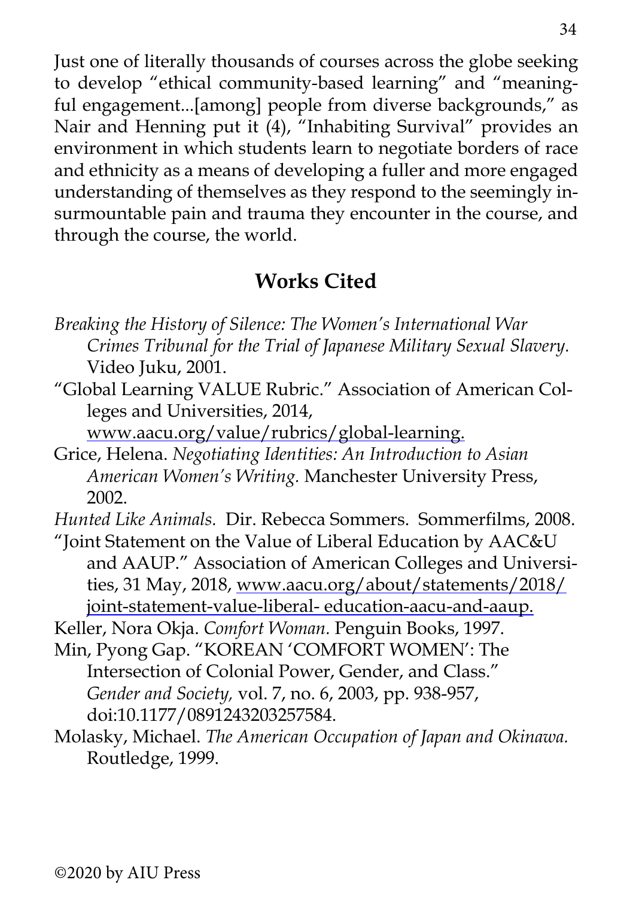Just one of literally thousands of courses across the globe seeking to develop "ethical community-based learning" and "meaningful engagement...[among] people from diverse backgrounds," as Nair and Henning put it (4), "Inhabiting Survival" provides an environment in which students learn to negotiate borders of race and ethnicity as a means of developing a fuller and more engaged understanding of themselves as they respond to the seemingly insurmountable pain and trauma they encounter in the course, and through the course, the world.

## Works Cited

*Breaking the History of Silence: The Women's International War Crimes Tribunal for the Trial of Japanese Military Sexual Slavery.* Video Juku, 2001.

"Global Learning VALUE Rubric." Association of American Colleges and Universities, 2014, www.aacu.org/value/rubrics/global-learning.

Grice, Helena. *Negotiating Identities: An Introduction to Asian American Women's Writing.* Manchester University Press, 2002.

*Hunted Like Animals.* Dir. Rebecca Sommers. Sommerfilms, 2008.

"Joint Statement on the Value of Liberal Education by AAC&U and AAUP." Association of American Colleges and Universities, 31 May, 2018, www.aacu.org/about/statements/2018/joint-statement-value-liberal- education-aacu-and-aaup.

Keller, Nora Okja. *Comfort Woman.* Penguin Books, 1997.

Min, Pyong Gap. "KOREAN 'COMFORT WOMEN': The Intersection of Colonial Power, Gender, and Class." *Gender and Society,* vol. 7, no. 6, 2003, pp. 938-957, doi:10.1177/0891243203257584.

Molasky, Michael. *The American Occupation of Japan and Okinawa.* Routledge, 1999.

©2020 by AIU Press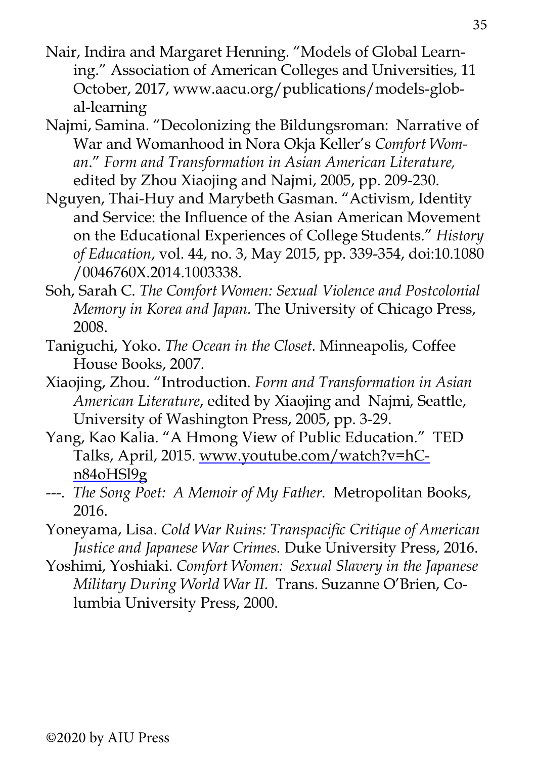Nair, Indira and Margaret Henning. "Models of Global Learning." Association of American Colleges and Universities, 11 October, 2017, www.aacu.org/publications/models-global-learning

Najmi, Samina. "Decolonizing the Bildungsroman: Narrative of War and Womanhood in Nora Okja Keller's *Comfort Woman*." *Form and Transformation in Asian American Literature,* edited by Zhou Xiaojing and Najmi, 2005, pp. 209-230.

Nguyen, Thai-Huy and Marybeth Gasman. "Activism, Identity and Service: the Influence of the Asian American Movement on the Educational Experiences of College Students." *History of Education*, vol. 44, no. 3, May 2015, pp. 339-354, doi:10.1080/0046760X.2014.1003338.

Soh, Sarah C. *The Comfort Women: Sexual Violence and Postcolonial Memory in Korea and Japan.* The University of Chicago Press, 2008.

Taniguchi, Yoko. *The Ocean in the Closet.* Minneapolis, Coffee House Books, 2007.

Xiaojing, Zhou. "Introduction. *Form and Transformation in Asian American Literature*, edited by Xiaojing and Najmi, Seattle, University of Washington Press, 2005, pp. 3-29.

Yang, Kao Kalia. "A Hmong View of Public Education." TED Talks, April, 2015. www.youtube.com/watch?v=hCn84oHSl9g

---. *The Song Poet: A Memoir of My Father.* Metropolitan Books, 2016.

Yoneyama, Lisa. *Cold War Ruins: Transpacific Critique of American Justice and Japanese War Crimes.* Duke University Press, 2016.

Yoshimi, Yoshiaki. *Comfort Women: Sexual Slavery in the Japanese Military During World War II.* Trans. Suzanne O'Brien, Columbia University Press, 2000.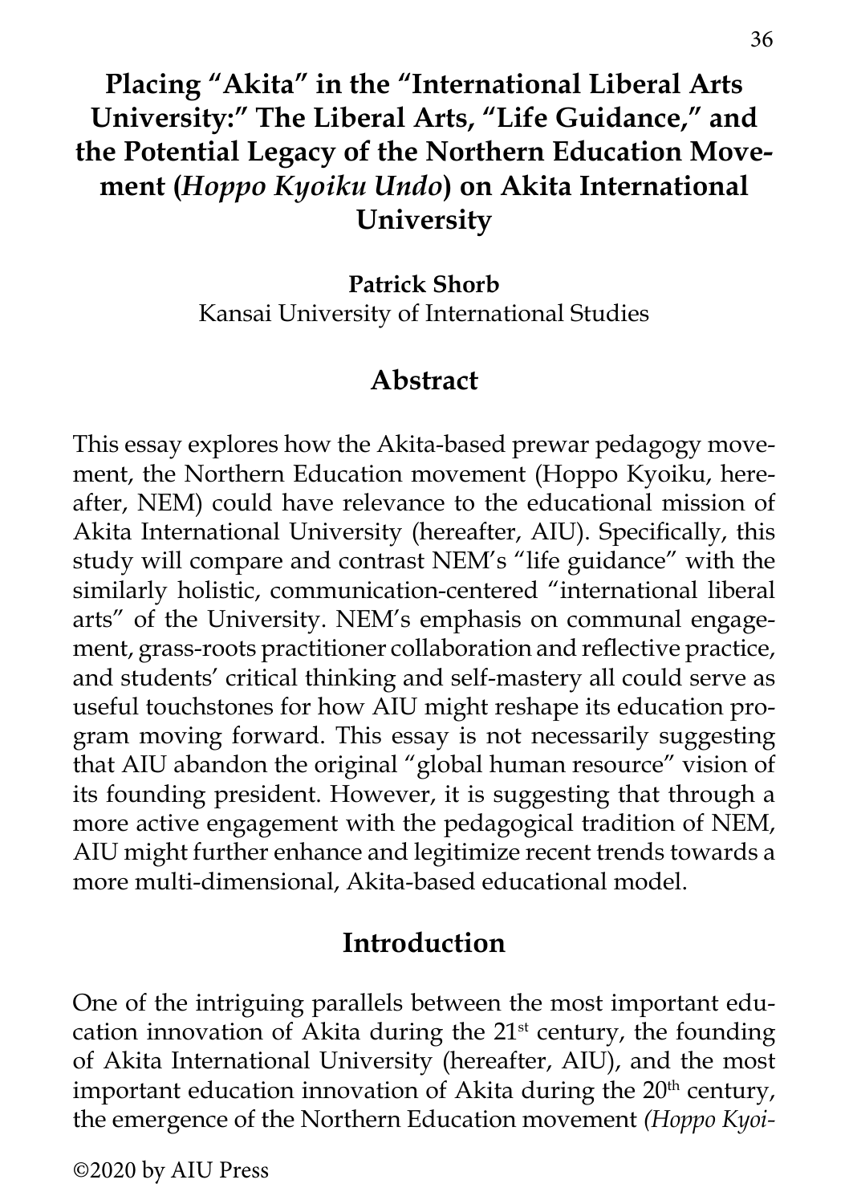# Placing "Akita" in the "International Liberal Arts University:" The Liberal Arts, "Life Guidance," and the Potential Legacy of the Northern Education Movement (*Hoppo Kyoiku Undo*) on Akita International University

**Patrick Shorb**
Kansai University of International Studies

## Abstract

This essay explores how the Akita-based prewar pedagogy movement, the Northern Education movement (Hoppo Kyoiku, hereafter, NEM) could have relevance to the educational mission of Akita International University (hereafter, AIU). Specifically, this study will compare and contrast NEM's "life guidance" with the similarly holistic, communication-centered "international liberal arts" of the University. NEM's emphasis on communal engagement, grass-roots practitioner collaboration and reflective practice, and students' critical thinking and self-mastery all could serve as useful touchstones for how AIU might reshape its education program moving forward. This essay is not necessarily suggesting that AIU abandon the original "global human resource" vision of its founding president. However, it is suggesting that through a more active engagement with the pedagogical tradition of NEM, AIU might further enhance and legitimize recent trends towards a more multi-dimensional, Akita-based educational model.

## Introduction

One of the intriguing parallels between the most important education innovation of Akita during the 21st century, the founding of Akita International University (hereafter, AIU), and the most important education innovation of Akita during the 20th century, the emergence of the Northern Education movement *(Hoppo Kyoi-*

©2020 by AIU Press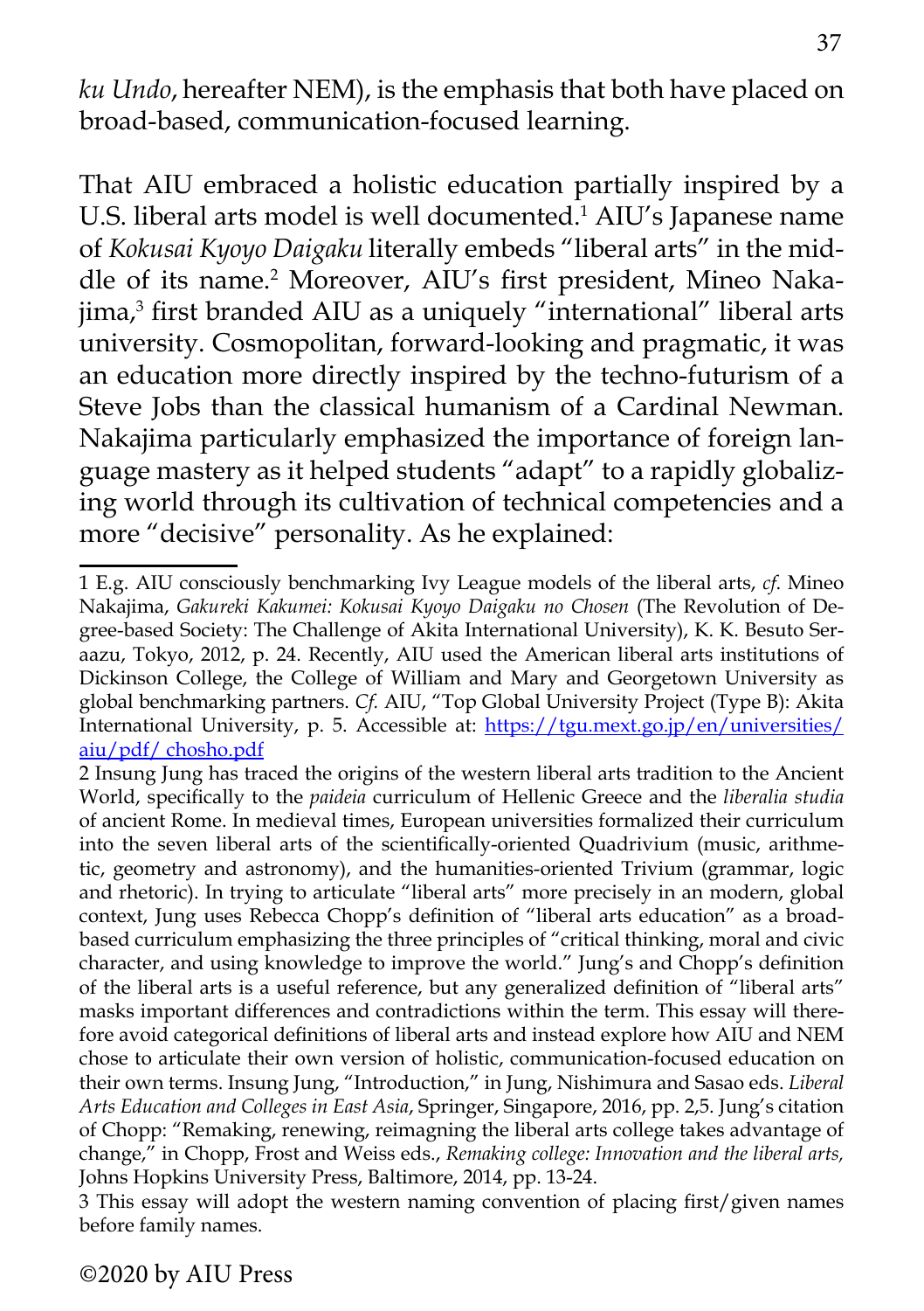*ku Undo*, hereafter NEM), is the emphasis that both have placed on broad-based, communication-focused learning.

That AIU embraced a holistic education partially inspired by a U.S. liberal arts model is well documented.[1] AIU's Japanese name of *Kokusai Kyoyo Daigaku* literally embeds "liberal arts" in the middle of its name.[2] Moreover, AIU's first president, Mineo Nakajima,[3] first branded AIU as a uniquely "international" liberal arts university. Cosmopolitan, forward-looking and pragmatic, it was an education more directly inspired by the techno-futurism of a Steve Jobs than the classical humanism of a Cardinal Newman. Nakajima particularly emphasized the importance of foreign language mastery as it helped students "adapt" to a rapidly globalizing world through its cultivation of technical competencies and a more "decisive" personality. As he explained:

---

1 E.g. AIU consciously benchmarking Ivy League models of the liberal arts, *cf*. Mineo Nakajima, *Gakureki Kakumei: Kokusai Kyoyo Daigaku no Chosen* (The Revolution of Degree-based Society: The Challenge of Akita International University), K. K. Besuto Seraazu, Tokyo, 2012, p. 24. Recently, AIU used the American liberal arts institutions of Dickinson College, the College of William and Mary and Georgetown University as global benchmarking partners. *Cf.* AIU, "Top Global University Project (Type B): Akita International University, p. 5. Accessible at: https://tgu.mext.go.jp/en/universities/aiu/pdf/ chosho.pdf

2 Insung Jung has traced the origins of the western liberal arts tradition to the Ancient World, specifically to the *paideia* curriculum of Hellenic Greece and the *liberalia studia* of ancient Rome. In medieval times, European universities formalized their curriculum into the seven liberal arts of the scientifically-oriented Quadrivium (music, arithmetic, geometry and astronomy), and the humanities-oriented Trivium (grammar, logic and rhetoric). In trying to articulate "liberal arts" more precisely in an modern, global context, Jung uses Rebecca Chopp's definition of "liberal arts education" as a broad-based curriculum emphasizing the three principles of "critical thinking, moral and civic character, and using knowledge to improve the world." Jung's and Chopp's definition of the liberal arts is a useful reference, but any generalized definition of "liberal arts" masks important differences and contradictions within the term. This essay will therefore avoid categorical definitions of liberal arts and instead explore how AIU and NEM chose to articulate their own version of holistic, communication-focused education on their own terms. Insung Jung, "Introduction," in Jung, Nishimura and Sasao eds. *Liberal Arts Education and Colleges in East Asia*, Springer, Singapore, 2016, pp. 2,5. Jung's citation of Chopp: "Remaking, renewing, reimagning the liberal arts college takes advantage of change," in Chopp, Frost and Weiss eds., *Remaking college: Innovation and the liberal arts,* Johns Hopkins University Press, Baltimore, 2014, pp. 13-24.

3 This essay will adopt the western naming convention of placing first/given names before family names.

©2020 by AIU Press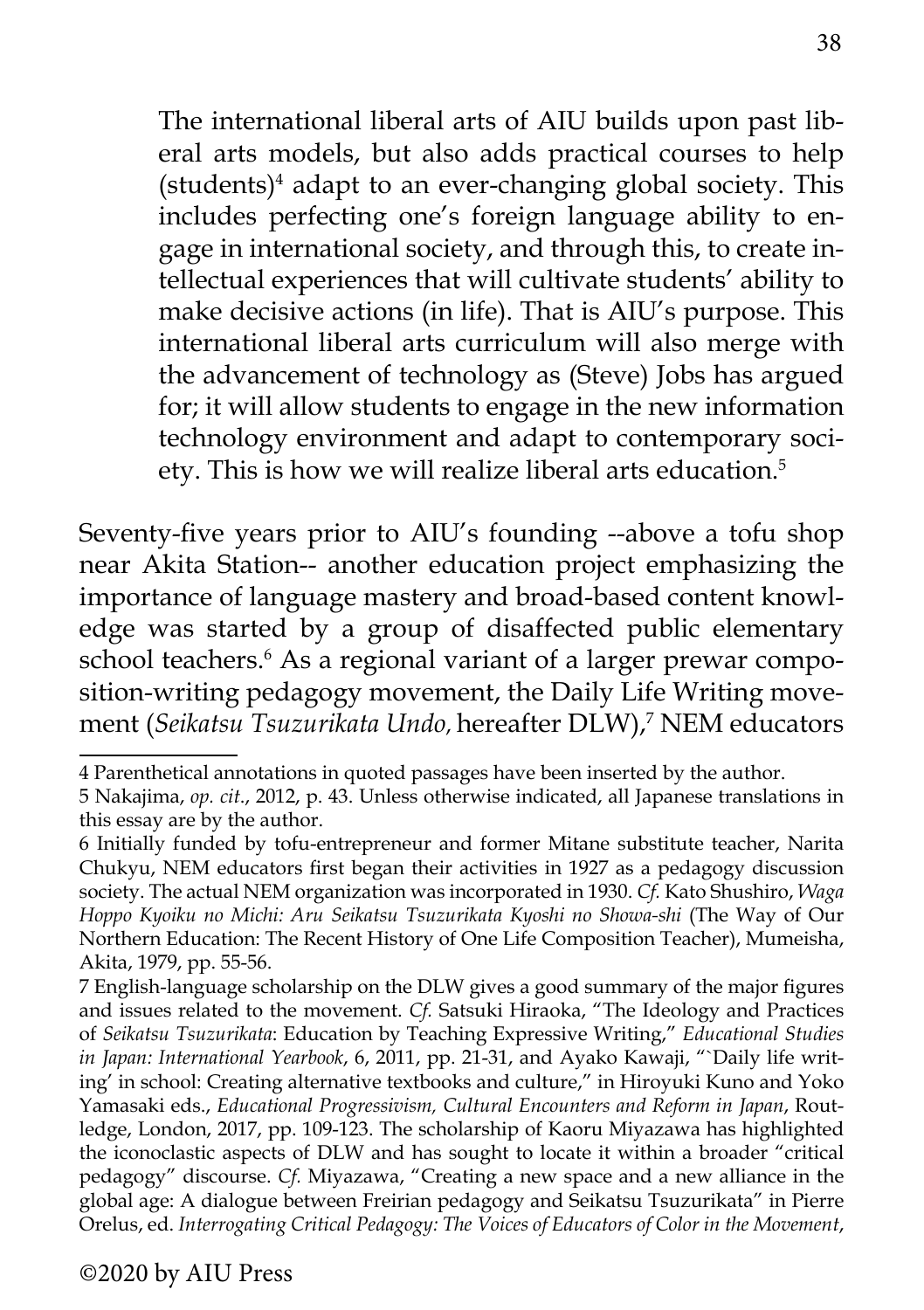> The international liberal arts of AIU builds upon past liberal arts models, but also adds practical courses to help (students)[4] adapt to an ever-changing global society. This includes perfecting one's foreign language ability to engage in international society, and through this, to create intellectual experiences that will cultivate students' ability to make decisive actions (in life). That is AIU's purpose. This international liberal arts curriculum will also merge with the advancement of technology as (Steve) Jobs has argued for; it will allow students to engage in the new information technology environment and adapt to contemporary society. This is how we will realize liberal arts education.[5]

Seventy-five years prior to AIU's founding --above a tofu shop near Akita Station-- another education project emphasizing the importance of language mastery and broad-based content knowledge was started by a group of disaffected public elementary school teachers.[6] As a regional variant of a larger prewar composition-writing pedagogy movement, the Daily Life Writing movement (*Seikatsu Tsuzurikata Undo,* hereafter DLW),[7] NEM educators

---

4 Parenthetical annotations in quoted passages have been inserted by the author.

5 Nakajima, *op. cit*., 2012, p. 43. Unless otherwise indicated, all Japanese translations in this essay are by the author.

6 Initially funded by tofu-entrepreneur and former Mitane substitute teacher, Narita Chukyu, NEM educators first began their activities in 1927 as a pedagogy discussion society. The actual NEM organization was incorporated in 1930. *Cf.* Kato Shushiro, *Waga Hoppo Kyoiku no Michi: Aru Seikatsu Tsuzurikata Kyoshi no Showa-shi* (The Way of Our Northern Education: The Recent History of One Life Composition Teacher), Mumeisha, Akita, 1979, pp. 55-56.

7 English-language scholarship on the DLW gives a good summary of the major figures and issues related to the movement. *Cf.* Satsuki Hiraoka, "The Ideology and Practices of *Seikatsu Tsuzurikata*: Education by Teaching Expressive Writing," *Educational Studies in Japan: International Yearbook*, 6, 2011, pp. 21-31, and Ayako Kawaji, "`Daily life writing' in school: Creating alternative textbooks and culture," in Hiroyuki Kuno and Yoko Yamasaki eds., *Educational Progressivism, Cultural Encounters and Reform in Japan*, Routledge, London, 2017, pp. 109-123. The scholarship of Kaoru Miyazawa has highlighted the iconoclastic aspects of DLW and has sought to locate it within a broader "critical pedagogy" discourse. *Cf.* Miyazawa, "Creating a new space and a new alliance in the global age: A dialogue between Freirian pedagogy and Seikatsu Tsuzurikata" in Pierre Orelus, ed. *Interrogating Critical Pedagogy: The Voices of Educators of Color in the Movement*,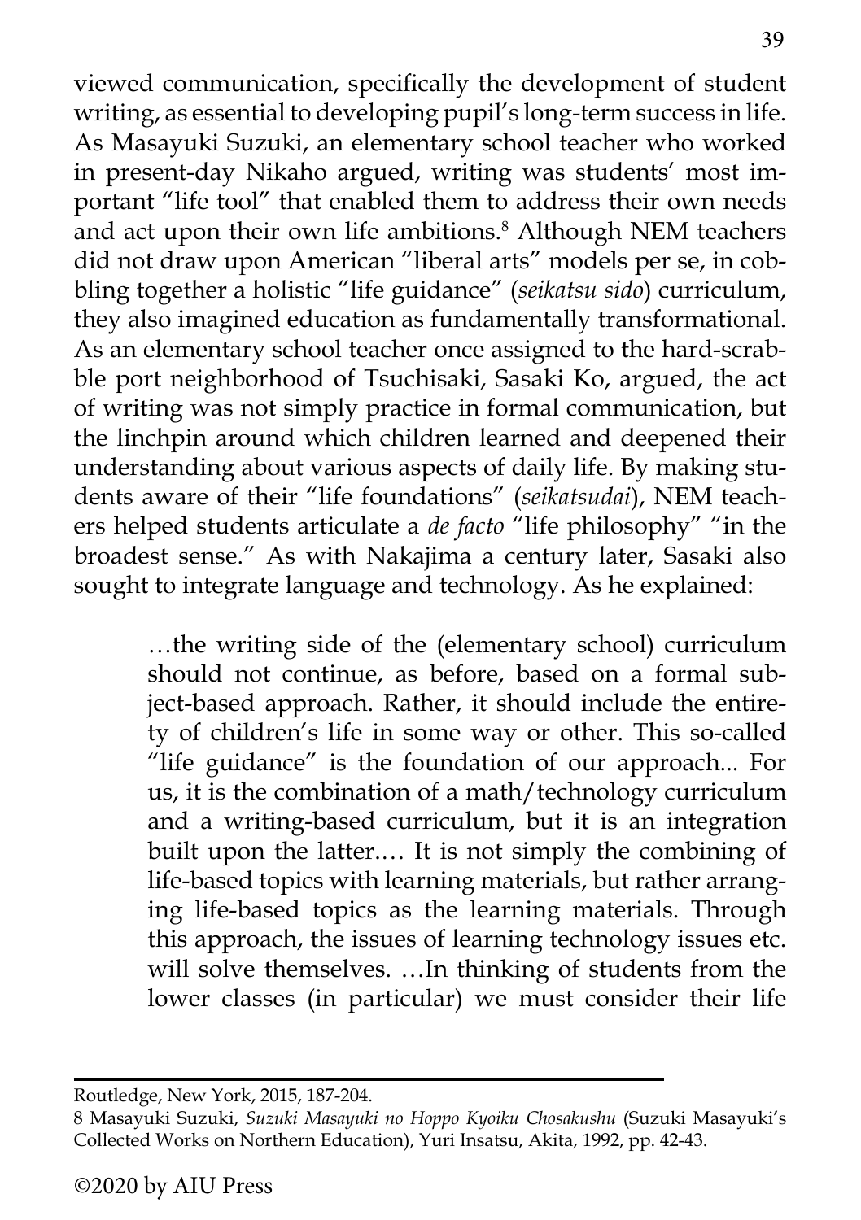viewed communication, specifically the development of student writing, as essential to developing pupil's long-term success in life. As Masayuki Suzuki, an elementary school teacher who worked in present-day Nikaho argued, writing was students' most important "life tool" that enabled them to address their own needs and act upon their own life ambitions.[8] Although NEM teachers did not draw upon American "liberal arts" models per se, in cobbling together a holistic "life guidance" (*seikatsu sido*) curriculum, they also imagined education as fundamentally transformational. As an elementary school teacher once assigned to the hard-scrabble port neighborhood of Tsuchisaki, Sasaki Ko, argued, the act of writing was not simply practice in formal communication, but the linchpin around which children learned and deepened their understanding about various aspects of daily life. By making students aware of their "life foundations" (*seikatsudai*), NEM teachers helped students articulate a *de facto* "life philosophy" "in the broadest sense." As with Nakajima a century later, Sasaki also sought to integrate language and technology. As he explained:

> …the writing side of the (elementary school) curriculum should not continue, as before, based on a formal subject-based approach. Rather, it should include the entirety of children's life in some way or other. This so-called "life guidance" is the foundation of our approach... For us, it is the combination of a math/technology curriculum and a writing-based curriculum, but it is an integration built upon the latter.… It is not simply the combining of life-based topics with learning materials, but rather arranging life-based topics as the learning materials. Through this approach, the issues of learning technology issues etc. will solve themselves. …In thinking of students from the lower classes (in particular) we must consider their life

---

Routledge, New York, 2015, 187-204.

8 Masayuki Suzuki, *Suzuki Masayuki no Hoppo Kyoiku Chosakushu* (Suzuki Masayuki's Collected Works on Northern Education), Yuri Insatsu, Akita, 1992, pp. 42-43.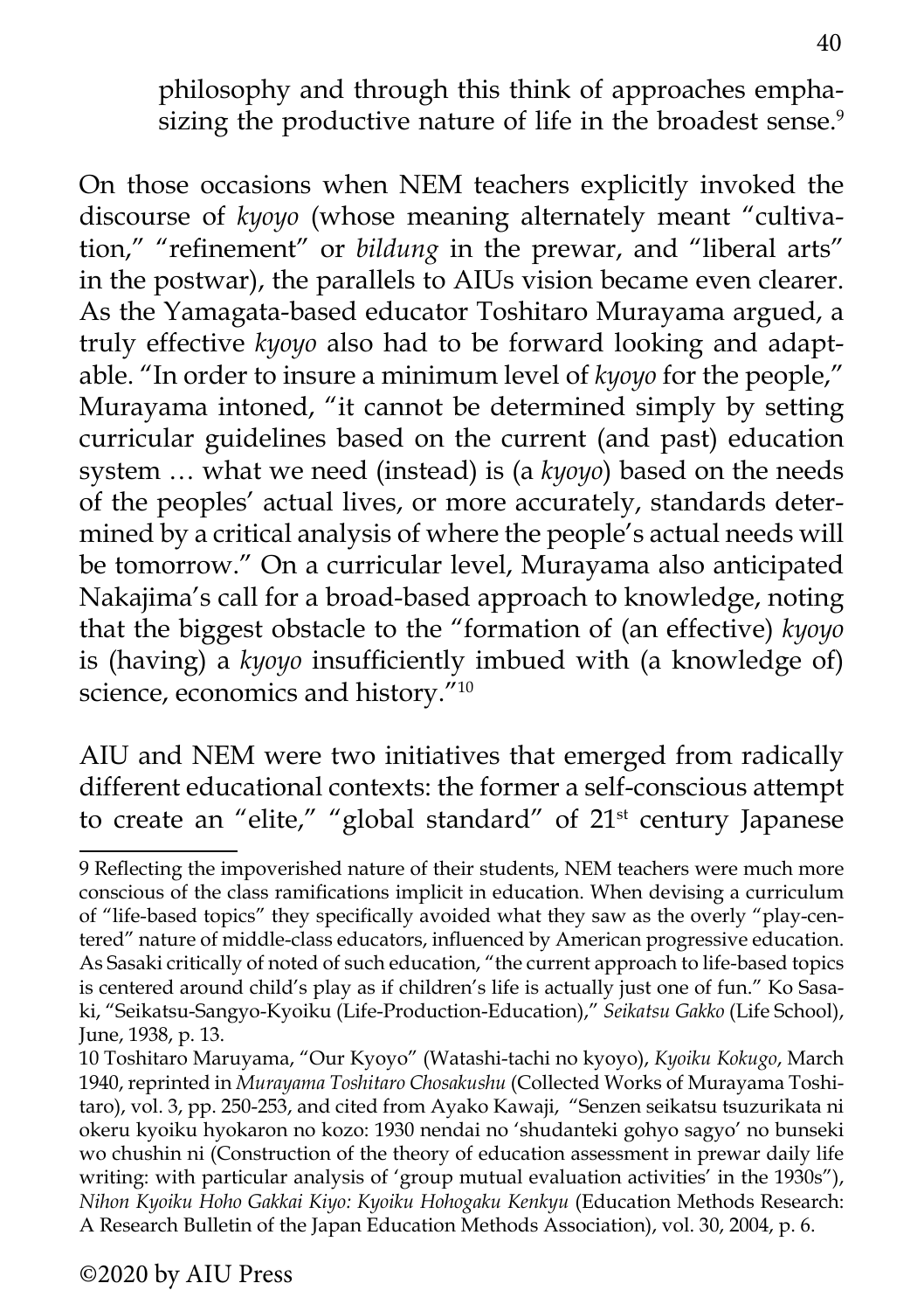philosophy and through this think of approaches emphasizing the productive nature of life in the broadest sense.[9]

On those occasions when NEM teachers explicitly invoked the discourse of *kyoyo* (whose meaning alternately meant "cultivation," "refinement" or *bildung* in the prewar, and "liberal arts" in the postwar), the parallels to AIUs vision became even clearer. As the Yamagata-based educator Toshitaro Murayama argued, a truly effective *kyoyo* also had to be forward looking and adaptable. "In order to insure a minimum level of *kyoyo* for the people," Murayama intoned, "it cannot be determined simply by setting curricular guidelines based on the current (and past) education system … what we need (instead) is (a *kyoyo*) based on the needs of the peoples' actual lives, or more accurately, standards determined by a critical analysis of where the people's actual needs will be tomorrow." On a curricular level, Murayama also anticipated Nakajima's call for a broad-based approach to knowledge, noting that the biggest obstacle to the "formation of (an effective) *kyoyo* is (having) a *kyoyo* insufficiently imbued with (a knowledge of) science, economics and history."[10]

AIU and NEM were two initiatives that emerged from radically different educational contexts: the former a self-conscious attempt to create an "elite," "global standard" of 21st century Japanese

---

9 Reflecting the impoverished nature of their students, NEM teachers were much more conscious of the class ramifications implicit in education. When devising a curriculum of "life-based topics" they specifically avoided what they saw as the overly "play-centered" nature of middle-class educators, influenced by American progressive education. As Sasaki critically of noted of such education, "the current approach to life-based topics is centered around child's play as if children's life is actually just one of fun." Ko Sasaki, "Seikatsu-Sangyo-Kyoiku (Life-Production-Education)," *Seikatsu Gakko* (Life School), June, 1938, p. 13.

10 Toshitaro Maruyama, "Our Kyoyo" (Watashi-tachi no kyoyo), *Kyoiku Kokugo*, March 1940, reprinted in *Murayama Toshitaro Chosakushu* (Collected Works of Murayama Toshitaro), vol. 3, pp. 250-253, and cited from Ayako Kawaji, "Senzen seikatsu tsuzurikata ni okeru kyoiku hyokaron no kozo: 1930 nendai no 'shudanteki gohyo sagyo' no bunseki wo chushin ni (Construction of the theory of education assessment in prewar daily life writing: with particular analysis of 'group mutual evaluation activities' in the 1930s")*, Nihon Kyoiku Hoho Gakkai Kiyo: Kyoiku Hohogaku Kenkyu* (Education Methods Research: A Research Bulletin of the Japan Education Methods Association), vol. 30, 2004, p. 6.

©2020 by AIU Press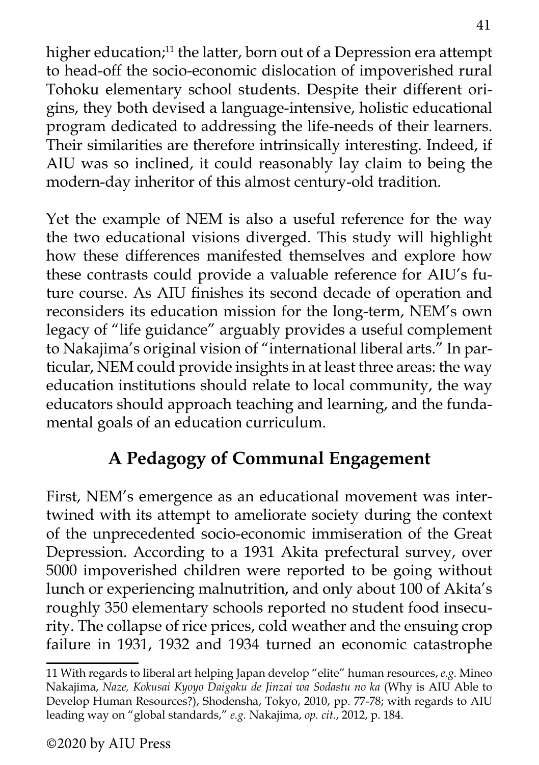higher education;[11] the latter, born out of a Depression era attempt to head-off the socio-economic dislocation of impoverished rural Tohoku elementary school students. Despite their different origins, they both devised a language-intensive, holistic educational program dedicated to addressing the life-needs of their learners. Their similarities are therefore intrinsically interesting. Indeed, if AIU was so inclined, it could reasonably lay claim to being the modern-day inheritor of this almost century-old tradition.

Yet the example of NEM is also a useful reference for the way the two educational visions diverged. This study will highlight how these differences manifested themselves and explore how these contrasts could provide a valuable reference for AIU's future course. As AIU finishes its second decade of operation and reconsiders its education mission for the long-term, NEM's own legacy of "life guidance" arguably provides a useful complement to Nakajima's original vision of "international liberal arts." In particular, NEM could provide insights in at least three areas: the way education institutions should relate to local community, the way educators should approach teaching and learning, and the fundamental goals of an education curriculum.

## A Pedagogy of Communal Engagement

First, NEM's emergence as an educational movement was intertwined with its attempt to ameliorate society during the context of the unprecedented socio-economic immiseration of the Great Depression. According to a 1931 Akita prefectural survey, over 5000 impoverished children were reported to be going without lunch or experiencing malnutrition, and only about 100 of Akita's roughly 350 elementary schools reported no student food insecurity. The collapse of rice prices, cold weather and the ensuing crop failure in 1931, 1932 and 1934 turned an economic catastrophe

---

11 With regards to liberal art helping Japan develop "elite" human resources, *e.g.* Mineo Nakajima, *Naze, Kokusai Kyoyo Daigaku de Jinzai wa Sodastu no ka* (Why is AIU Able to Develop Human Resources?), Shodensha, Tokyo, 2010, pp. 77-78; with regards to AIU leading way on "global standards," *e.g.* Nakajima, *op. cit.*, 2012, p. 184.

©2020 by AIU Press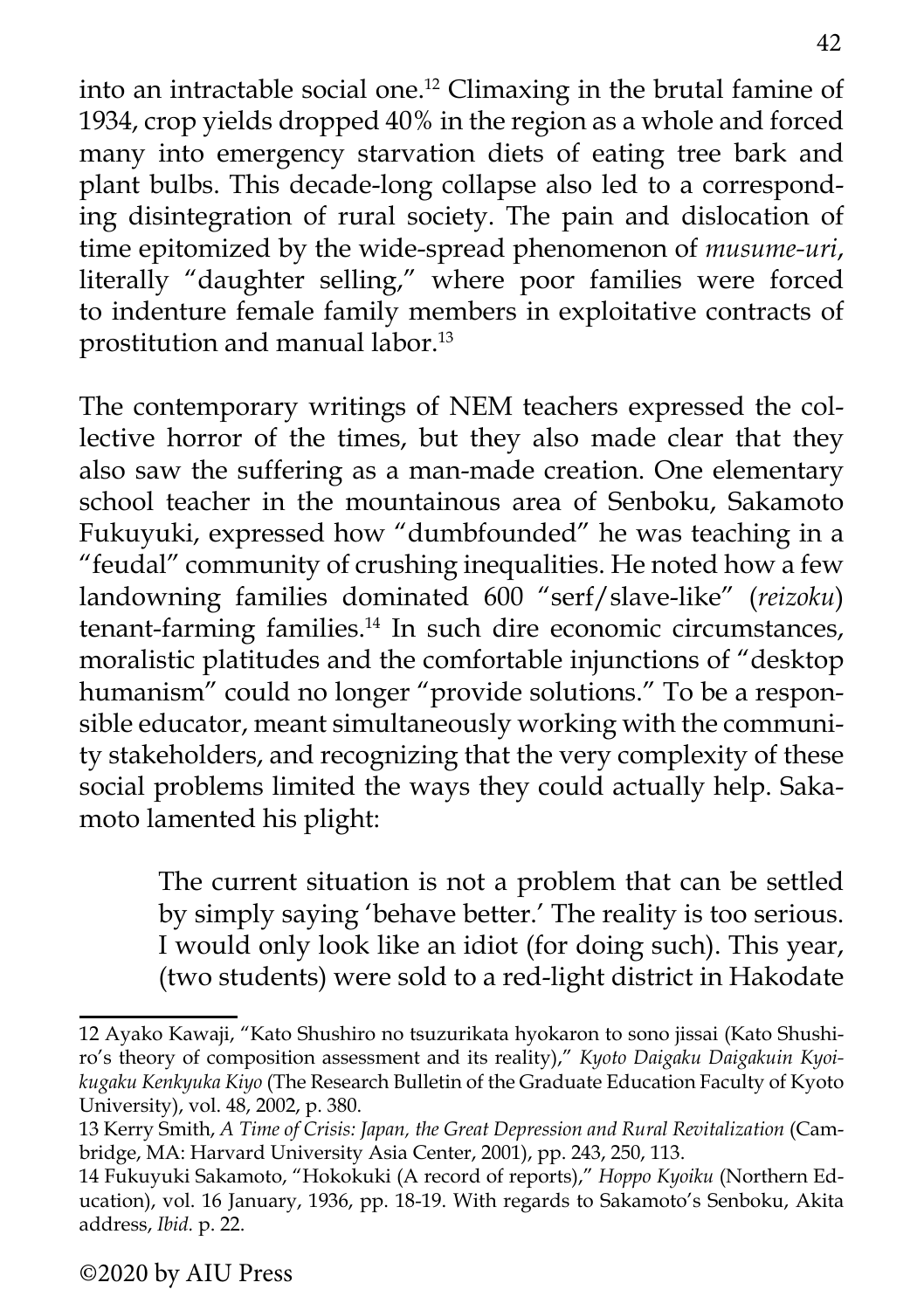into an intractable social one.[12] Climaxing in the brutal famine of 1934, crop yields dropped 40% in the region as a whole and forced many into emergency starvation diets of eating tree bark and plant bulbs. This decade-long collapse also led to a corresponding disintegration of rural society. The pain and dislocation of time epitomized by the wide-spread phenomenon of *musume-uri*, literally "daughter selling," where poor families were forced to indenture female family members in exploitative contracts of prostitution and manual labor.[13]

The contemporary writings of NEM teachers expressed the collective horror of the times, but they also made clear that they also saw the suffering as a man-made creation. One elementary school teacher in the mountainous area of Senboku, Sakamoto Fukuyuki, expressed how "dumbfounded" he was teaching in a "feudal" community of crushing inequalities. He noted how a few landowning families dominated 600 "serf/slave-like" (*reizoku*) tenant-farming families.[14] In such dire economic circumstances, moralistic platitudes and the comfortable injunctions of "desktop humanism" could no longer "provide solutions." To be a responsible educator, meant simultaneously working with the community stakeholders, and recognizing that the very complexity of these social problems limited the ways they could actually help. Sakamoto lamented his plight:

> The current situation is not a problem that can be settled by simply saying 'behave better.' The reality is too serious. I would only look like an idiot (for doing such). This year, (two students) were sold to a red-light district in Hakodate

12 Ayako Kawaji, "Kato Shushiro no tsuzurikata hyokaron to sono jissai (Kato Shushiro's theory of composition assessment and its reality)," *Kyoto Daigaku Daigakuin Kyoikugaku Kenkyuka Kiyo* (The Research Bulletin of the Graduate Education Faculty of Kyoto University), vol. 48, 2002, p. 380.

13 Kerry Smith, *A Time of Crisis: Japan, the Great Depression and Rural Revitalization* (Cambridge, MA: Harvard University Asia Center, 2001), pp. 243, 250, 113.

14 Fukuyuki Sakamoto, "Hokokuki (A record of reports)," *Hoppo Kyoiku* (Northern Education), vol. 16 January, 1936, pp. 18-19. With regards to Sakamoto's Senboku, Akita address, *Ibid.* p. 22.

©2020 by AIU Press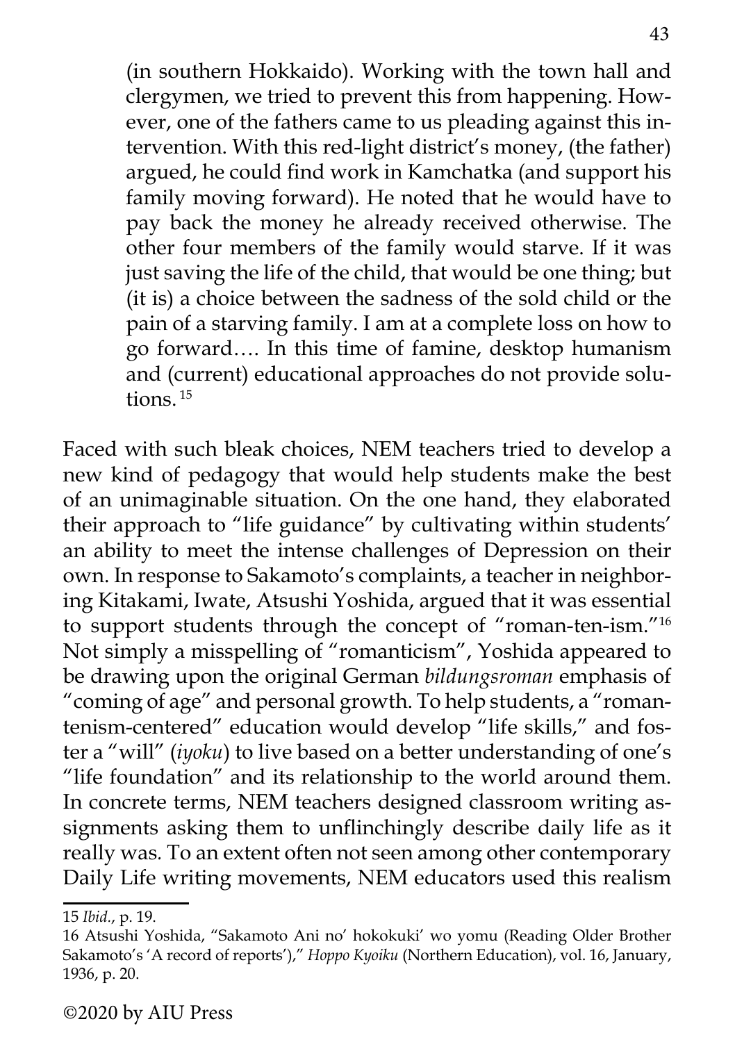> (in southern Hokkaido). Working with the town hall and clergymen, we tried to prevent this from happening. However, one of the fathers came to us pleading against this intervention. With this red-light district's money, (the father) argued, he could find work in Kamchatka (and support his family moving forward). He noted that he would have to pay back the money he already received otherwise. The other four members of the family would starve. If it was just saving the life of the child, that would be one thing; but (it is) a choice between the sadness of the sold child or the pain of a starving family. I am at a complete loss on how to go forward.... In this time of famine, desktop humanism and (current) educational approaches do not provide solutions. [15]

Faced with such bleak choices, NEM teachers tried to develop a new kind of pedagogy that would help students make the best of an unimaginable situation. On the one hand, they elaborated their approach to "life guidance" by cultivating within students' an ability to meet the intense challenges of Depression on their own. In response to Sakamoto's complaints, a teacher in neighboring Kitakami, Iwate, Atsushi Yoshida, argued that it was essential to support students through the concept of "roman-ten-ism."[16] Not simply a misspelling of "romanticism", Yoshida appeared to be drawing upon the original German *bildungsroman* emphasis of "coming of age" and personal growth. To help students, a "romantenism-centered" education would develop "life skills," and foster a "will" (*iyoku*) to live based on a better understanding of one's "life foundation" and its relationship to the world around them. In concrete terms, NEM teachers designed classroom writing assignments asking them to unflinchingly describe daily life as it really was. To an extent often not seen among other contemporary Daily Life writing movements, NEM educators used this realism

---

15 *Ibid.*, p. 19.

16 Atsushi Yoshida, "Sakamoto Ani no' hokokuki' wo yomu (Reading Older Brother Sakamoto's 'A record of reports')," *Hoppo Kyoiku* (Northern Education), vol. 16, January, 1936, p. 20.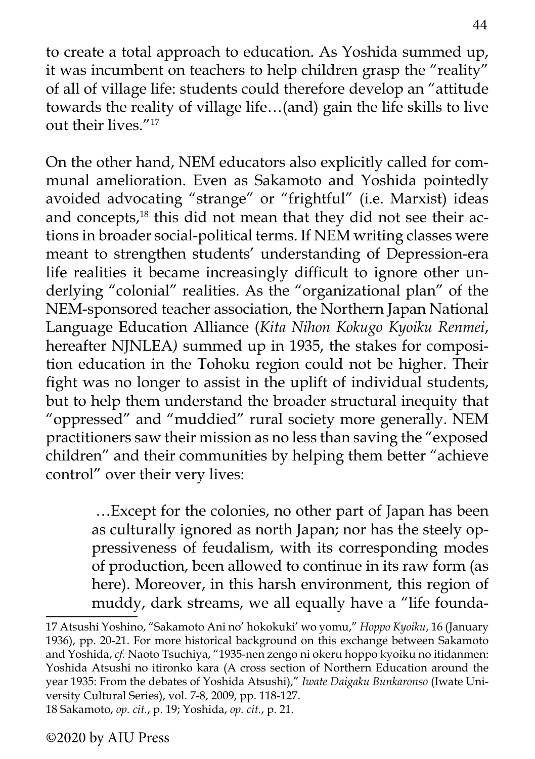to create a total approach to education. As Yoshida summed up, it was incumbent on teachers to help children grasp the "reality" of all of village life: students could therefore develop an "attitude towards the reality of village life…(and) gain the life skills to live out their lives."[17]

On the other hand, NEM educators also explicitly called for communal amelioration. Even as Sakamoto and Yoshida pointedly avoided advocating "strange" or "frightful" (i.e. Marxist) ideas and concepts,[18] this did not mean that they did not see their actions in broader social-political terms. If NEM writing classes were meant to strengthen students' understanding of Depression-era life realities it became increasingly difficult to ignore other underlying "colonial" realities. As the "organizational plan" of the NEM-sponsored teacher association, the Northern Japan National Language Education Alliance (*Kita Nihon Kokugo Kyoiku Renmei*, hereafter NJNLEA) summed up in 1935, the stakes for composition education in the Tohoku region could not be higher. Their fight was no longer to assist in the uplift of individual students, but to help them understand the broader structural inequity that "oppressed" and "muddied" rural society more generally. NEM practitioners saw their mission as no less than saving the "exposed children" and their communities by helping them better "achieve control" over their very lives:

> …Except for the colonies, no other part of Japan has been as culturally ignored as north Japan; nor has the steely oppressiveness of feudalism, with its corresponding modes of production, been allowed to continue in its raw form (as here). Moreover, in this harsh environment, this region of muddy, dark streams, we all equally have a "life founda-

---

17 Atsushi Yoshino, "Sakamoto Ani no' hokokuki' wo yomu," *Hoppo Kyoiku*, 16 (January 1936), pp. 20-21. For more historical background on this exchange between Sakamoto and Yoshida, *cf.* Naoto Tsuchiya, "1935-nen zengo ni okeru hoppo kyoiku no itidanmen: Yoshida Atsushi no itironko kara (A cross section of Northern Education around the year 1935: From the debates of Yoshida Atsushi)," *Iwate Daigaku Bunkaronso* (Iwate University Cultural Series), vol. 7-8, 2009, pp. 118-127.

18 Sakamoto, *op. cit.*, p. 19; Yoshida, *op. cit.*, p. 21.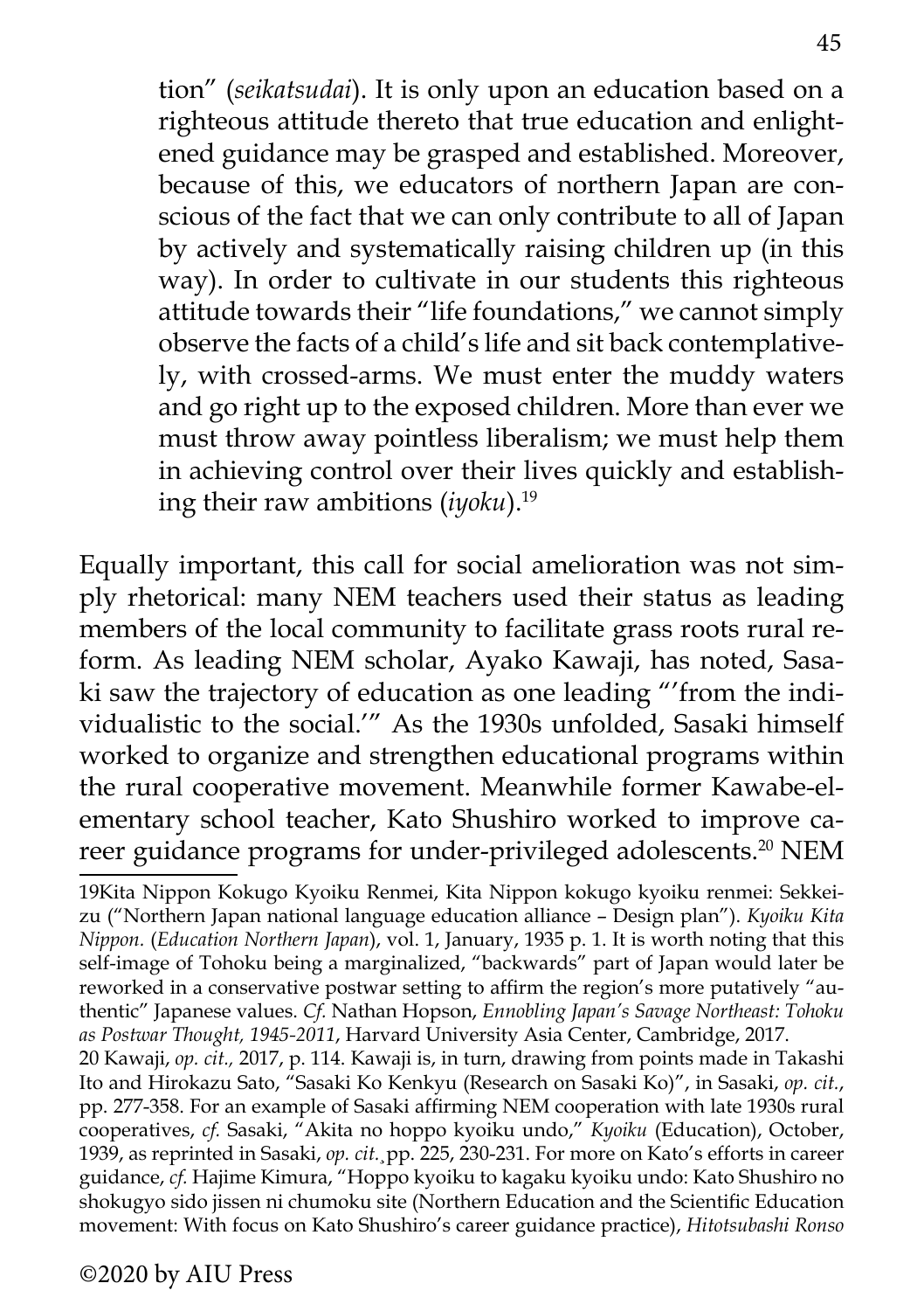> tion" (*seikatsudai*). It is only upon an education based on a righteous attitude thereto that true education and enlightened guidance may be grasped and established. Moreover, because of this, we educators of northern Japan are conscious of the fact that we can only contribute to all of Japan by actively and systematically raising children up (in this way). In order to cultivate in our students this righteous attitude towards their "life foundations," we cannot simply observe the facts of a child's life and sit back contemplatively, with crossed-arms. We must enter the muddy waters and go right up to the exposed children. More than ever we must throw away pointless liberalism; we must help them in achieving control over their lives quickly and establishing their raw ambitions (*iyoku*).[19]

Equally important, this call for social amelioration was not simply rhetorical: many NEM teachers used their status as leading members of the local community to facilitate grass roots rural reform. As leading NEM scholar, Ayako Kawaji, has noted, Sasaki saw the trajectory of education as one leading "'from the individualistic to the social.'" As the 1930s unfolded, Sasaki himself worked to organize and strengthen educational programs within the rural cooperative movement. Meanwhile former Kawabe-elementary school teacher, Kato Shushiro worked to improve career guidance programs for under-privileged adolescents.[20] NEM

---

19Kita Nippon Kokugo Kyoiku Renmei, Kita Nippon kokugo kyoiku renmei: Sekkeizu ("Northern Japan national language education alliance – Design plan"). *Kyoiku Kita Nippon*. (*Education Northern Japan*), vol. 1, January, 1935 p. 1. It is worth noting that this self-image of Tohoku being a marginalized, "backwards" part of Japan would later be reworked in a conservative postwar setting to affirm the region's more putatively "authentic" Japanese values. *Cf.* Nathan Hopson, *Ennobling Japan's Savage Northeast: Tohoku as Postwar Thought, 1945-2011*, Harvard University Asia Center, Cambridge, 2017.

20 Kawaji, *op. cit.,* 2017, p. 114. Kawaji is, in turn, drawing from points made in Takashi Ito and Hirokazu Sato, "Sasaki Ko Kenkyu (Research on Sasaki Ko)", in Sasaki, *op. cit.*, pp. 277-358. For an example of Sasaki affirming NEM cooperation with late 1930s rural cooperatives, *cf.* Sasaki, "Akita no hoppo kyoiku undo," *Kyoiku* (Education), October, 1939, as reprinted in Sasaki, *op. cit.*¸pp. 225, 230-231. For more on Kato's efforts in career guidance, *cf.* Hajime Kimura, "Hoppo kyoiku to kagaku kyoiku undo: Kato Shushiro no shokugyo sido jissen ni chumoku site (Northern Education and the Scientific Education movement: With focus on Kato Shushiro's career guidance practice), *Hitotsubashi Ronso*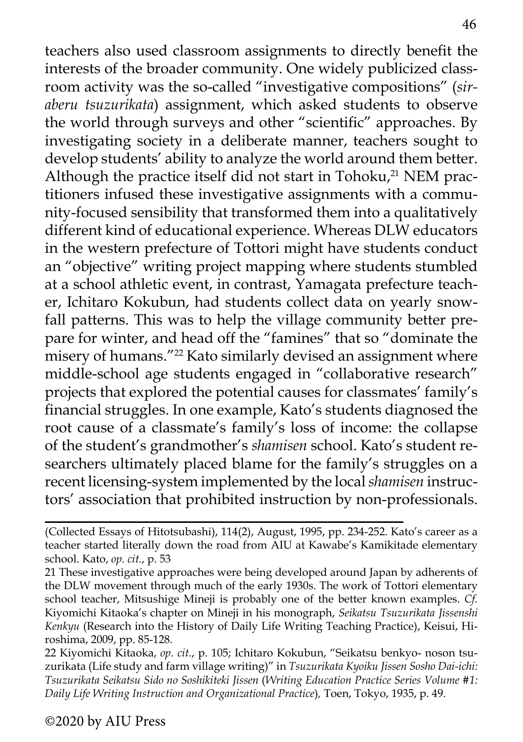teachers also used classroom assignments to directly benefit the interests of the broader community. One widely publicized classroom activity was the so-called "investigative compositions" (*siraberu tsuzurikata*) assignment, which asked students to observe the world through surveys and other "scientific" approaches. By investigating society in a deliberate manner, teachers sought to develop students' ability to analyze the world around them better. Although the practice itself did not start in Tohoku,[21] NEM practitioners infused these investigative assignments with a community-focused sensibility that transformed them into a qualitatively different kind of educational experience. Whereas DLW educators in the western prefecture of Tottori might have students conduct an "objective" writing project mapping where students stumbled at a school athletic event, in contrast, Yamagata prefecture teacher, Ichitaro Kokubun, had students collect data on yearly snowfall patterns. This was to help the village community better prepare for winter, and head off the "famines" that so "dominate the misery of humans."[22] Kato similarly devised an assignment where middle-school age students engaged in "collaborative research" projects that explored the potential causes for classmates' family's financial struggles. In one example, Kato's students diagnosed the root cause of a classmate's family's loss of income: the collapse of the student's grandmother's *shamisen* school. Kato's student researchers ultimately placed blame for the family's struggles on a recent licensing-system implemented by the local *shamisen* instructors' association that prohibited instruction by non-professionals.

---

(Collected Essays of Hitotsubashi), 114(2), August, 1995, pp. 234-252. Kato's career as a teacher started literally down the road from AIU at Kawabe's Kamikitade elementary school. Kato, *op. cit.*, p. 53

21 These investigative approaches were being developed around Japan by adherents of the DLW movement through much of the early 1930s. The work of Tottori elementary school teacher, Mitsushige Mineji is probably one of the better known examples. *Cf.* Kiyomichi Kitaoka's chapter on Mineji in his monograph, *Seikatsu Tsuzurikata Jissenshi Kenkyu* (Research into the History of Daily Life Writing Teaching Practice), Keisui, Hiroshima, 2009, pp. 85-128.

22 Kiyomichi Kitaoka, *op. cit.*, p. 105; Ichitaro Kokubun, "Seikatsu benkyo- noson tsuzurikata (Life study and farm village writing)" in *Tsuzurikata Kyoiku Jissen Sosho Dai-ichi: Tsuzurikata Seikatsu Sido no Soshikiteki Jissen* (*Writing Education Practice Series Volume #1: Daily Life Writing Instruction and Organizational Practice*), Toen, Tokyo, 1935, p. 49.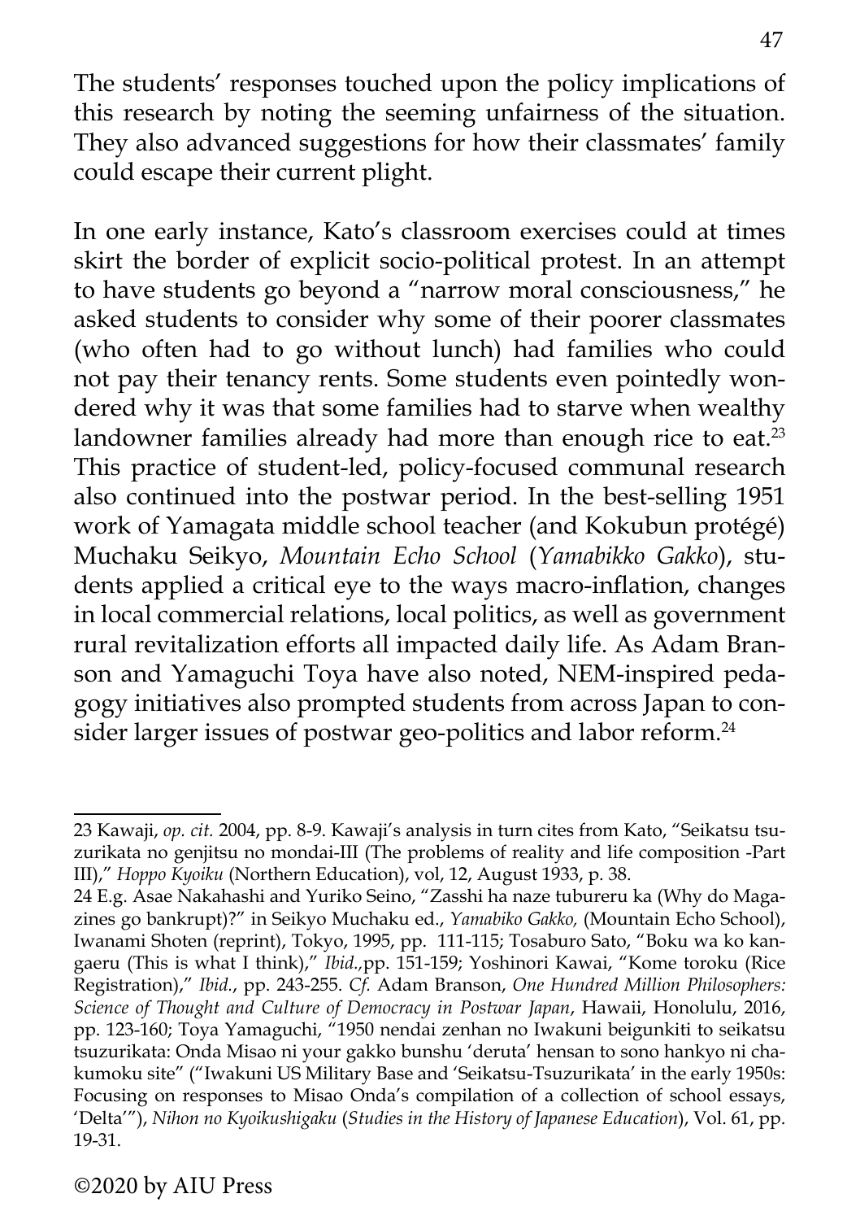The students' responses touched upon the policy implications of this research by noting the seeming unfairness of the situation. They also advanced suggestions for how their classmates' family could escape their current plight.

In one early instance, Kato's classroom exercises could at times skirt the border of explicit socio-political protest. In an attempt to have students go beyond a "narrow moral consciousness," he asked students to consider why some of their poorer classmates (who often had to go without lunch) had families who could not pay their tenancy rents. Some students even pointedly wondered why it was that some families had to starve when wealthy landowner families already had more than enough rice to eat.[23] This practice of student-led, policy-focused communal research also continued into the postwar period. In the best-selling 1951 work of Yamagata middle school teacher (and Kokubun protégé) Muchaku Seikyo, *Mountain Echo School* (*Yamabikko Gakko*), students applied a critical eye to the ways macro-inflation, changes in local commercial relations, local politics, as well as government rural revitalization efforts all impacted daily life. As Adam Branson and Yamaguchi Toya have also noted, NEM-inspired pedagogy initiatives also prompted students from across Japan to consider larger issues of postwar geo-politics and labor reform.[24]

---

23 Kawaji, *op. cit.* 2004, pp. 8-9. Kawaji's analysis in turn cites from Kato, "Seikatsu tsuzurikata no genjitsu no mondai-III (The problems of reality and life composition -Part III)," *Hoppo Kyoiku* (Northern Education), vol, 12, August 1933, p. 38.

24 E.g. Asae Nakahashi and Yuriko Seino, "Zasshi ha naze tubureru ka (Why do Magazines go bankrupt)?" in Seikyo Muchaku ed., *Yamabiko Gakko,* (Mountain Echo School), Iwanami Shoten (reprint), Tokyo, 1995, pp. 111-115; Tosaburo Sato, "Boku wa ko kangaeru (This is what I think)," *Ibid.,*pp. 151-159; Yoshinori Kawai, "Kome toroku (Rice Registration)," *Ibid.*, pp. 243-255. *Cf.* Adam Branson, *One Hundred Million Philosophers: Science of Thought and Culture of Democracy in Postwar Japan*, Hawaii, Honolulu, 2016, pp. 123-160; Toya Yamaguchi, "1950 nendai zenhan no Iwakuni beigunkiti to seikatsu tsuzurikata: Onda Misao ni your gakko bunshu 'deruta' hensan to sono hankyo ni chakumoku site" ("Iwakuni US Military Base and 'Seikatsu-Tsuzurikata' in the early 1950s: Focusing on responses to Misao Onda's compilation of a collection of school essays, 'Delta'"), *Nihon no Kyoikushigaku* (*Studies in the History of Japanese Education*), Vol. 61, pp. 19-31.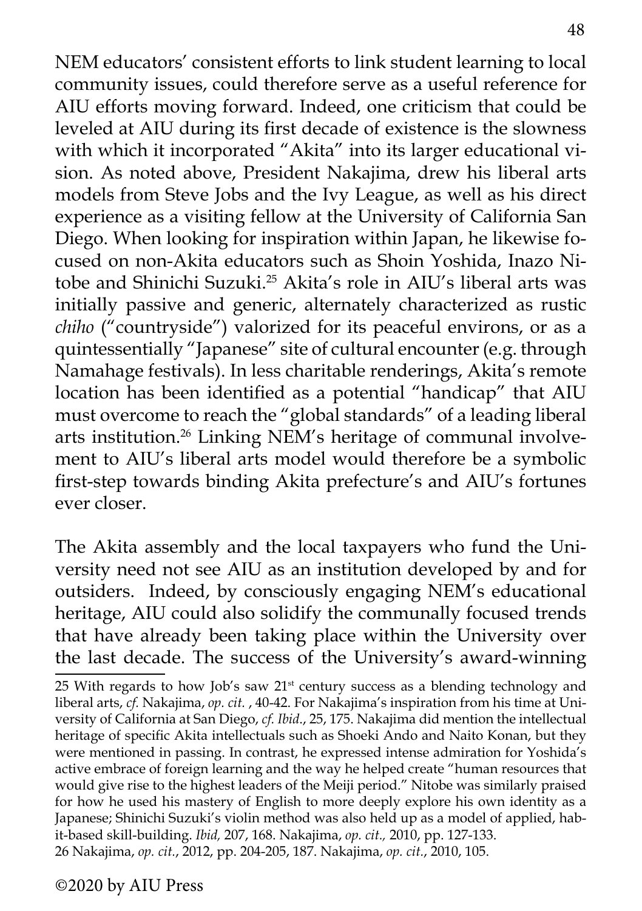NEM educators' consistent efforts to link student learning to local community issues, could therefore serve as a useful reference for AIU efforts moving forward. Indeed, one criticism that could be leveled at AIU during its first decade of existence is the slowness with which it incorporated "Akita" into its larger educational vision. As noted above, President Nakajima, drew his liberal arts models from Steve Jobs and the Ivy League, as well as his direct experience as a visiting fellow at the University of California San Diego. When looking for inspiration within Japan, he likewise focused on non-Akita educators such as Shoin Yoshida, Inazo Nitobe and Shinichi Suzuki.[25] Akita's role in AIU's liberal arts was initially passive and generic, alternately characterized as rustic *chiho* ("countryside") valorized for its peaceful environs, or as a quintessentially "Japanese" site of cultural encounter (e.g. through Namahage festivals). In less charitable renderings, Akita's remote location has been identified as a potential "handicap" that AIU must overcome to reach the "global standards" of a leading liberal arts institution.[26] Linking NEM's heritage of communal involvement to AIU's liberal arts model would therefore be a symbolic first-step towards binding Akita prefecture's and AIU's fortunes ever closer.

The Akita assembly and the local taxpayers who fund the University need not see AIU as an institution developed by and for outsiders. Indeed, by consciously engaging NEM's educational heritage, AIU could also solidify the communally focused trends that have already been taking place within the University over the last decade. The success of the University's award-winning

---

25 With regards to how Job's saw 21st century success as a blending technology and liberal arts, *cf.* Nakajima, *op. cit.* , 40-42. For Nakajima's inspiration from his time at University of California at San Diego, *cf. Ibid.*, 25, 175. Nakajima did mention the intellectual heritage of specific Akita intellectuals such as Shoeki Ando and Naito Konan, but they were mentioned in passing. In contrast, he expressed intense admiration for Yoshida's active embrace of foreign learning and the way he helped create "human resources that would give rise to the highest leaders of the Meiji period." Nitobe was similarly praised for how he used his mastery of English to more deeply explore his own identity as a Japanese; Shinichi Suzuki's violin method was also held up as a model of applied, habit-based skill-building. *Ibid,* 207, 168. Nakajima, *op. cit.,* 2010, pp. 127-133.

26 Nakajima, *op. cit.*, 2012, pp. 204-205, 187. Nakajima, *op. cit.*, 2010, 105.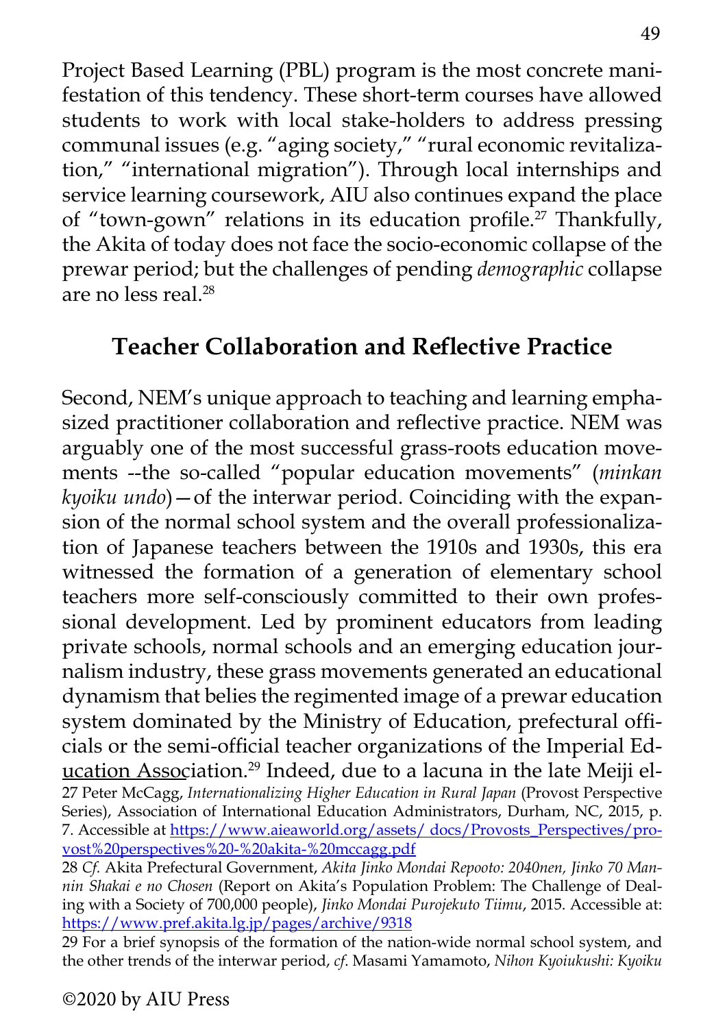Project Based Learning (PBL) program is the most concrete manifestation of this tendency. These short-term courses have allowed students to work with local stake-holders to address pressing communal issues (e.g. "aging society," "rural economic revitalization," "international migration"). Through local internships and service learning coursework, AIU also continues expand the place of "town-gown" relations in its education profile.[27] Thankfully, the Akita of today does not face the socio-economic collapse of the prewar period; but the challenges of pending *demographic* collapse are no less real.[28]

## Teacher Collaboration and Reflective Practice

Second, NEM's unique approach to teaching and learning emphasized practitioner collaboration and reflective practice. NEM was arguably one of the most successful grass-roots education movements --the so-called "popular education movements" (*minkan kyoiku undo*)—of the interwar period. Coinciding with the expansion of the normal school system and the overall professionalization of Japanese teachers between the 1910s and 1930s, this era witnessed the formation of a generation of elementary school teachers more self-consciously committed to their own professional development. Led by prominent educators from leading private schools, normal schools and an emerging education journalism industry, these grass movements generated an educational dynamism that belies the regimented image of a prewar education system dominated by the Ministry of Education, prefectural officials or the semi-official teacher organizations of the Imperial Education Association.[29] Indeed, due to a lacuna in the late Meiji el-

27 Peter McCagg, *Internationalizing Higher Education in Rural Japan* (Provost Perspective Series), Association of International Education Administrators, Durham, NC, 2015, p. 7. Accessible at https://www.aieaworld.org/assets/ docs/Provosts_Perspectives/provost%20perspectives%20-%20akita-%20mccagg.pdf

28 *Cf.* Akita Prefectural Government, *Akita Jinko Mondai Repooto: 2040nen, Jinko 70 Mannin Shakai e no Chosen* (Report on Akita's Population Problem: The Challenge of Dealing with a Society of 700,000 people), *Jinko Mondai Purojekuto Tiimu*, 2015. Accessible at: https://www.pref.akita.lg.jp/pages/archive/9318

29 For a brief synopsis of the formation of the nation-wide normal school system, and the other trends of the interwar period, *cf*. Masami Yamamoto, *Nihon Kyoiukushi: Kyoiku*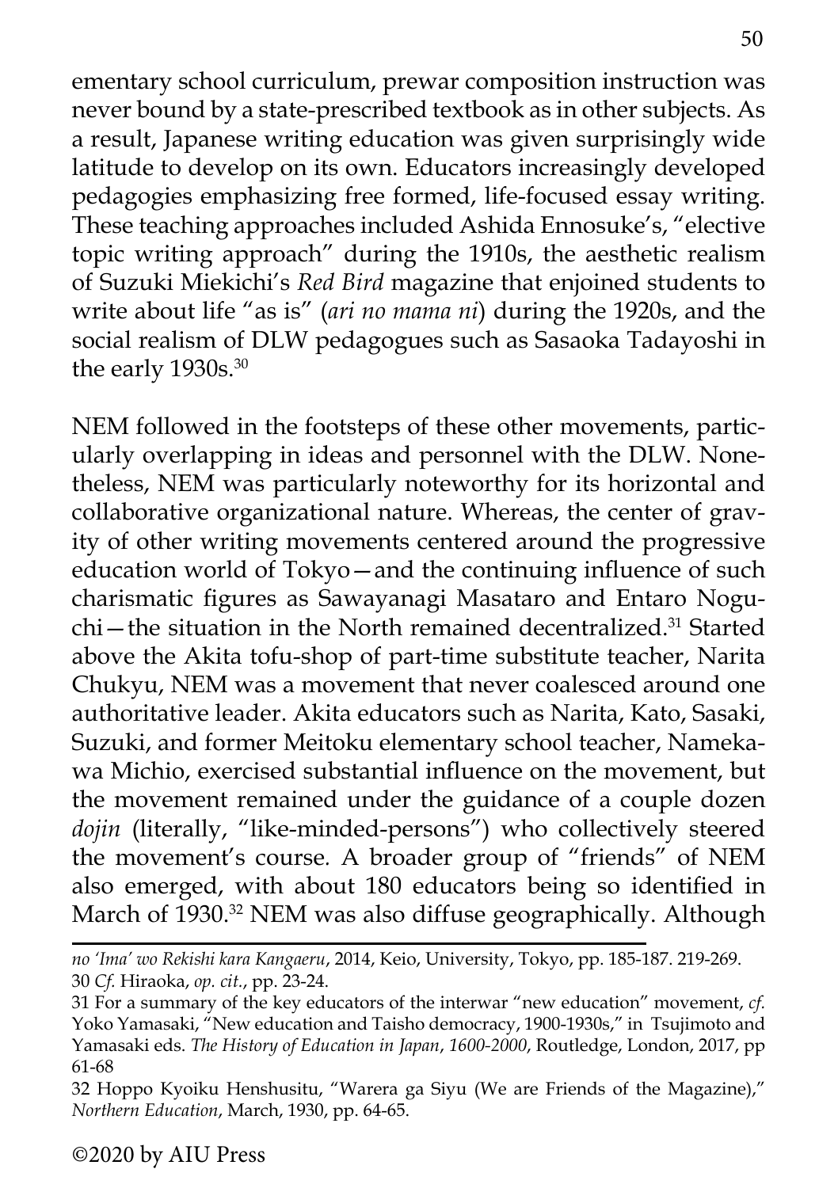ementary school curriculum, prewar composition instruction was never bound by a state-prescribed textbook as in other subjects. As a result, Japanese writing education was given surprisingly wide latitude to develop on its own. Educators increasingly developed pedagogies emphasizing free formed, life-focused essay writing. These teaching approaches included Ashida Ennosuke's, "elective topic writing approach" during the 1910s, the aesthetic realism of Suzuki Miekichi's *Red Bird* magazine that enjoined students to write about life "as is" (*ari no mama ni*) during the 1920s, and the social realism of DLW pedagogues such as Sasaoka Tadayoshi in the early 1930s.[30]

NEM followed in the footsteps of these other movements, particularly overlapping in ideas and personnel with the DLW. Nonetheless, NEM was particularly noteworthy for its horizontal and collaborative organizational nature. Whereas, the center of gravity of other writing movements centered around the progressive education world of Tokyo—and the continuing influence of such charismatic figures as Sawayanagi Masataro and Entaro Noguchi—the situation in the North remained decentralized.[31] Started above the Akita tofu-shop of part-time substitute teacher, Narita Chukyu, NEM was a movement that never coalesced around one authoritative leader. Akita educators such as Narita, Kato, Sasaki, Suzuki, and former Meitoku elementary school teacher, Namekawa Michio, exercised substantial influence on the movement, but the movement remained under the guidance of a couple dozen *dojin* (literally, "like-minded-persons") who collectively steered the movement's course. A broader group of "friends" of NEM also emerged, with about 180 educators being so identified in March of 1930.[32] NEM was also diffuse geographically. Although

---

*no 'Ima' wo Rekishi kara Kangaeru*, 2014, Keio, University, Tokyo, pp. 185-187. 219-269.

30 *Cf.* Hiraoka, *op. cit.*, pp. 23-24.

31 For a summary of the key educators of the interwar "new education" movement, *cf.* Yoko Yamasaki, "New education and Taisho democracy, 1900-1930s," in Tsujimoto and Yamasaki eds. *The History of Education in Japan, 1600-2000*, Routledge, London, 2017, pp 61-68

32 Hoppo Kyoiku Henshusitu, "Warera ga Siyu (We are Friends of the Magazine)," *Northern Education*, March, 1930, pp. 64-65.

©2020 by AIU Press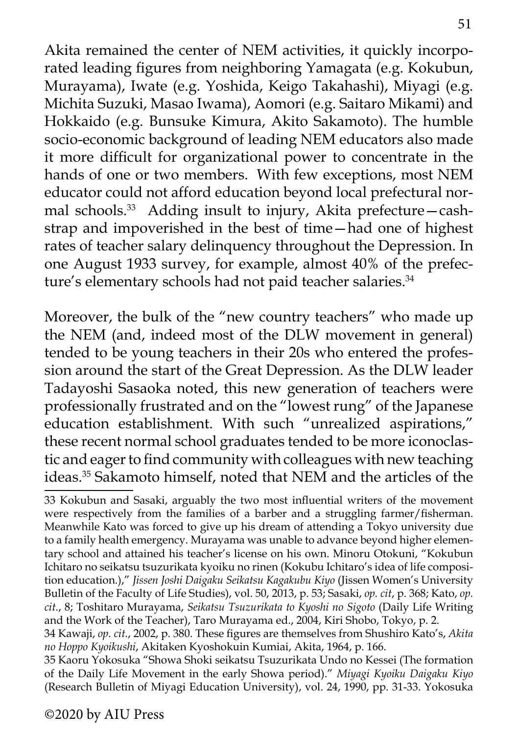Akita remained the center of NEM activities, it quickly incorporated leading figures from neighboring Yamagata (e.g. Kokubun, Murayama), Iwate (e.g. Yoshida, Keigo Takahashi), Miyagi (e.g. Michita Suzuki, Masao Iwama), Aomori (e.g. Saitaro Mikami) and Hokkaido (e.g. Bunsuke Kimura, Akito Sakamoto). The humble socio-economic background of leading NEM educators also made it more difficult for organizational power to concentrate in the hands of one or two members. With few exceptions, most NEM educator could not afford education beyond local prefectural normal schools.[33] Adding insult to injury, Akita prefecture—cash-strap and impoverished in the best of time—had one of highest rates of teacher salary delinquency throughout the Depression. In one August 1933 survey, for example, almost 40% of the prefecture's elementary schools had not paid teacher salaries.[34]

Moreover, the bulk of the "new country teachers" who made up the NEM (and, indeed most of the DLW movement in general) tended to be young teachers in their 20s who entered the profession around the start of the Great Depression. As the DLW leader Tadayoshi Sasaoka noted, this new generation of teachers were professionally frustrated and on the "lowest rung" of the Japanese education establishment. With such "unrealized aspirations," these recent normal school graduates tended to be more iconoclastic and eager to find community with colleagues with new teaching ideas.[35] Sakamoto himself, noted that NEM and the articles of the

---

33 Kokubun and Sasaki, arguably the two most influential writers of the movement were respectively from the families of a barber and a struggling farmer/fisherman. Meanwhile Kato was forced to give up his dream of attending a Tokyo university due to a family health emergency. Murayama was unable to advance beyond higher elementary school and attained his teacher's license on his own. Minoru Otokuni, "Kokubun Ichitaro no seikatsu tsuzurikata kyoiku no rinen (Kokubu Ichitaro's idea of life composition education.)," *Jissen Joshi Daigaku Seikatsu Kagakubu Kiyo* (Jissen Women's University Bulletin of the Faculty of Life Studies), vol. 50, 2013, p. 53; Sasaki, *op. cit*, p. 368; Kato, *op. cit.*, 8; Toshitaro Murayama, *Seikatsu Tsuzurikata to Kyoshi no Sigoto* (Daily Life Writing and the Work of the Teacher), Taro Murayama ed., 2004, Kiri Shobo, Tokyo, p. 2.

34 Kawaji, *op. cit.*, 2002, p. 380. These figures are themselves from Shushiro Kato's, *Akita no Hoppo Kyoikushi*, Akitaken Kyoshokuin Kumiai, Akita, 1964, p. 166.

35 Kaoru Yokosuka "Showa Shoki seikatsu Tsuzurikata Undo no Kessei (The formation of the Daily Life Movement in the early Showa period)." *Miyagi Kyoiku Daigaku Kiyo* (Research Bulletin of Miyagi Education University), vol. 24, 1990, pp. 31-33. Yokosuka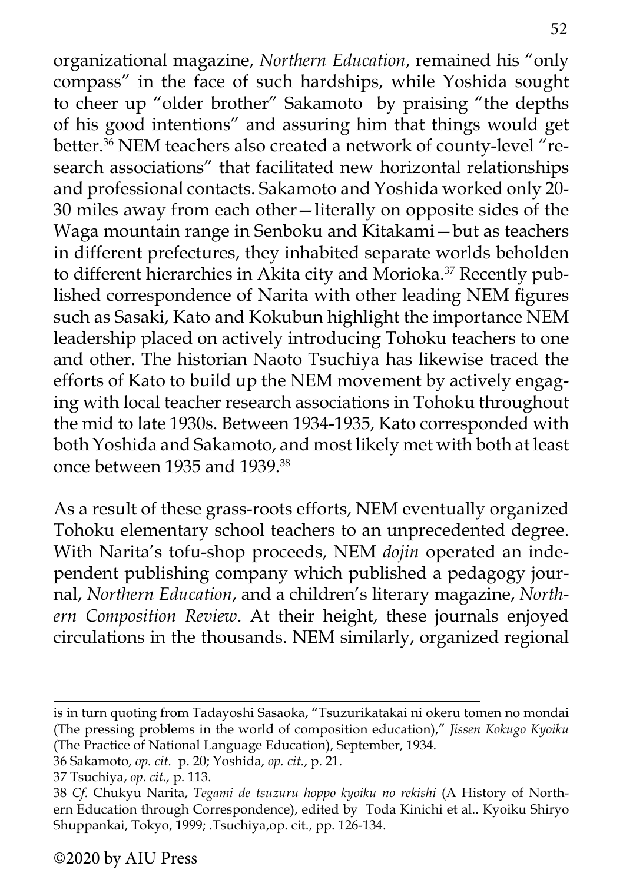organizational magazine, *Northern Education*, remained his "only compass" in the face of such hardships, while Yoshida sought to cheer up "older brother" Sakamoto by praising "the depths of his good intentions" and assuring him that things would get better.[36] NEM teachers also created a network of county-level "research associations" that facilitated new horizontal relationships and professional contacts. Sakamoto and Yoshida worked only 20-30 miles away from each other—literally on opposite sides of the Waga mountain range in Senboku and Kitakami—but as teachers in different prefectures, they inhabited separate worlds beholden to different hierarchies in Akita city and Morioka.[37] Recently published correspondence of Narita with other leading NEM figures such as Sasaki, Kato and Kokubun highlight the importance NEM leadership placed on actively introducing Tohoku teachers to one and other. The historian Naoto Tsuchiya has likewise traced the efforts of Kato to build up the NEM movement by actively engaging with local teacher research associations in Tohoku throughout the mid to late 1930s. Between 1934-1935, Kato corresponded with both Yoshida and Sakamoto, and most likely met with both at least once between 1935 and 1939.[38]

As a result of these grass-roots efforts, NEM eventually organized Tohoku elementary school teachers to an unprecedented degree. With Narita's tofu-shop proceeds, NEM *dojin* operated an independent publishing company which published a pedagogy journal, *Northern Education*, and a children's literary magazine, *Northern Composition Review*. At their height, these journals enjoyed circulations in the thousands. NEM similarly, organized regional

---

is in turn quoting from Tadayoshi Sasaoka, "Tsuzurikatakai ni okeru tomen no mondai (The pressing problems in the world of composition education)," *Jissen Kokugo Kyoiku* (The Practice of National Language Education), September, 1934.

36 Sakamoto, *op. cit.* p. 20; Yoshida, *op. cit.*, p. 21.

37 Tsuchiya, *op. cit.,* p. 113.

38 *Cf.* Chukyu Narita, *Tegami de tsuzuru hoppo kyoiku no rekishi* (A History of Northern Education through Correspondence), edited by Toda Kinichi et al.. Kyoiku Shiryo Shuppankai, Tokyo, 1999; .Tsuchiya,op. cit., pp. 126-134.

©2020 by AIU Press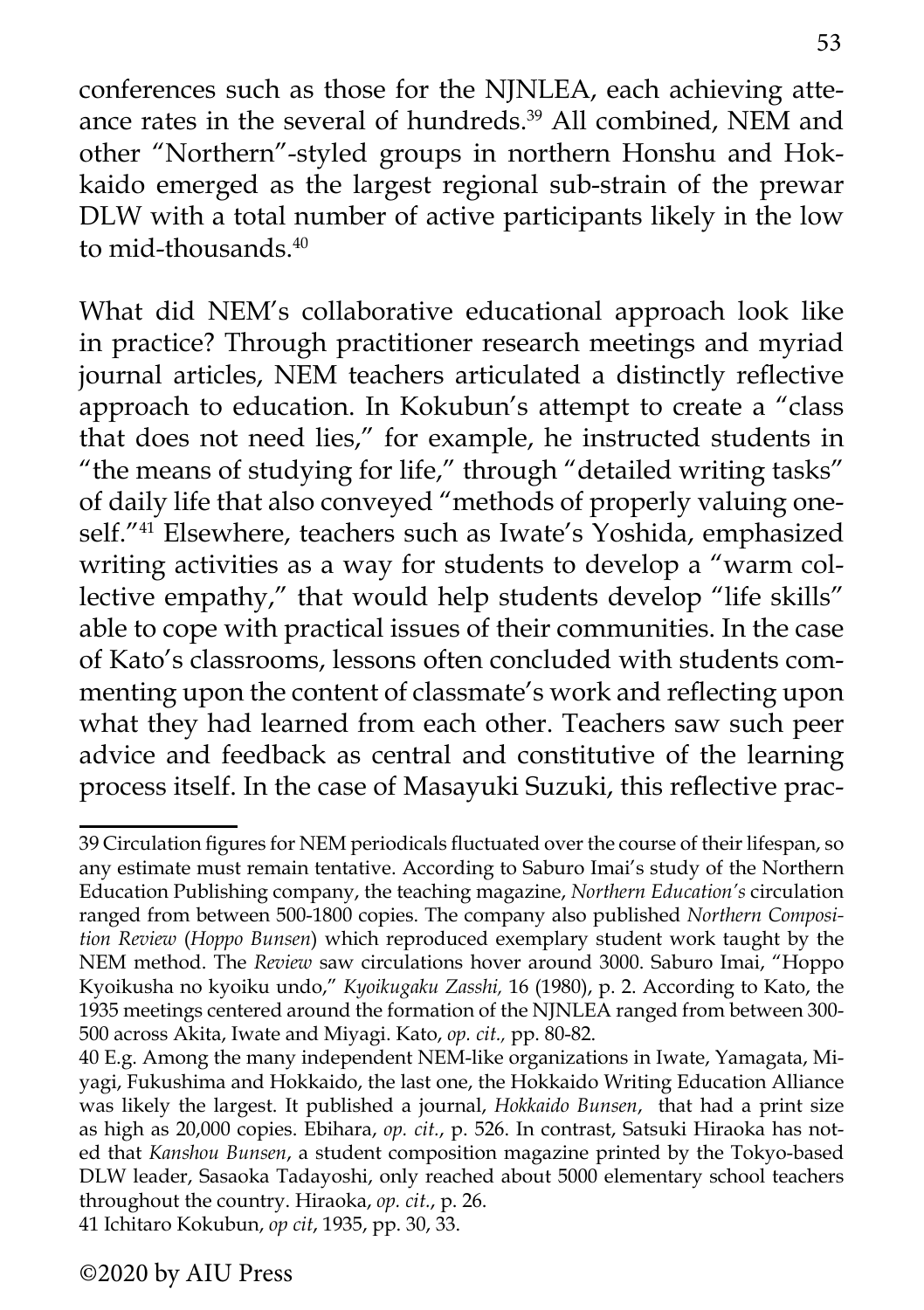conferences such as those for the NJNLEA, each achieving atteance rates in the several of hundreds.[39] All combined, NEM and other "Northern"-styled groups in northern Honshu and Hokkaido emerged as the largest regional sub-strain of the prewar DLW with a total number of active participants likely in the low to mid-thousands.[40]

What did NEM's collaborative educational approach look like in practice? Through practitioner research meetings and myriad journal articles, NEM teachers articulated a distinctly reflective approach to education. In Kokubun's attempt to create a "class that does not need lies," for example, he instructed students in "the means of studying for life," through "detailed writing tasks" of daily life that also conveyed "methods of properly valuing oneself."[41] Elsewhere, teachers such as Iwate's Yoshida, emphasized writing activities as a way for students to develop a "warm collective empathy," that would help students develop "life skills" able to cope with practical issues of their communities. In the case of Kato's classrooms, lessons often concluded with students commenting upon the content of classmate's work and reflecting upon what they had learned from each other. Teachers saw such peer advice and feedback as central and constitutive of the learning process itself. In the case of Masayuki Suzuki, this reflective prac-

---

39 Circulation figures for NEM periodicals fluctuated over the course of their lifespan, so any estimate must remain tentative. According to Saburo Imai's study of the Northern Education Publishing company, the teaching magazine, *Northern Education's* circulation ranged from between 500-1800 copies. The company also published *Northern Composition Review* (*Hoppo Bunsen*) which reproduced exemplary student work taught by the NEM method. The *Review* saw circulations hover around 3000. Saburo Imai, "Hoppo Kyoikusha no kyoiku undo," *Kyoikugaku Zasshi,* 16 (1980), p. 2. According to Kato, the 1935 meetings centered around the formation of the NJNLEA ranged from between 300-500 across Akita, Iwate and Miyagi. Kato, *op. cit.,* pp. 80-82.

40 E.g. Among the many independent NEM-like organizations in Iwate, Yamagata, Miyagi, Fukushima and Hokkaido, the last one, the Hokkaido Writing Education Alliance was likely the largest. It published a journal, *Hokkaido Bunsen*, that had a print size as high as 20,000 copies. Ebihara, *op. cit.*, p. 526. In contrast, Satsuki Hiraoka has noted that *Kanshou Bunsen*, a student composition magazine printed by the Tokyo-based DLW leader, Sasaoka Tadayoshi, only reached about 5000 elementary school teachers throughout the country. Hiraoka, *op. cit.*, p. 26.

41 Ichitaro Kokubun, *op cit*, 1935, pp. 30, 33.

©2020 by AIU Press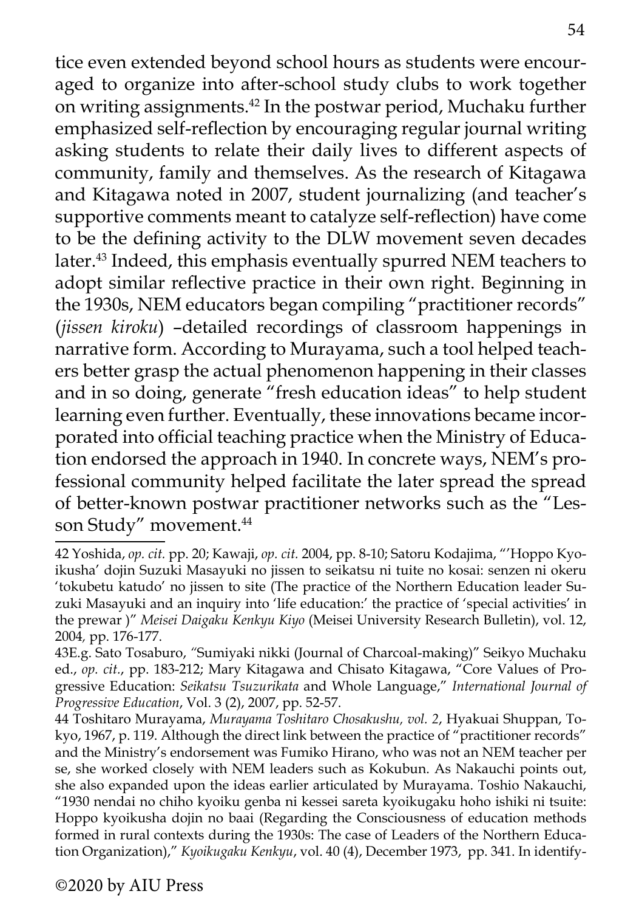tice even extended beyond school hours as students were encouraged to organize into after-school study clubs to work together on writing assignments.[42] In the postwar period, Muchaku further emphasized self-reflection by encouraging regular journal writing asking students to relate their daily lives to different aspects of community, family and themselves. As the research of Kitagawa and Kitagawa noted in 2007, student journalizing (and teacher's supportive comments meant to catalyze self-reflection) have come to be the defining activity to the DLW movement seven decades later.[43] Indeed, this emphasis eventually spurred NEM teachers to adopt similar reflective practice in their own right. Beginning in the 1930s, NEM educators began compiling "practitioner records" (*jissen kiroku*) –detailed recordings of classroom happenings in narrative form. According to Murayama, such a tool helped teachers better grasp the actual phenomenon happening in their classes and in so doing, generate "fresh education ideas" to help student learning even further. Eventually, these innovations became incorporated into official teaching practice when the Ministry of Education endorsed the approach in 1940. In concrete ways, NEM's professional community helped facilitate the later spread the spread of better-known postwar practitioner networks such as the "Lesson Study" movement.[44]

---

42 Yoshida, *op. cit.* pp. 20; Kawaji, *op. cit.* 2004, pp. 8-10; Satoru Kodajima, "'Hoppo Kyoikusha' dojin Suzuki Masayuki no jissen to seikatsu ni tuite no kosai: senzen ni okeru 'tokubetu katudo' no jissen to site (The practice of the Northern Education leader Suzuki Masayuki and an inquiry into 'life education:' the practice of 'special activities' in the prewar )" *Meisei Daigaku Kenkyu Kiyo* (Meisei University Research Bulletin), vol. 12, 2004, pp. 176-177.

43E.g. Sato Tosaburo, "Sumiyaki nikki (Journal of Charcoal-making)" Seikyo Muchaku ed., *op. cit.*, pp. 183-212; Mary Kitagawa and Chisato Kitagawa, "Core Values of Progressive Education: *Seikatsu Tsuzurikata* and Whole Language," *International Journal of Progressive Education*, Vol. 3 (2), 2007, pp. 52-57.

44 Toshitaro Murayama, *Murayama Toshitaro Chosakushu, vol. 2*, Hyakuai Shuppan, Tokyo, 1967, p. 119. Although the direct link between the practice of "practitioner records" and the Ministry's endorsement was Fumiko Hirano, who was not an NEM teacher per se, she worked closely with NEM leaders such as Kokubun. As Nakauchi points out, she also expanded upon the ideas earlier articulated by Murayama. Toshio Nakauchi, "1930 nendai no chiho kyoiku genba ni kessei sareta kyoikugaku hoho ishiki ni tsuite: Hoppo kyoikusha dojin no baai (Regarding the Consciousness of education methods formed in rural contexts during the 1930s: The case of Leaders of the Northern Education Organization)," *Kyoikugaku Kenkyu*, vol. 40 (4), December 1973, pp. 341. In identify-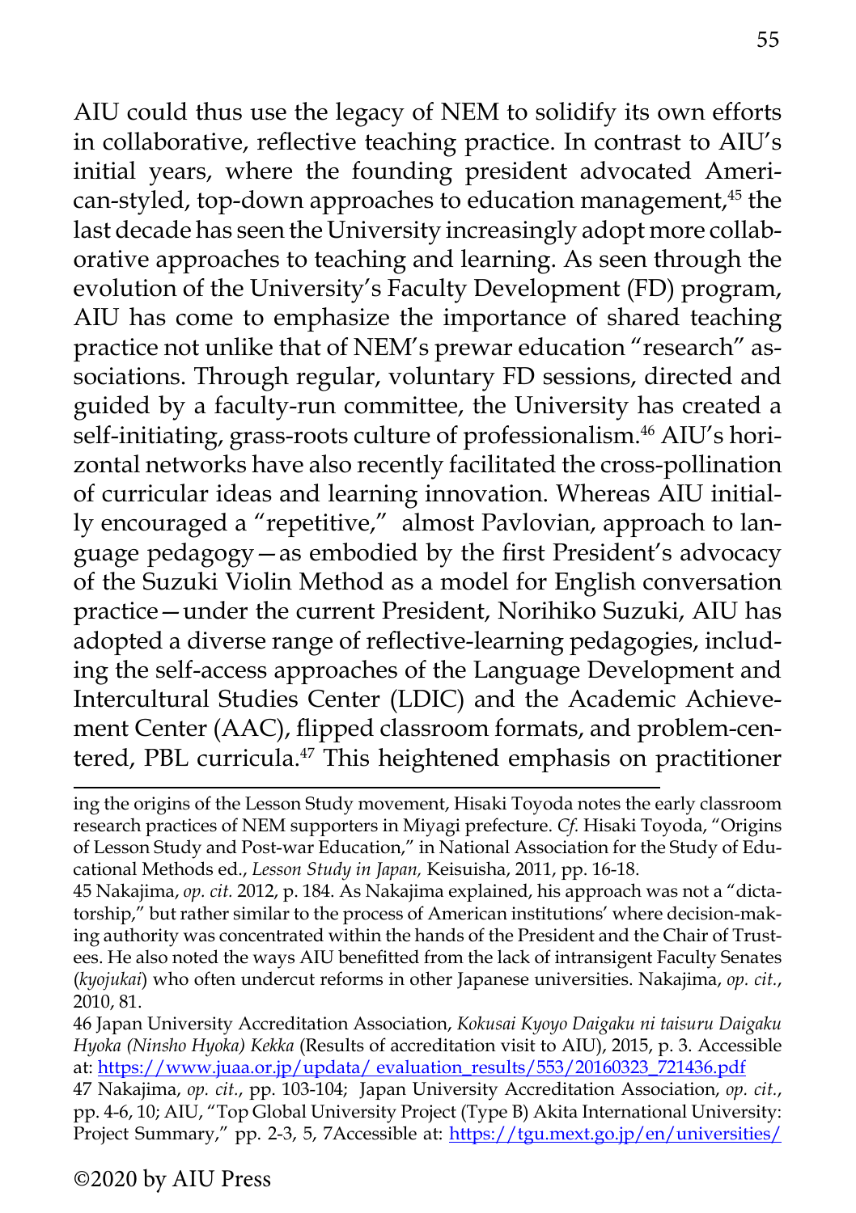AIU could thus use the legacy of NEM to solidify its own efforts in collaborative, reflective teaching practice. In contrast to AIU's initial years, where the founding president advocated American-styled, top-down approaches to education management,[45] the last decade has seen the University increasingly adopt more collaborative approaches to teaching and learning. As seen through the evolution of the University's Faculty Development (FD) program, AIU has come to emphasize the importance of shared teaching practice not unlike that of NEM's prewar education "research" associations. Through regular, voluntary FD sessions, directed and guided by a faculty-run committee, the University has created a self-initiating, grass-roots culture of professionalism.[46] AIU's horizontal networks have also recently facilitated the cross-pollination of curricular ideas and learning innovation. Whereas AIU initially encouraged a "repetitive," almost Pavlovian, approach to language pedagogy—as embodied by the first President's advocacy of the Suzuki Violin Method as a model for English conversation practice—under the current President, Norihiko Suzuki, AIU has adopted a diverse range of reflective-learning pedagogies, including the self-access approaches of the Language Development and Intercultural Studies Center (LDIC) and the Academic Achievement Center (AAC), flipped classroom formats, and problem-centered, PBL curricula.[47] This heightened emphasis on practitioner

---

ing the origins of the Lesson Study movement, Hisaki Toyoda notes the early classroom research practices of NEM supporters in Miyagi prefecture. *Cf.* Hisaki Toyoda, "Origins of Lesson Study and Post-war Education," in National Association for the Study of Educational Methods ed., *Lesson Study in Japan,* Keisuisha, 2011, pp. 16-18.

45 Nakajima, *op. cit.* 2012, p. 184. As Nakajima explained, his approach was not a "dictatorship," but rather similar to the process of American institutions' where decision-making authority was concentrated within the hands of the President and the Chair of Trustees. He also noted the ways AIU benefitted from the lack of intransigent Faculty Senates (*kyojukai*) who often undercut reforms in other Japanese universities. Nakajima, *op. cit.*, 2010, 81.

46 Japan University Accreditation Association, *Kokusai Kyoyo Daigaku ni taisuru Daigaku Hyoka (Ninsho Hyoka) Kekka* (Results of accreditation visit to AIU), 2015, p. 3. Accessible at: https://www.juaa.or.jp/updata/ evaluation_results/553/20160323_721436.pdf

47 Nakajima, *op. cit.*, pp. 103-104; Japan University Accreditation Association, *op. cit.*, pp. 4-6, 10; AIU, "Top Global University Project (Type B) Akita International University: Project Summary," pp. 2-3, 5, 7Accessible at: https://tgu.mext.go.jp/en/universities/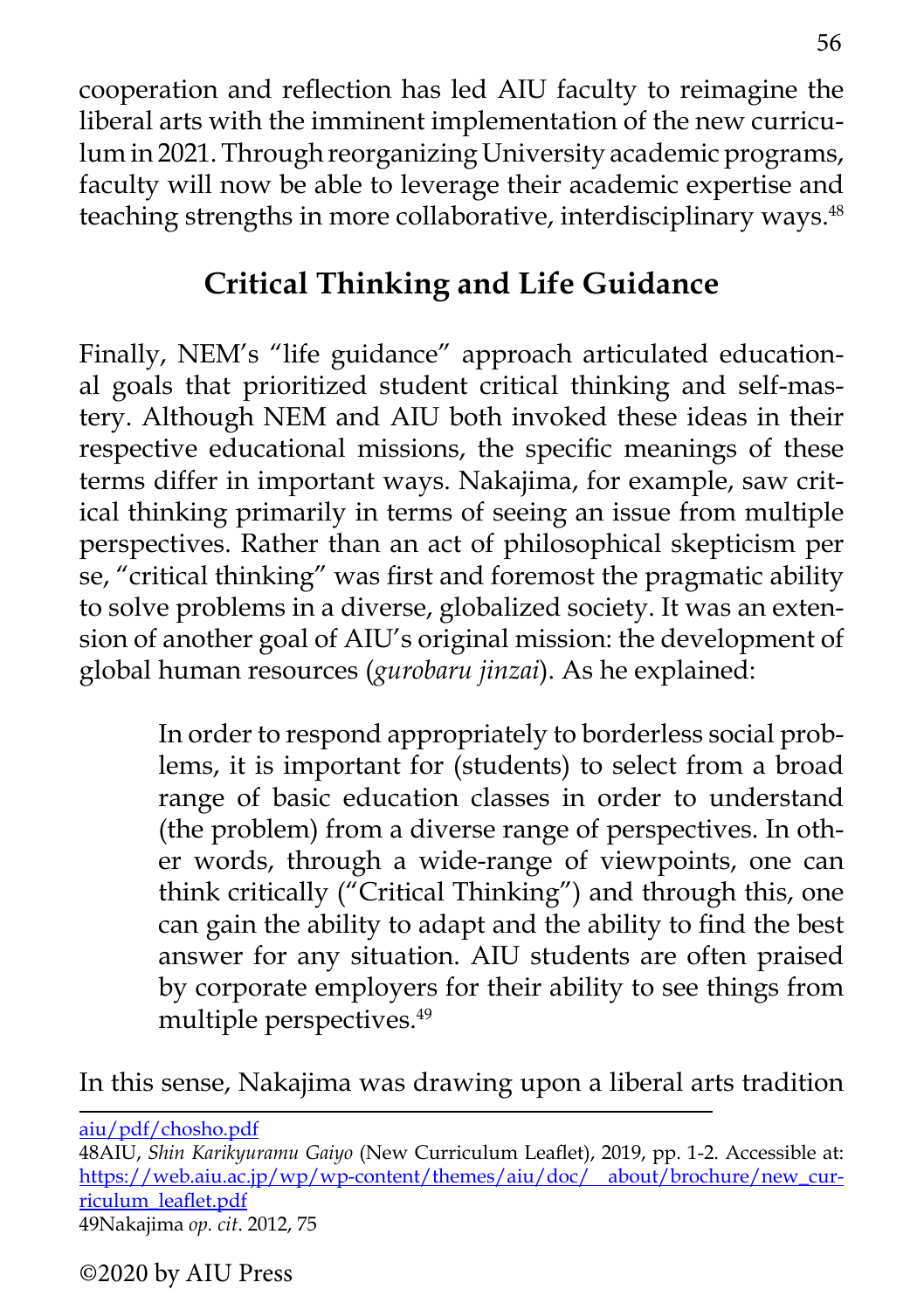cooperation and reflection has led AIU faculty to reimagine the liberal arts with the imminent implementation of the new curriculum in 2021. Through reorganizing University academic programs, faculty will now be able to leverage their academic expertise and teaching strengths in more collaborative, interdisciplinary ways.[48]

## Critical Thinking and Life Guidance

Finally, NEM's "life guidance" approach articulated educational goals that prioritized student critical thinking and self-mastery. Although NEM and AIU both invoked these ideas in their respective educational missions, the specific meanings of these terms differ in important ways. Nakajima, for example, saw critical thinking primarily in terms of seeing an issue from multiple perspectives. Rather than an act of philosophical skepticism per se, "critical thinking" was first and foremost the pragmatic ability to solve problems in a diverse, globalized society. It was an extension of another goal of AIU's original mission: the development of global human resources (*gurobaru jinzai*). As he explained:

> In order to respond appropriately to borderless social problems, it is important for (students) to select from a broad range of basic education classes in order to understand (the problem) from a diverse range of perspectives. In other words, through a wide-range of viewpoints, one can think critically ("Critical Thinking") and through this, one can gain the ability to adapt and the ability to find the best answer for any situation. AIU students are often praised by corporate employers for their ability to see things from multiple perspectives.[49]

In this sense, Nakajima was drawing upon a liberal arts tradition

---

aiu/pdf/chosho.pdf

48AIU, *Shin Karikyuramu Gaiyo* (New Curriculum Leaflet), 2019, pp. 1-2. Accessible at: https://web.aiu.ac.jp/wp/wp-content/themes/aiu/doc/ about/brochure/new_curriculum_leaflet.pdf

49Nakajima *op. cit*. 2012, 75

©2020 by AIU Press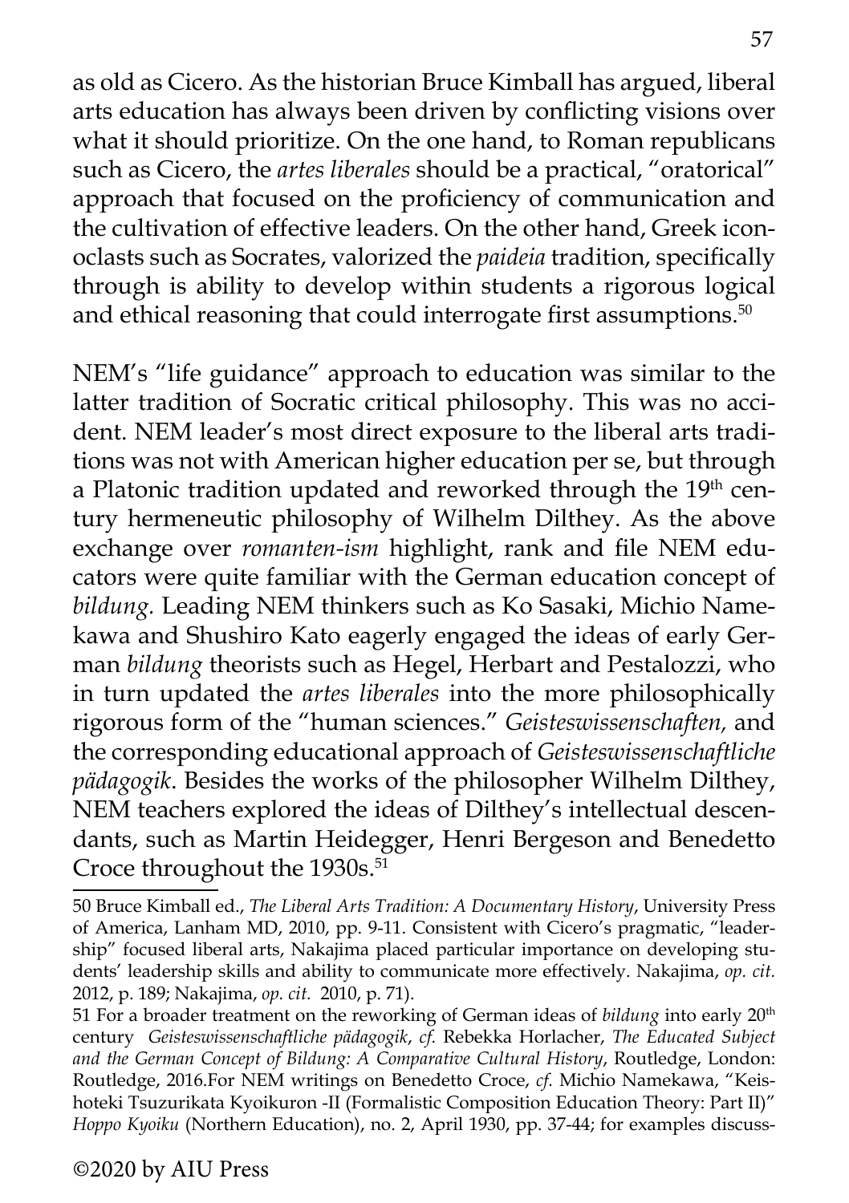as old as Cicero. As the historian Bruce Kimball has argued, liberal arts education has always been driven by conflicting visions over what it should prioritize. On the one hand, to Roman republicans such as Cicero, the *artes liberales* should be a practical, "oratorical" approach that focused on the proficiency of communication and the cultivation of effective leaders. On the other hand, Greek iconoclasts such as Socrates, valorized the *paideia* tradition, specifically through is ability to develop within students a rigorous logical and ethical reasoning that could interrogate first assumptions.[50]

NEM's "life guidance" approach to education was similar to the latter tradition of Socratic critical philosophy. This was no accident. NEM leader's most direct exposure to the liberal arts traditions was not with American higher education per se, but through a Platonic tradition updated and reworked through the 19th century hermeneutic philosophy of Wilhelm Dilthey. As the above exchange over *romanten-ism* highlight, rank and file NEM educators were quite familiar with the German education concept of *bildung.* Leading NEM thinkers such as Ko Sasaki, Michio Namekawa and Shushiro Kato eagerly engaged the ideas of early German *bildung* theorists such as Hegel, Herbart and Pestalozzi, who in turn updated the *artes liberales* into the more philosophically rigorous form of the "human sciences." *Geisteswissenschaften,* and the corresponding educational approach of *Geisteswissenschaftliche pädagogik*. Besides the works of the philosopher Wilhelm Dilthey, NEM teachers explored the ideas of Dilthey's intellectual descendants, such as Martin Heidegger, Henri Bergeson and Benedetto Croce throughout the 1930s.[51]

---

50 Bruce Kimball ed., *The Liberal Arts Tradition: A Documentary History*, University Press of America, Lanham MD, 2010, pp. 9-11. Consistent with Cicero's pragmatic, "leadership" focused liberal arts, Nakajima placed particular importance on developing students' leadership skills and ability to communicate more effectively. Nakajima, *op. cit.* 2012, p. 189; Nakajima, *op. cit.* 2010, p. 71).

51 For a broader treatment on the reworking of German ideas of *bildung* into early 20th century *Geisteswissenschaftliche pädagogik*, *cf.* Rebekka Horlacher, *The Educated Subject and the German Concept of Bildung: A Comparative Cultural History*, Routledge, London: Routledge, 2016.For NEM writings on Benedetto Croce, *cf.* Michio Namekawa, "Keishoteki Tsuzurikata Kyoikuron -II (Formalistic Composition Education Theory: Part II)" *Hoppo Kyoiku* (Northern Education), no. 2, April 1930, pp. 37-44; for examples discuss-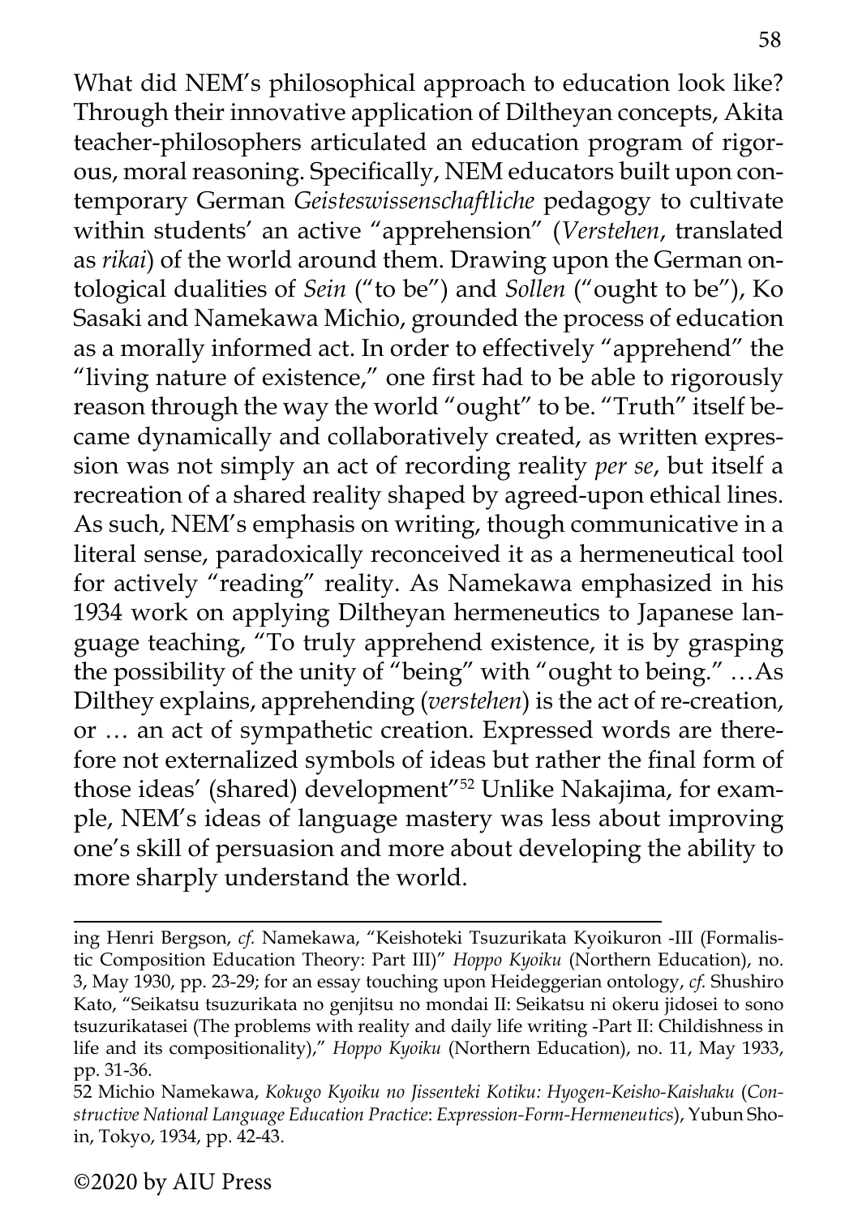What did NEM's philosophical approach to education look like? Through their innovative application of Diltheyan concepts, Akita teacher-philosophers articulated an education program of rigorous, moral reasoning. Specifically, NEM educators built upon contemporary German *Geisteswissenschaftliche* pedagogy to cultivate within students' an active "apprehension" (*Verstehen*, translated as *rikai*) of the world around them. Drawing upon the German ontological dualities of *Sein* ("to be") and *Sollen* ("ought to be"), Ko Sasaki and Namekawa Michio, grounded the process of education as a morally informed act. In order to effectively "apprehend" the "living nature of existence," one first had to be able to rigorously reason through the way the world "ought" to be. "Truth" itself became dynamically and collaboratively created, as written expression was not simply an act of recording reality *per se*, but itself a recreation of a shared reality shaped by agreed-upon ethical lines. As such, NEM's emphasis on writing, though communicative in a literal sense, paradoxically reconceived it as a hermeneutical tool for actively "reading" reality. As Namekawa emphasized in his 1934 work on applying Diltheyan hermeneutics to Japanese language teaching, "To truly apprehend existence, it is by grasping the possibility of the unity of "being" with "ought to being." …As Dilthey explains, apprehending (*verstehen*) is the act of re-creation, or … an act of sympathetic creation. Expressed words are therefore not externalized symbols of ideas but rather the final form of those ideas' (shared) development"[52] Unlike Nakajima, for example, NEM's ideas of language mastery was less about improving one's skill of persuasion and more about developing the ability to more sharply understand the world.

---

ing Henri Bergson, *cf.* Namekawa, "Keishoteki Tsuzurikata Kyoikuron -III (Formalistic Composition Education Theory: Part III)" *Hoppo Kyoiku* (Northern Education), no. 3, May 1930, pp. 23-29; for an essay touching upon Heideggerian ontology, *cf.* Shushiro Kato, "Seikatsu tsuzurikata no genjitsu no mondai II: Seikatsu ni okeru jidosei to sono tsuzurikatasei (The problems with reality and daily life writing -Part II: Childishness in life and its compositionality)," *Hoppo Kyoiku* (Northern Education), no. 11, May 1933, pp. 31-36.

52 Michio Namekawa, *Kokugo Kyoiku no Jissenteki Kotiku: Hyogen-Keisho-Kaishaku* (*Constructive National Language Education Practice*: *Expression-Form-Hermeneutics*), Yubun Shoin, Tokyo, 1934, pp. 42-43.

©2020 by AIU Press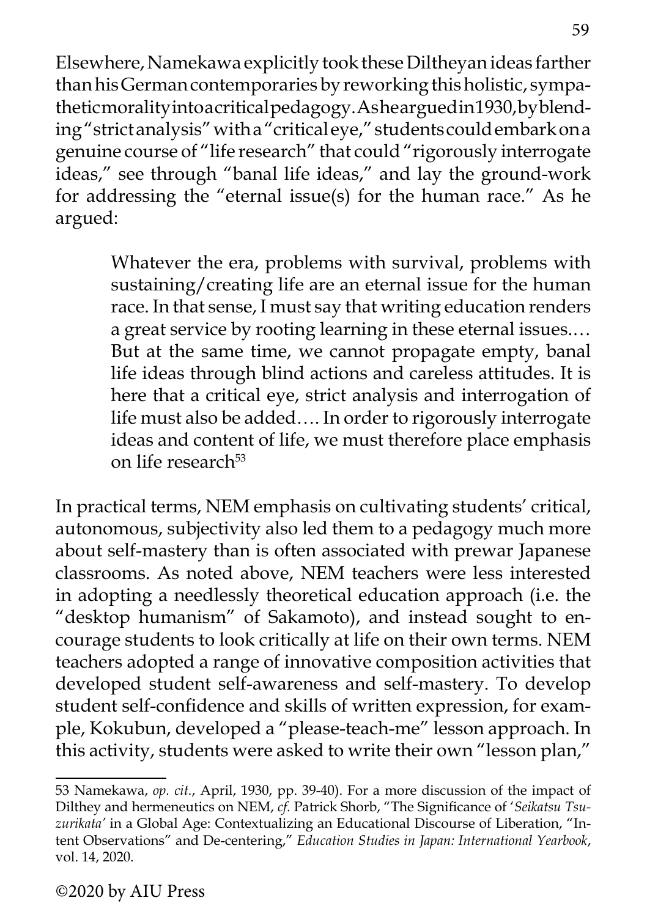Elsewhere, Namekawa explicitly took these Diltheyan ideas farther than his German contemporaries by reworking this holistic, sympathetic morality into a critical pedagogy. As he argued in 1930, by blending "strict analysis" with a "critical eye," students could embark on a genuine course of "life research" that could "rigorously interrogate ideas," see through "banal life ideas," and lay the ground-work for addressing the "eternal issue(s) for the human race." As he argued:

> Whatever the era, problems with survival, problems with sustaining/creating life are an eternal issue for the human race. In that sense, I must say that writing education renders a great service by rooting learning in these eternal issues.… But at the same time, we cannot propagate empty, banal life ideas through blind actions and careless attitudes. It is here that a critical eye, strict analysis and interrogation of life must also be added…. In order to rigorously interrogate ideas and content of life, we must therefore place emphasis on life research[53]

In practical terms, NEM emphasis on cultivating students' critical, autonomous, subjectivity also led them to a pedagogy much more about self-mastery than is often associated with prewar Japanese classrooms. As noted above, NEM teachers were less interested in adopting a needlessly theoretical education approach (i.e. the "desktop humanism" of Sakamoto), and instead sought to encourage students to look critically at life on their own terms. NEM teachers adopted a range of innovative composition activities that developed student self-awareness and self-mastery. To develop student self-confidence and skills of written expression, for example, Kokubun, developed a "please-teach-me" lesson approach. In this activity, students were asked to write their own "lesson plan,"

---

53 Namekawa, *op. cit.*, April, 1930, pp. 39-40). For a more discussion of the impact of Dilthey and hermeneutics on NEM, *cf.* Patrick Shorb, "The Significance of '*Seikatsu Tsuzurikata'* in a Global Age: Contextualizing an Educational Discourse of Liberation, "Intent Observations" and De-centering," *Education Studies in Japan: International Yearbook*, vol. 14, 2020.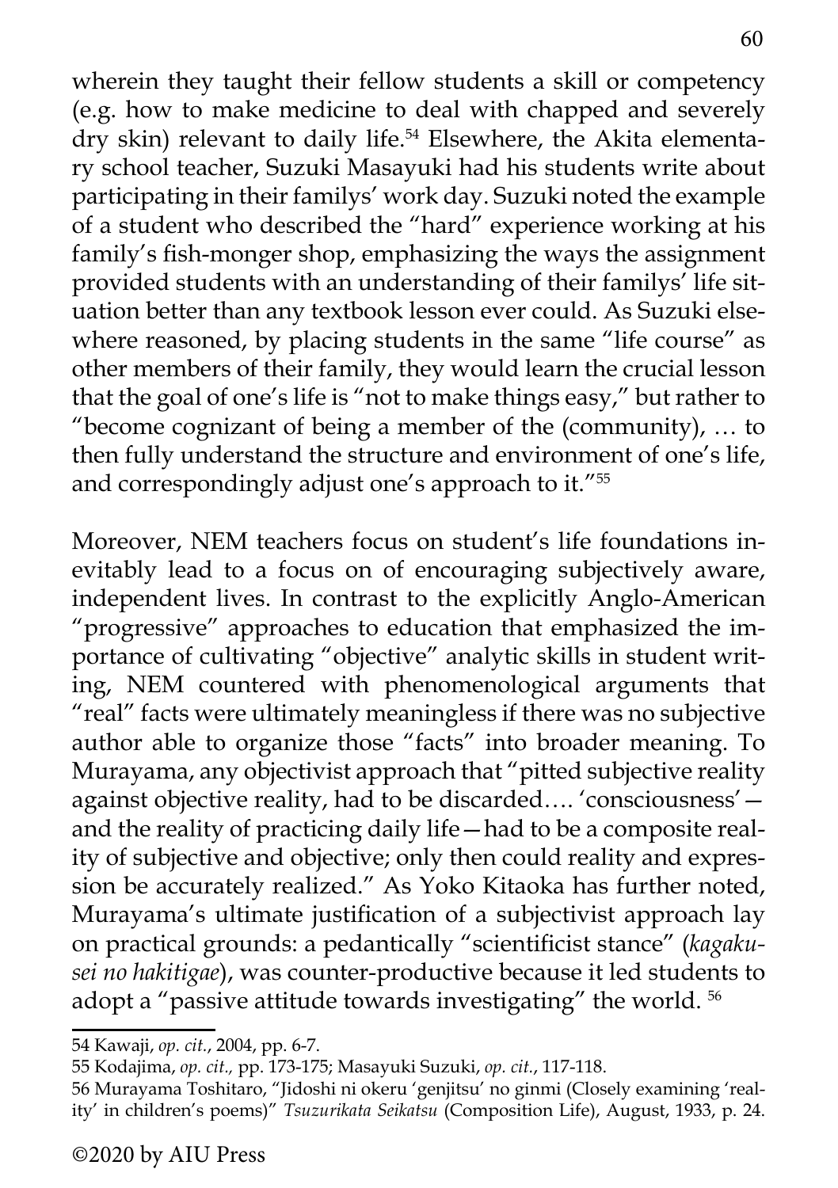wherein they taught their fellow students a skill or competency (e.g. how to make medicine to deal with chapped and severely dry skin) relevant to daily life.[54] Elsewhere, the Akita elementary school teacher, Suzuki Masayuki had his students write about participating in their familys' work day. Suzuki noted the example of a student who described the "hard" experience working at his family's fish-monger shop, emphasizing the ways the assignment provided students with an understanding of their familys' life situation better than any textbook lesson ever could. As Suzuki elsewhere reasoned, by placing students in the same "life course" as other members of their family, they would learn the crucial lesson that the goal of one's life is "not to make things easy," but rather to "become cognizant of being a member of the (community), … to then fully understand the structure and environment of one's life, and correspondingly adjust one's approach to it."[55]

Moreover, NEM teachers focus on student's life foundations inevitably lead to a focus on of encouraging subjectively aware, independent lives. In contrast to the explicitly Anglo-American "progressive" approaches to education that emphasized the importance of cultivating "objective" analytic skills in student writing, NEM countered with phenomenological arguments that "real" facts were ultimately meaningless if there was no subjective author able to organize those "facts" into broader meaning. To Murayama, any objectivist approach that "pitted subjective reality against objective reality, had to be discarded…. 'consciousness'—and the reality of practicing daily life—had to be a composite reality of subjective and objective; only then could reality and expression be accurately realized." As Yoko Kitaoka has further noted, Murayama's ultimate justification of a subjectivist approach lay on practical grounds: a pedantically "scientificist stance" (*kagakusei no hakitigae*), was counter-productive because it led students to adopt a "passive attitude towards investigating" the world. [56]

---

54 Kawaji, *op. cit.*, 2004, pp. 6-7.

55 Kodajima, *op. cit.,* pp. 173-175; Masayuki Suzuki, *op. cit.*, 117-118.

56 Murayama Toshitaro, "Jidoshi ni okeru 'genjitsu' no ginmi (Closely examining 'reality' in children's poems)" *Tsuzurikata Seikatsu* (Composition Life), August, 1933, p. 24.

©2020 by AIU Press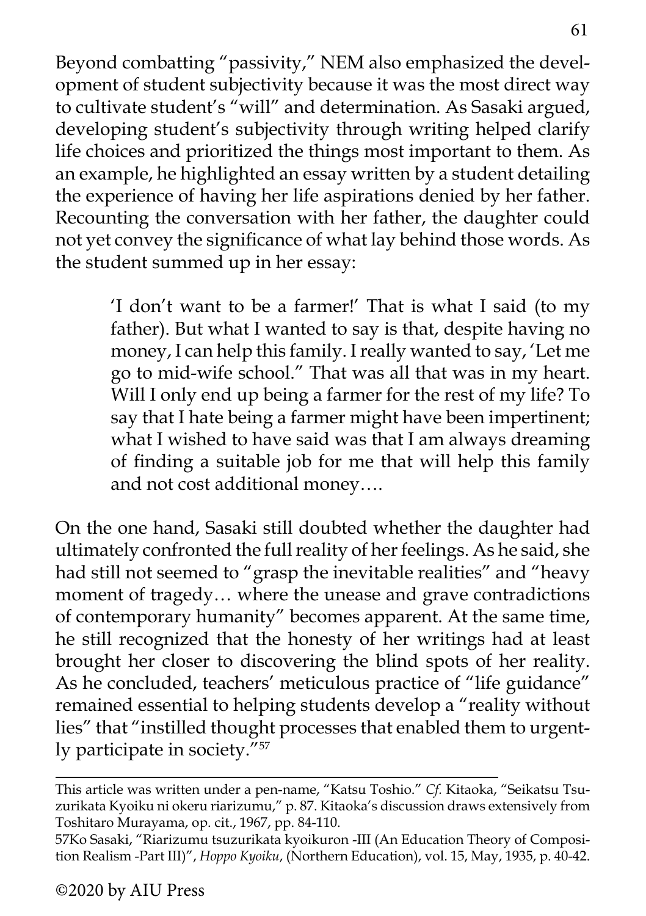Beyond combatting "passivity," NEM also emphasized the development of student subjectivity because it was the most direct way to cultivate student's "will" and determination. As Sasaki argued, developing student's subjectivity through writing helped clarify life choices and prioritized the things most important to them. As an example, he highlighted an essay written by a student detailing the experience of having her life aspirations denied by her father. Recounting the conversation with her father, the daughter could not yet convey the significance of what lay behind those words. As the student summed up in her essay:

> 'I don't want to be a farmer!' That is what I said (to my father). But what I wanted to say is that, despite having no money, I can help this family. I really wanted to say, 'Let me go to mid-wife school." That was all that was in my heart. Will I only end up being a farmer for the rest of my life? To say that I hate being a farmer might have been impertinent; what I wished to have said was that I am always dreaming of finding a suitable job for me that will help this family and not cost additional money….

On the one hand, Sasaki still doubted whether the daughter had ultimately confronted the full reality of her feelings. As he said, she had still not seemed to "grasp the inevitable realities" and "heavy moment of tragedy… where the unease and grave contradictions of contemporary humanity" becomes apparent. At the same time, he still recognized that the honesty of her writings had at least brought her closer to discovering the blind spots of her reality. As he concluded, teachers' meticulous practice of "life guidance" remained essential to helping students develop a "reality without lies" that "instilled thought processes that enabled them to urgently participate in society."[57]

---

This article was written under a pen-name, "Katsu Toshio." *Cf.* Kitaoka, "Seikatsu Tsuzurikata Kyoiku ni okeru riarizumu," p. 87. Kitaoka's discussion draws extensively from Toshitaro Murayama, op. cit., 1967, pp. 84-110.

57Ko Sasaki, "Riarizumu tsuzurikata kyoikuron -III (An Education Theory of Composition Realism -Part III)", *Hoppo Kyoiku*, (Northern Education), vol. 15, May, 1935, p. 40-42.

©2020 by AIU Press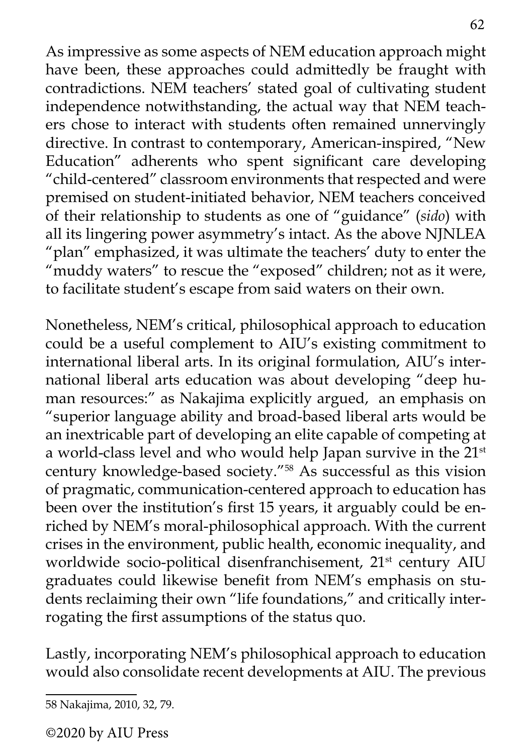As impressive as some aspects of NEM education approach might have been, these approaches could admittedly be fraught with contradictions. NEM teachers' stated goal of cultivating student independence notwithstanding, the actual way that NEM teachers chose to interact with students often remained unnervingly directive. In contrast to contemporary, American-inspired, "New Education" adherents who spent significant care developing "child-centered" classroom environments that respected and were premised on student-initiated behavior, NEM teachers conceived of their relationship to students as one of "guidance" (*sido*) with all its lingering power asymmetry's intact. As the above NJNLEA "plan" emphasized, it was ultimate the teachers' duty to enter the "muddy waters" to rescue the "exposed" children; not as it were, to facilitate student's escape from said waters on their own.

Nonetheless, NEM's critical, philosophical approach to education could be a useful complement to AIU's existing commitment to international liberal arts. In its original formulation, AIU's international liberal arts education was about developing "deep human resources:" as Nakajima explicitly argued, an emphasis on "superior language ability and broad-based liberal arts would be an inextricable part of developing an elite capable of competing at a world-class level and who would help Japan survive in the 21st century knowledge-based society."[58] As successful as this vision of pragmatic, communication-centered approach to education has been over the institution's first 15 years, it arguably could be enriched by NEM's moral-philosophical approach. With the current crises in the environment, public health, economic inequality, and worldwide socio-political disenfranchisement, 21st century AIU graduates could likewise benefit from NEM's emphasis on students reclaiming their own "life foundations," and critically interrogating the first assumptions of the status quo.

Lastly, incorporating NEM's philosophical approach to education would also consolidate recent developments at AIU. The previous

---

58 Nakajima, 2010, 32, 79.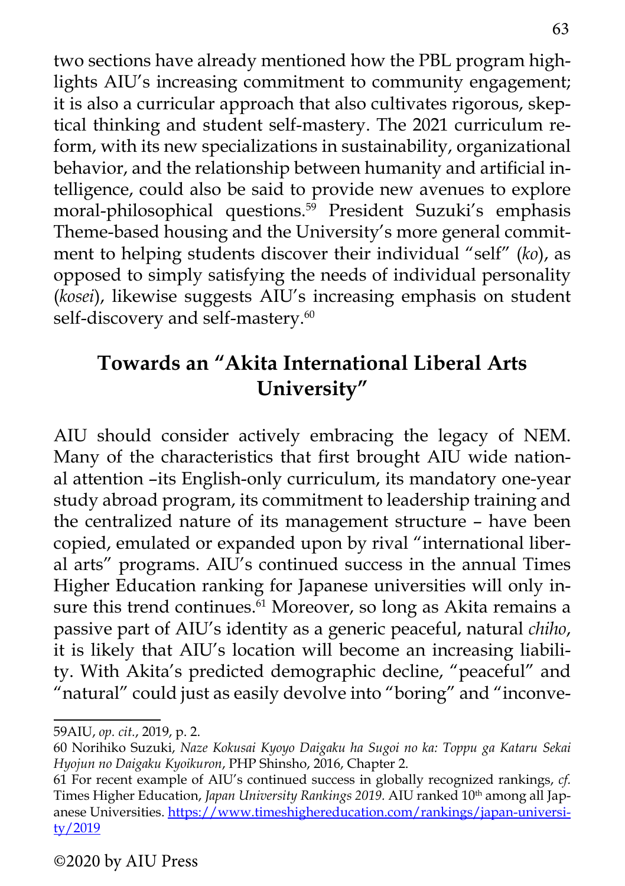two sections have already mentioned how the PBL program highlights AIU's increasing commitment to community engagement; it is also a curricular approach that also cultivates rigorous, skeptical thinking and student self-mastery. The 2021 curriculum reform, with its new specializations in sustainability, organizational behavior, and the relationship between humanity and artificial intelligence, could also be said to provide new avenues to explore moral-philosophical questions.[59] President Suzuki's emphasis Theme-based housing and the University's more general commitment to helping students discover their individual "self" (*ko*), as opposed to simply satisfying the needs of individual personality (*kosei*), likewise suggests AIU's increasing emphasis on student self-discovery and self-mastery.[60]

## Towards an "Akita International Liberal Arts University"

AIU should consider actively embracing the legacy of NEM. Many of the characteristics that first brought AIU wide national attention –its English-only curriculum, its mandatory one-year study abroad program, its commitment to leadership training and the centralized nature of its management structure – have been copied, emulated or expanded upon by rival "international liberal arts" programs. AIU's continued success in the annual Times Higher Education ranking for Japanese universities will only insure this trend continues.[61] Moreover, so long as Akita remains a passive part of AIU's identity as a generic peaceful, natural *chiho*, it is likely that AIU's location will become an increasing liability. With Akita's predicted demographic decline, "peaceful" and "natural" could just as easily devolve into "boring" and "inconve-

---

59AIU, *op. cit.*, 2019, p. 2.

60 Norihiko Suzuki, *Naze Kokusai Kyoyo Daigaku ha Sugoi no ka: Toppu ga Kataru Sekai Hyojun no Daigaku Kyoikuron*, PHP Shinsho, 2016, Chapter 2.

61 For recent example of AIU's continued success in globally recognized rankings, *cf.* Times Higher Education, *Japan University Rankings 2019.* AIU ranked 10th among all Japanese Universities. https://www.timeshighereducation.com/rankings/japan-university/2019

©2020 by AIU Press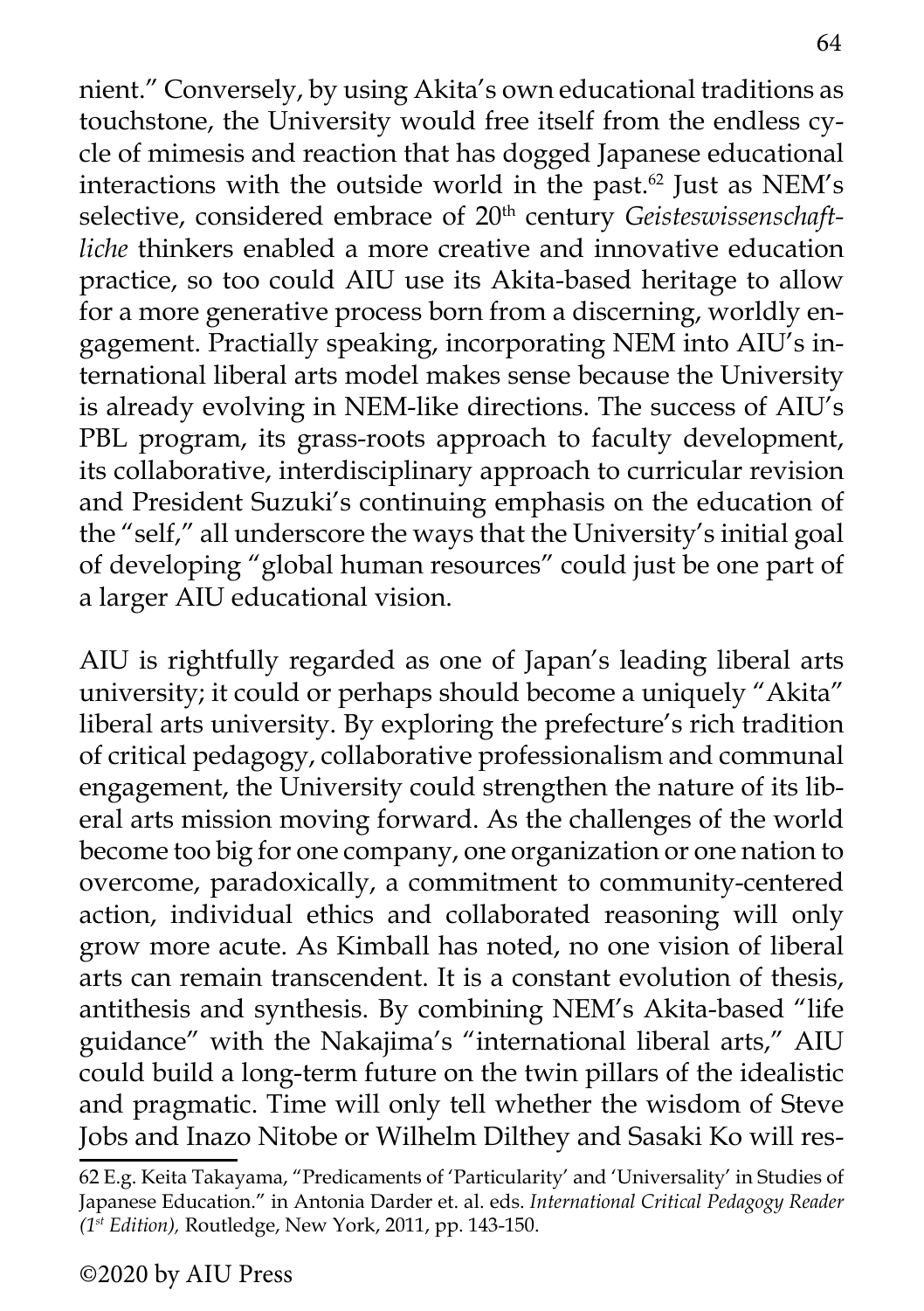nient." Conversely, by using Akita's own educational traditions as touchstone, the University would free itself from the endless cycle of mimesis and reaction that has dogged Japanese educational interactions with the outside world in the past.[62] Just as NEM's selective, considered embrace of 20th century *Geisteswissenschaftliche* thinkers enabled a more creative and innovative education practice, so too could AIU use its Akita-based heritage to allow for a more generative process born from a discerning, worldly engagement. Practially speaking, incorporating NEM into AIU's international liberal arts model makes sense because the University is already evolving in NEM-like directions. The success of AIU's PBL program, its grass-roots approach to faculty development, its collaborative, interdisciplinary approach to curricular revision and President Suzuki's continuing emphasis on the education of the "self," all underscore the ways that the University's initial goal of developing "global human resources" could just be one part of a larger AIU educational vision.

AIU is rightfully regarded as one of Japan's leading liberal arts university; it could or perhaps should become a uniquely "Akita" liberal arts university. By exploring the prefecture's rich tradition of critical pedagogy, collaborative professionalism and communal engagement, the University could strengthen the nature of its liberal arts mission moving forward. As the challenges of the world become too big for one company, one organization or one nation to overcome, paradoxically, a commitment to community-centered action, individual ethics and collaborated reasoning will only grow more acute. As Kimball has noted, no one vision of liberal arts can remain transcendent. It is a constant evolution of thesis, antithesis and synthesis. By combining NEM's Akita-based "life guidance" with the Nakajima's "international liberal arts," AIU could build a long-term future on the twin pillars of the idealistic and pragmatic. Time will only tell whether the wisdom of Steve Jobs and Inazo Nitobe or Wilhelm Dilthey and Sasaki Ko will res-

62 E.g. Keita Takayama, "Predicaments of 'Particularity' and 'Universality' in Studies of Japanese Education." in Antonia Darder et. al. eds. *International Critical Pedagogy Reader (1st Edition),* Routledge, New York, 2011, pp. 143-150.

©2020 by AIU Press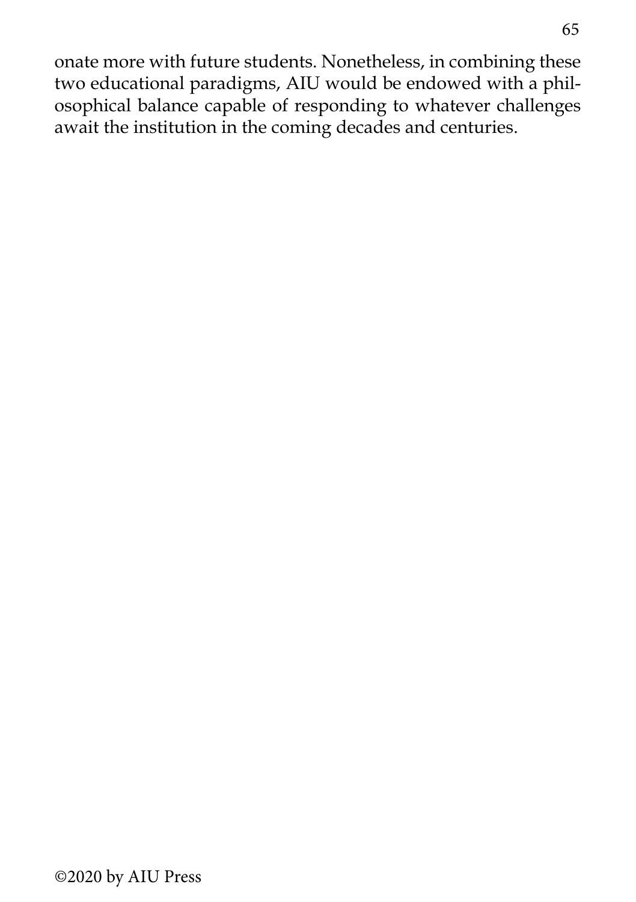onate more with future students. Nonetheless, in combining these two educational paradigms, AIU would be endowed with a philosophical balance capable of responding to whatever challenges await the institution in the coming decades and centuries.

©2020 by AIU Press